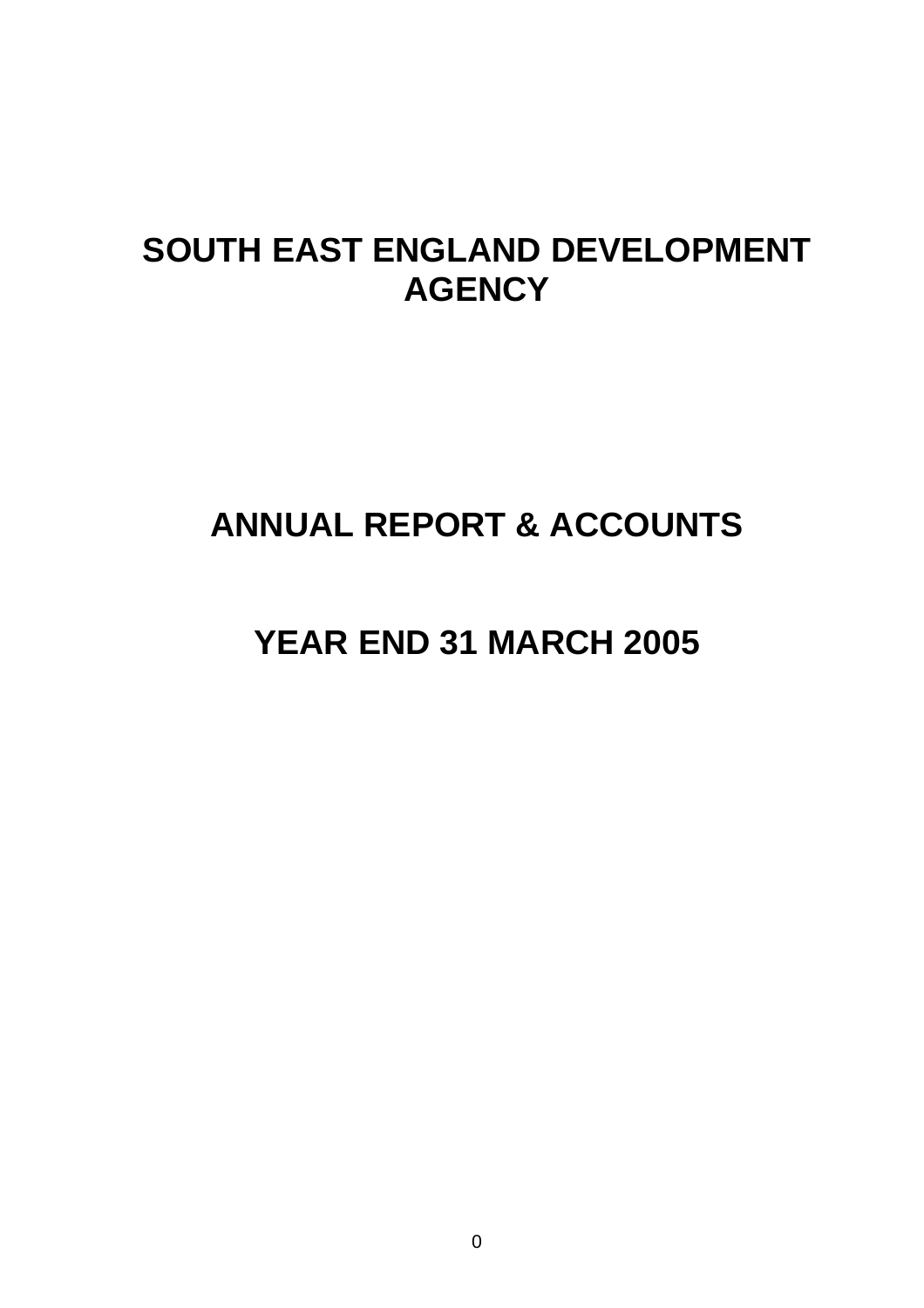# SOUTH EAST ENGLAND DEVELOPMENT AGENCY

## ANNUAL REPORT & ACCOUNTS

## YEAR END 31 MARCH 2005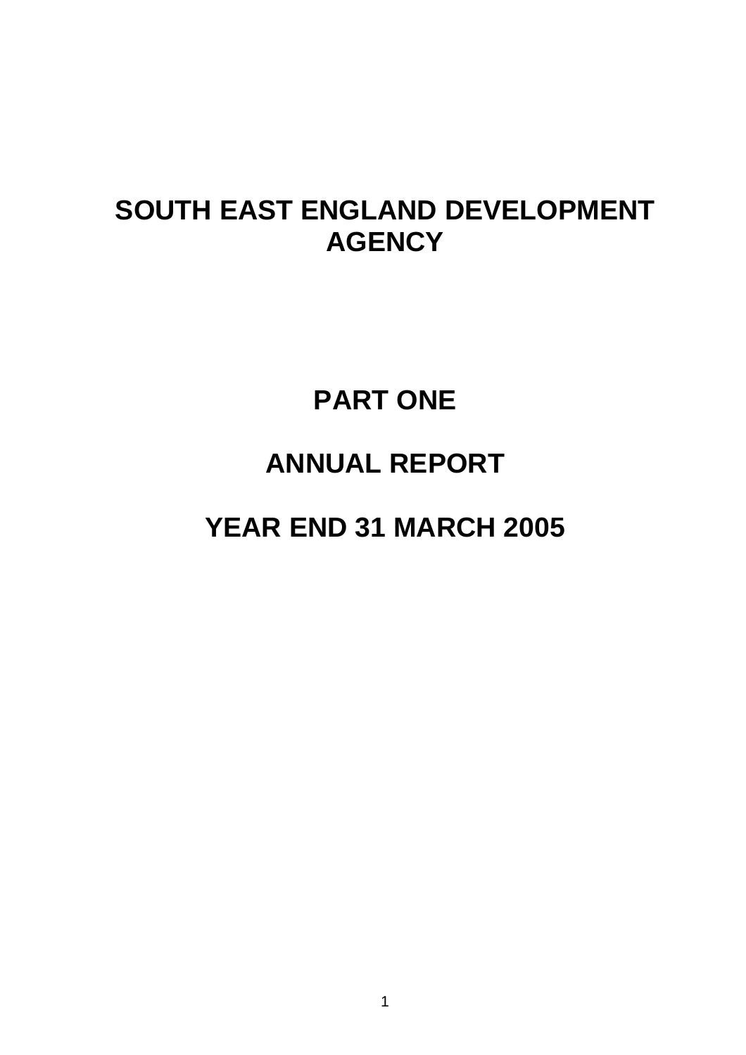# SOUTH EAST ENGLAND DEVELOPMENT AGENCY

## PART ONE

## ANNUAL REPORT

## YEAR END 31 MARCH 2005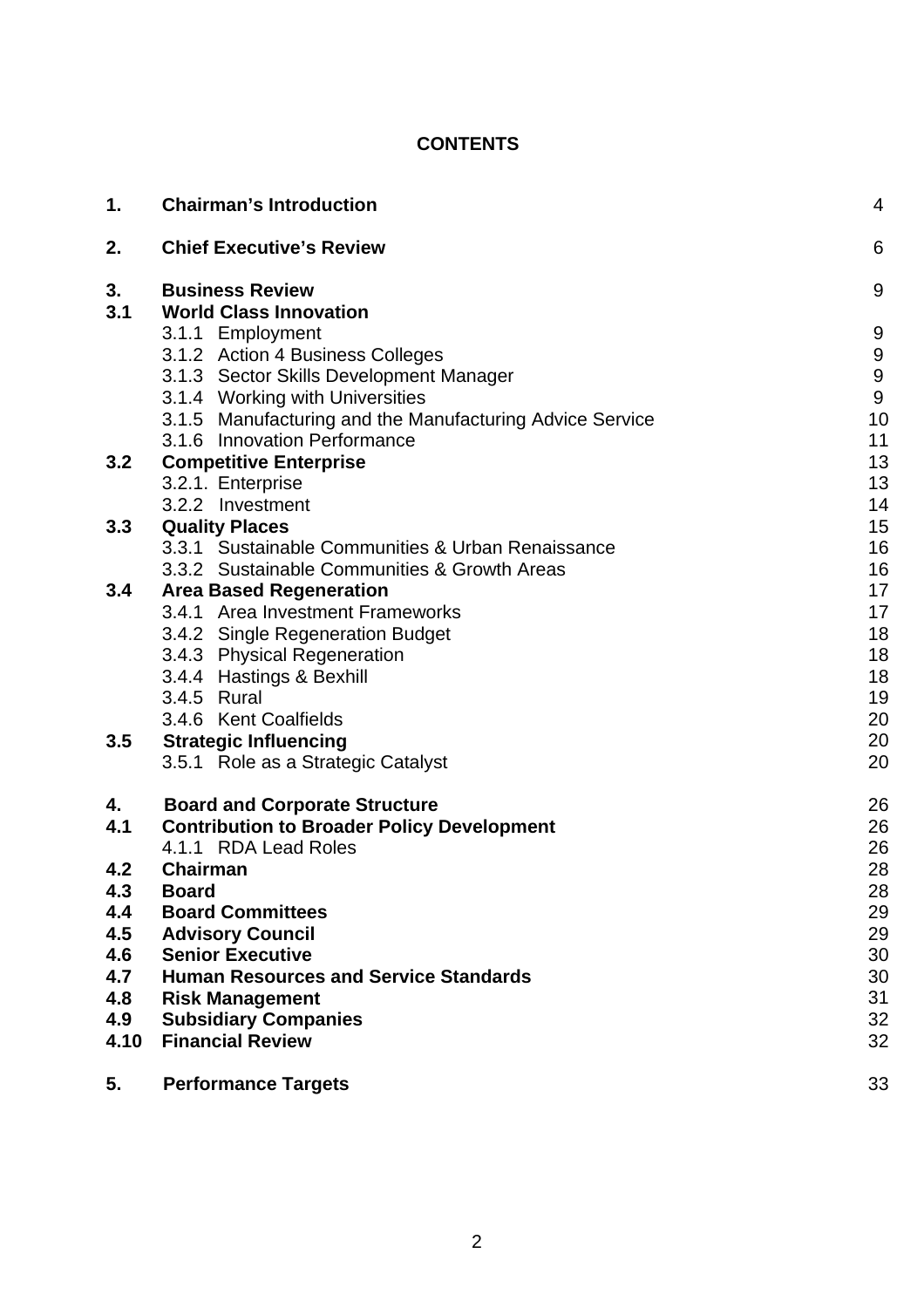# CONTENTS

| | | |
|---|---|---|
| **1.** | **Chairman's Introduction** | 4 |
| **2.** | **Chief Executive's Review** | 6 |
| **3.** | **Business Review** | 9 |
| **3.1** | **World Class Innovation** | |
| | 3.1.1 Employment | 9 |
| | 3.1.2 Action 4 Business Colleges | 9 |
| | 3.1.3 Sector Skills Development Manager | 9 |
| | 3.1.4 Working with Universities | 9 |
| | 3.1.5 Manufacturing and the Manufacturing Advice Service | 10 |
| | 3.1.6 Innovation Performance | 11 |
| **3.2** | **Competitive Enterprise** | 13 |
| | 3.2.1. Enterprise | 13 |
| | 3.2.2 Investment | 14 |
| **3.3** | **Quality Places** | 15 |
| | 3.3.1 Sustainable Communities & Urban Renaissance | 16 |
| | 3.3.2 Sustainable Communities & Growth Areas | 16 |
| **3.4** | **Area Based Regeneration** | 17 |
| | 3.4.1 Area Investment Frameworks | 17 |
| | 3.4.2 Single Regeneration Budget | 18 |
| | 3.4.3 Physical Regeneration | 18 |
| | 3.4.4 Hastings & Bexhill | 18 |
| | 3.4.5 Rural | 19 |
| | 3.4.6 Kent Coalfields | 20 |
| **3.5** | **Strategic Influencing** | 20 |
| | 3.5.1 Role as a Strategic Catalyst | 20 |
| **4.** | **Board and Corporate Structure** | 26 |
| **4.1** | **Contribution to Broader Policy Development** | 26 |
| | 4.1.1 RDA Lead Roles | 26 |
| **4.2** | **Chairman** | 28 |
| **4.3** | **Board** | 28 |
| **4.4** | **Board Committees** | 29 |
| **4.5** | **Advisory Council** | 29 |
| **4.6** | **Senior Executive** | 30 |
| **4.7** | **Human Resources and Service Standards** | 30 |
| **4.8** | **Risk Management** | 31 |
| **4.9** | **Subsidiary Companies** | 32 |
| **4.10** | **Financial Review** | 32 |
| **5.** | **Performance Targets** | 33 |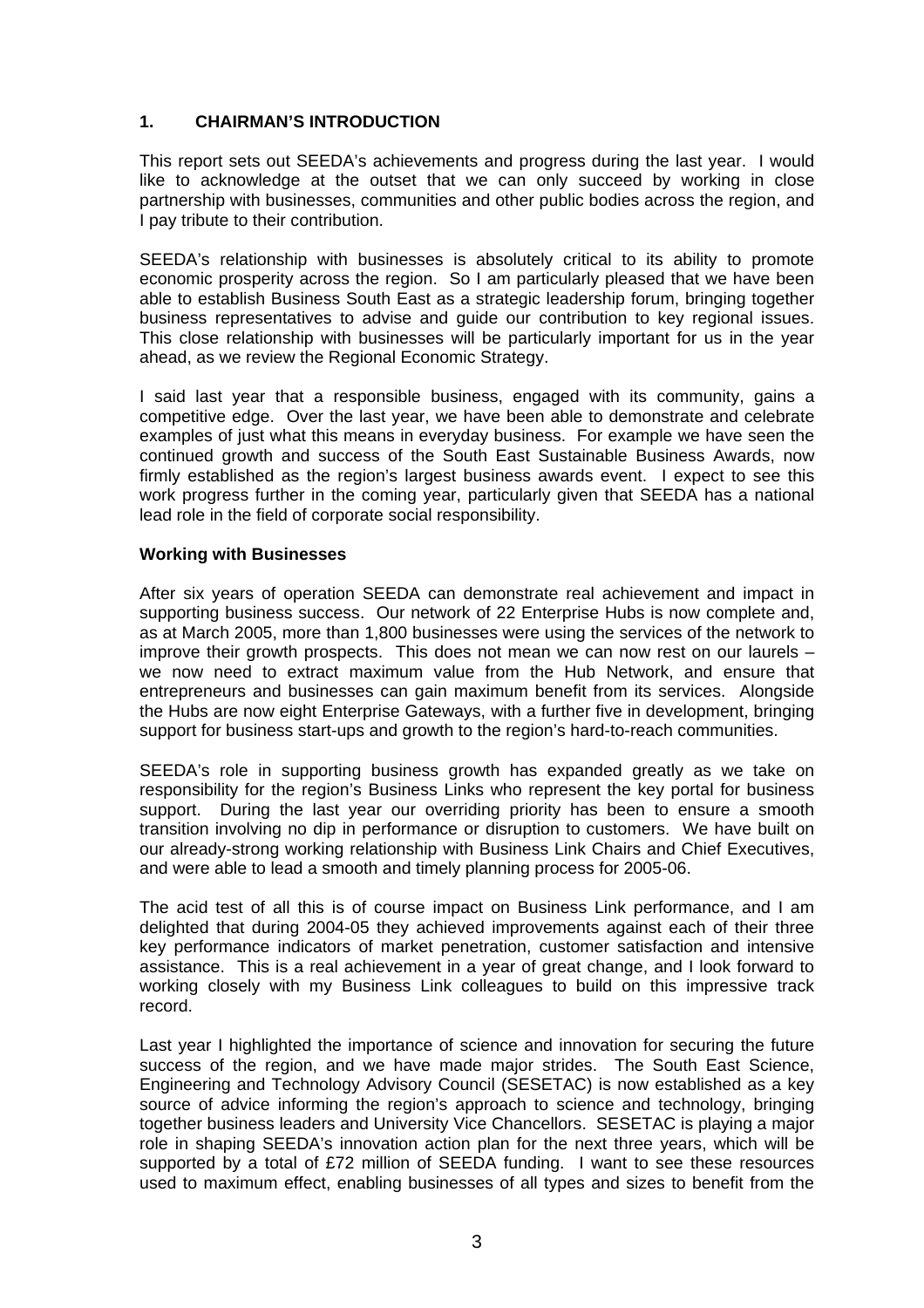## 1. CHAIRMAN'S INTRODUCTION

This report sets out SEEDA's achievements and progress during the last year. I would like to acknowledge at the outset that we can only succeed by working in close partnership with businesses, communities and other public bodies across the region, and I pay tribute to their contribution.

SEEDA's relationship with businesses is absolutely critical to its ability to promote economic prosperity across the region. So I am particularly pleased that we have been able to establish Business South East as a strategic leadership forum, bringing together business representatives to advise and guide our contribution to key regional issues. This close relationship with businesses will be particularly important for us in the year ahead, as we review the Regional Economic Strategy.

I said last year that a responsible business, engaged with its community, gains a competitive edge. Over the last year, we have been able to demonstrate and celebrate examples of just what this means in everyday business. For example we have seen the continued growth and success of the South East Sustainable Business Awards, now firmly established as the region's largest business awards event. I expect to see this work progress further in the coming year, particularly given that SEEDA has a national lead role in the field of corporate social responsibility.

### Working with Businesses

After six years of operation SEEDA can demonstrate real achievement and impact in supporting business success. Our network of 22 Enterprise Hubs is now complete and, as at March 2005, more than 1,800 businesses were using the services of the network to improve their growth prospects. This does not mean we can now rest on our laurels – we now need to extract maximum value from the Hub Network, and ensure that entrepreneurs and businesses can gain maximum benefit from its services. Alongside the Hubs are now eight Enterprise Gateways, with a further five in development, bringing support for business start-ups and growth to the region's hard-to-reach communities.

SEEDA's role in supporting business growth has expanded greatly as we take on responsibility for the region's Business Links who represent the key portal for business support. During the last year our overriding priority has been to ensure a smooth transition involving no dip in performance or disruption to customers. We have built on our already-strong working relationship with Business Link Chairs and Chief Executives, and were able to lead a smooth and timely planning process for 2005-06.

The acid test of all this is of course impact on Business Link performance, and I am delighted that during 2004-05 they achieved improvements against each of their three key performance indicators of market penetration, customer satisfaction and intensive assistance. This is a real achievement in a year of great change, and I look forward to working closely with my Business Link colleagues to build on this impressive track record.

Last year I highlighted the importance of science and innovation for securing the future success of the region, and we have made major strides. The South East Science, Engineering and Technology Advisory Council (SESETAC) is now established as a key source of advice informing the region's approach to science and technology, bringing together business leaders and University Vice Chancellors. SESETAC is playing a major role in shaping SEEDA's innovation action plan for the next three years, which will be supported by a total of £72 million of SEEDA funding. I want to see these resources used to maximum effect, enabling businesses of all types and sizes to benefit from the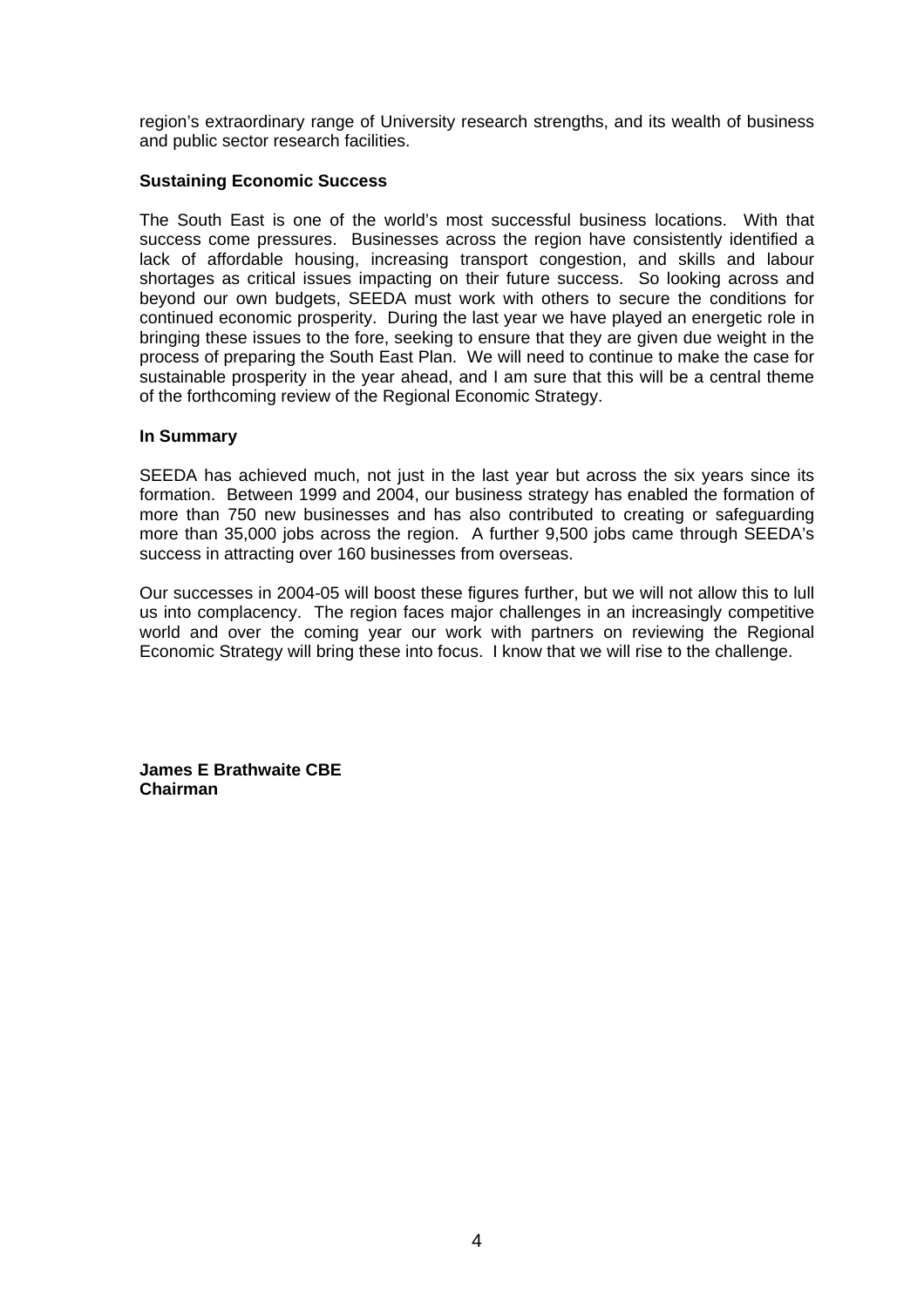region's extraordinary range of University research strengths, and its wealth of business and public sector research facilities.

**Sustaining Economic Success**

The South East is one of the world's most successful business locations. With that success come pressures. Businesses across the region have consistently identified a lack of affordable housing, increasing transport congestion, and skills and labour shortages as critical issues impacting on their future success. So looking across and beyond our own budgets, SEEDA must work with others to secure the conditions for continued economic prosperity. During the last year we have played an energetic role in bringing these issues to the fore, seeking to ensure that they are given due weight in the process of preparing the South East Plan. We will need to continue to make the case for sustainable prosperity in the year ahead, and I am sure that this will be a central theme of the forthcoming review of the Regional Economic Strategy.

**In Summary**

SEEDA has achieved much, not just in the last year but across the six years since its formation. Between 1999 and 2004, our business strategy has enabled the formation of more than 750 new businesses and has also contributed to creating or safeguarding more than 35,000 jobs across the region. A further 9,500 jobs came through SEEDA's success in attracting over 160 businesses from overseas.

Our successes in 2004-05 will boost these figures further, but we will not allow this to lull us into complacency. The region faces major challenges in an increasingly competitive world and over the coming year our work with partners on reviewing the Regional Economic Strategy will bring these into focus. I know that we will rise to the challenge.

**James E Brathwaite CBE**
**Chairman**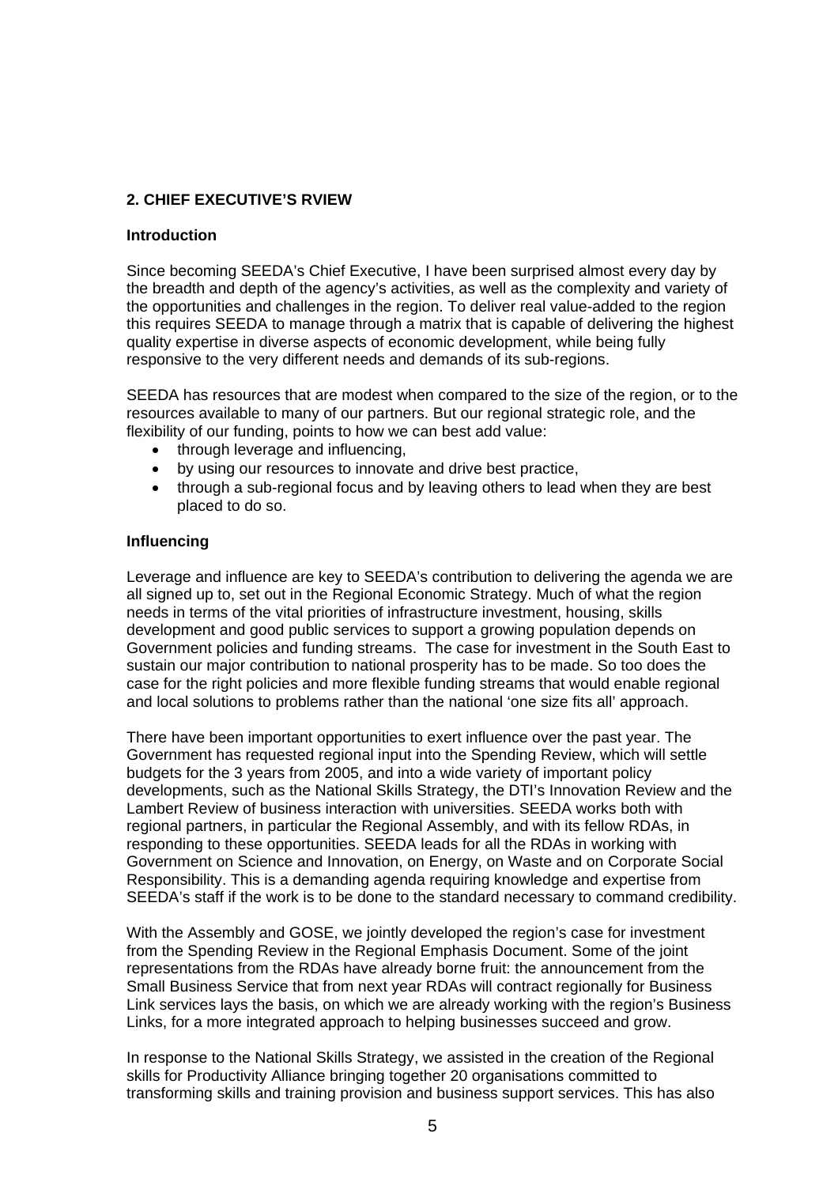## 2. CHIEF EXECUTIVE'S RVIEW

### Introduction

Since becoming SEEDA's Chief Executive, I have been surprised almost every day by the breadth and depth of the agency's activities, as well as the complexity and variety of the opportunities and challenges in the region. To deliver real value-added to the region this requires SEEDA to manage through a matrix that is capable of delivering the highest quality expertise in diverse aspects of economic development, while being fully responsive to the very different needs and demands of its sub-regions.

SEEDA has resources that are modest when compared to the size of the region, or to the resources available to many of our partners. But our regional strategic role, and the flexibility of our funding, points to how we can best add value:

- through leverage and influencing,
- by using our resources to innovate and drive best practice,
- through a sub-regional focus and by leaving others to lead when they are best placed to do so.

### Influencing

Leverage and influence are key to SEEDA's contribution to delivering the agenda we are all signed up to, set out in the Regional Economic Strategy. Much of what the region needs in terms of the vital priorities of infrastructure investment, housing, skills development and good public services to support a growing population depends on Government policies and funding streams. The case for investment in the South East to sustain our major contribution to national prosperity has to be made. So too does the case for the right policies and more flexible funding streams that would enable regional and local solutions to problems rather than the national 'one size fits all' approach.

There have been important opportunities to exert influence over the past year. The Government has requested regional input into the Spending Review, which will settle budgets for the 3 years from 2005, and into a wide variety of important policy developments, such as the National Skills Strategy, the DTI's Innovation Review and the Lambert Review of business interaction with universities. SEEDA works both with regional partners, in particular the Regional Assembly, and with its fellow RDAs, in responding to these opportunities. SEEDA leads for all the RDAs in working with Government on Science and Innovation, on Energy, on Waste and on Corporate Social Responsibility. This is a demanding agenda requiring knowledge and expertise from SEEDA's staff if the work is to be done to the standard necessary to command credibility.

With the Assembly and GOSE, we jointly developed the region's case for investment from the Spending Review in the Regional Emphasis Document. Some of the joint representations from the RDAs have already borne fruit: the announcement from the Small Business Service that from next year RDAs will contract regionally for Business Link services lays the basis, on which we are already working with the region's Business Links, for a more integrated approach to helping businesses succeed and grow.

In response to the National Skills Strategy, we assisted in the creation of the Regional skills for Productivity Alliance bringing together 20 organisations committed to transforming skills and training provision and business support services. This has also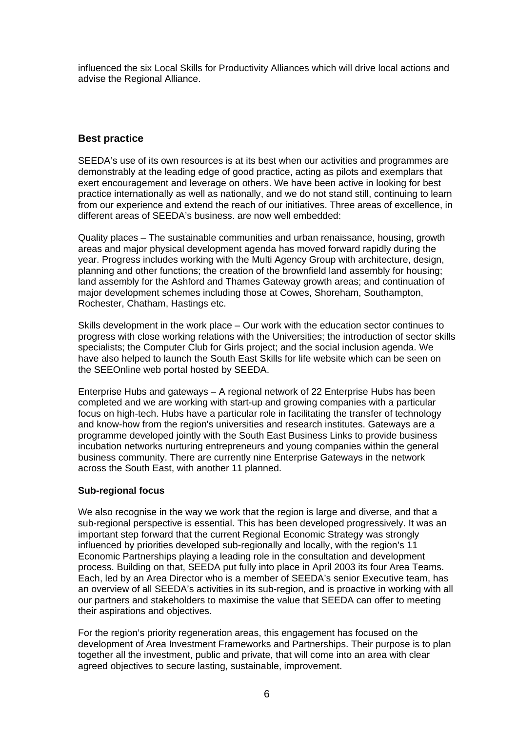influenced the six Local Skills for Productivity Alliances which will drive local actions and advise the Regional Alliance.

## Best practice

SEEDA's use of its own resources is at its best when our activities and programmes are demonstrably at the leading edge of good practice, acting as pilots and exemplars that exert encouragement and leverage on others. We have been active in looking for best practice internationally as well as nationally, and we do not stand still, continuing to learn from our experience and extend the reach of our initiatives. Three areas of excellence, in different areas of SEEDA's business. are now well embedded:

Quality places – The sustainable communities and urban renaissance, housing, growth areas and major physical development agenda has moved forward rapidly during the year. Progress includes working with the Multi Agency Group with architecture, design, planning and other functions; the creation of the brownfield land assembly for housing; land assembly for the Ashford and Thames Gateway growth areas; and continuation of major development schemes including those at Cowes, Shoreham, Southampton, Rochester, Chatham, Hastings etc.

Skills development in the work place – Our work with the education sector continues to progress with close working relations with the Universities; the introduction of sector skills specialists; the Computer Club for Girls project; and the social inclusion agenda. We have also helped to launch the South East Skills for life website which can be seen on the SEEOnline web portal hosted by SEEDA.

Enterprise Hubs and gateways – A regional network of 22 Enterprise Hubs has been completed and we are working with start-up and growing companies with a particular focus on high-tech. Hubs have a particular role in facilitating the transfer of technology and know-how from the region's universities and research institutes. Gateways are a programme developed jointly with the South East Business Links to provide business incubation networks nurturing entrepreneurs and young companies within the general business community. There are currently nine Enterprise Gateways in the network across the South East, with another 11 planned.

### Sub-regional focus

We also recognise in the way we work that the region is large and diverse, and that a sub-regional perspective is essential. This has been developed progressively. It was an important step forward that the current Regional Economic Strategy was strongly influenced by priorities developed sub-regionally and locally, with the region's 11 Economic Partnerships playing a leading role in the consultation and development process. Building on that, SEEDA put fully into place in April 2003 its four Area Teams. Each, led by an Area Director who is a member of SEEDA's senior Executive team, has an overview of all SEEDA's activities in its sub-region, and is proactive in working with all our partners and stakeholders to maximise the value that SEEDA can offer to meeting their aspirations and objectives.

For the region's priority regeneration areas, this engagement has focused on the development of Area Investment Frameworks and Partnerships. Their purpose is to plan together all the investment, public and private, that will come into an area with clear agreed objectives to secure lasting, sustainable, improvement.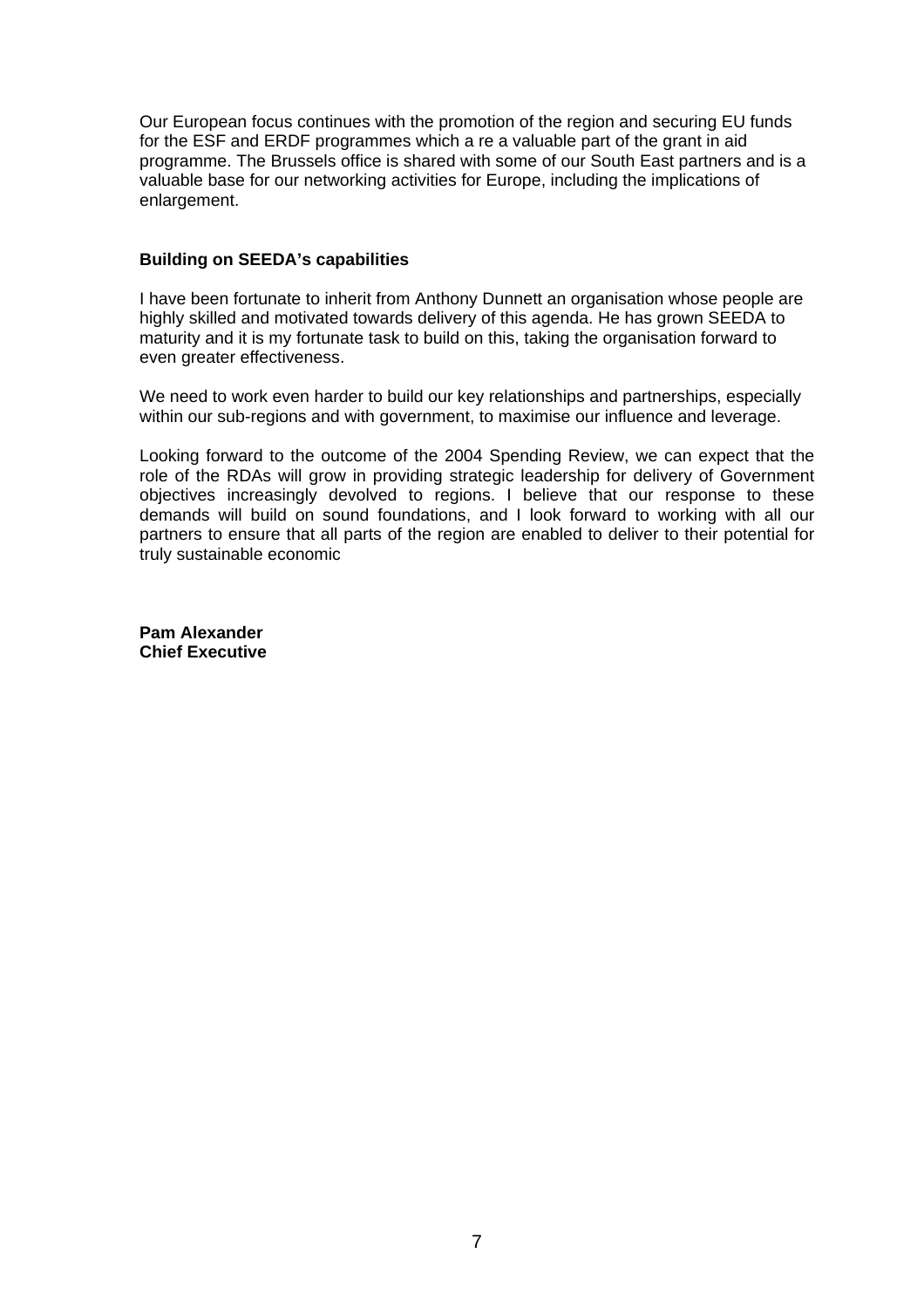Our European focus continues with the promotion of the region and securing EU funds for the ESF and ERDF programmes which a re a valuable part of the grant in aid programme. The Brussels office is shared with some of our South East partners and is a valuable base for our networking activities for Europe, including the implications of enlargement.

**Building on SEEDA's capabilities**

I have been fortunate to inherit from Anthony Dunnett an organisation whose people are highly skilled and motivated towards delivery of this agenda. He has grown SEEDA to maturity and it is my fortunate task to build on this, taking the organisation forward to even greater effectiveness.

We need to work even harder to build our key relationships and partnerships, especially within our sub-regions and with government, to maximise our influence and leverage.

Looking forward to the outcome of the 2004 Spending Review, we can expect that the role of the RDAs will grow in providing strategic leadership for delivery of Government objectives increasingly devolved to regions. I believe that our response to these demands will build on sound foundations, and I look forward to working with all our partners to ensure that all parts of the region are enabled to deliver to their potential for truly sustainable economic

**Pam Alexander**
**Chief Executive**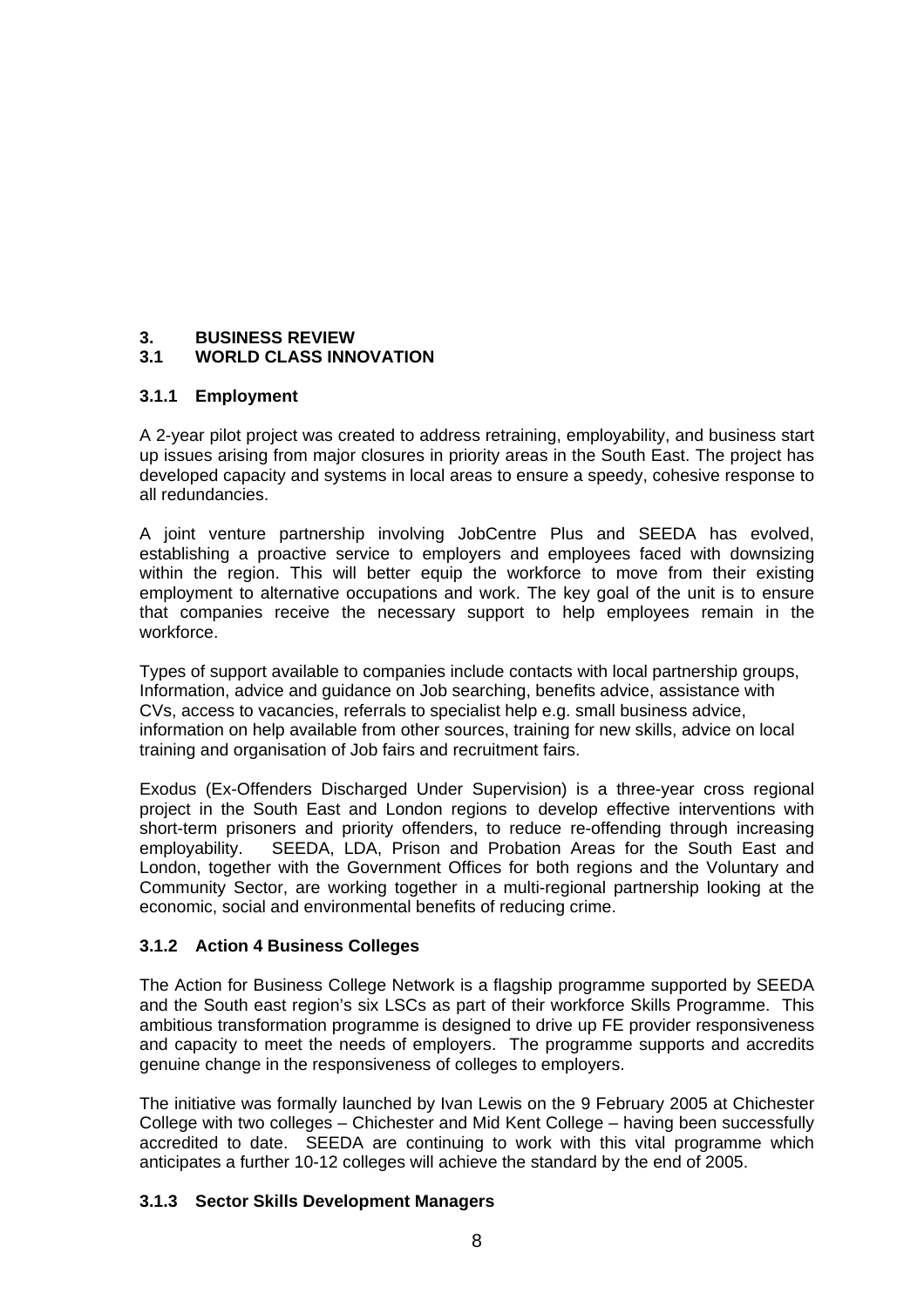# 3. BUSINESS REVIEW

## 3.1 WORLD CLASS INNOVATION

### 3.1.1 Employment

A 2-year pilot project was created to address retraining, employability, and business start up issues arising from major closures in priority areas in the South East. The project has developed capacity and systems in local areas to ensure a speedy, cohesive response to all redundancies.

A joint venture partnership involving JobCentre Plus and SEEDA has evolved, establishing a proactive service to employers and employees faced with downsizing within the region. This will better equip the workforce to move from their existing employment to alternative occupations and work. The key goal of the unit is to ensure that companies receive the necessary support to help employees remain in the workforce.

Types of support available to companies include contacts with local partnership groups, Information, advice and guidance on Job searching, benefits advice, assistance with CVs, access to vacancies, referrals to specialist help e.g. small business advice, information on help available from other sources, training for new skills, advice on local training and organisation of Job fairs and recruitment fairs.

Exodus (Ex-Offenders Discharged Under Supervision) is a three-year cross regional project in the South East and London regions to develop effective interventions with short-term prisoners and priority offenders, to reduce re-offending through increasing employability. SEEDA, LDA, Prison and Probation Areas for the South East and London, together with the Government Offices for both regions and the Voluntary and Community Sector, are working together in a multi-regional partnership looking at the economic, social and environmental benefits of reducing crime.

### 3.1.2 Action 4 Business Colleges

The Action for Business College Network is a flagship programme supported by SEEDA and the South east region's six LSCs as part of their workforce Skills Programme. This ambitious transformation programme is designed to drive up FE provider responsiveness and capacity to meet the needs of employers. The programme supports and accredits genuine change in the responsiveness of colleges to employers.

The initiative was formally launched by Ivan Lewis on the 9 February 2005 at Chichester College with two colleges – Chichester and Mid Kent College – having been successfully accredited to date. SEEDA are continuing to work with this vital programme which anticipates a further 10-12 colleges will achieve the standard by the end of 2005.

### 3.1.3 Sector Skills Development Managers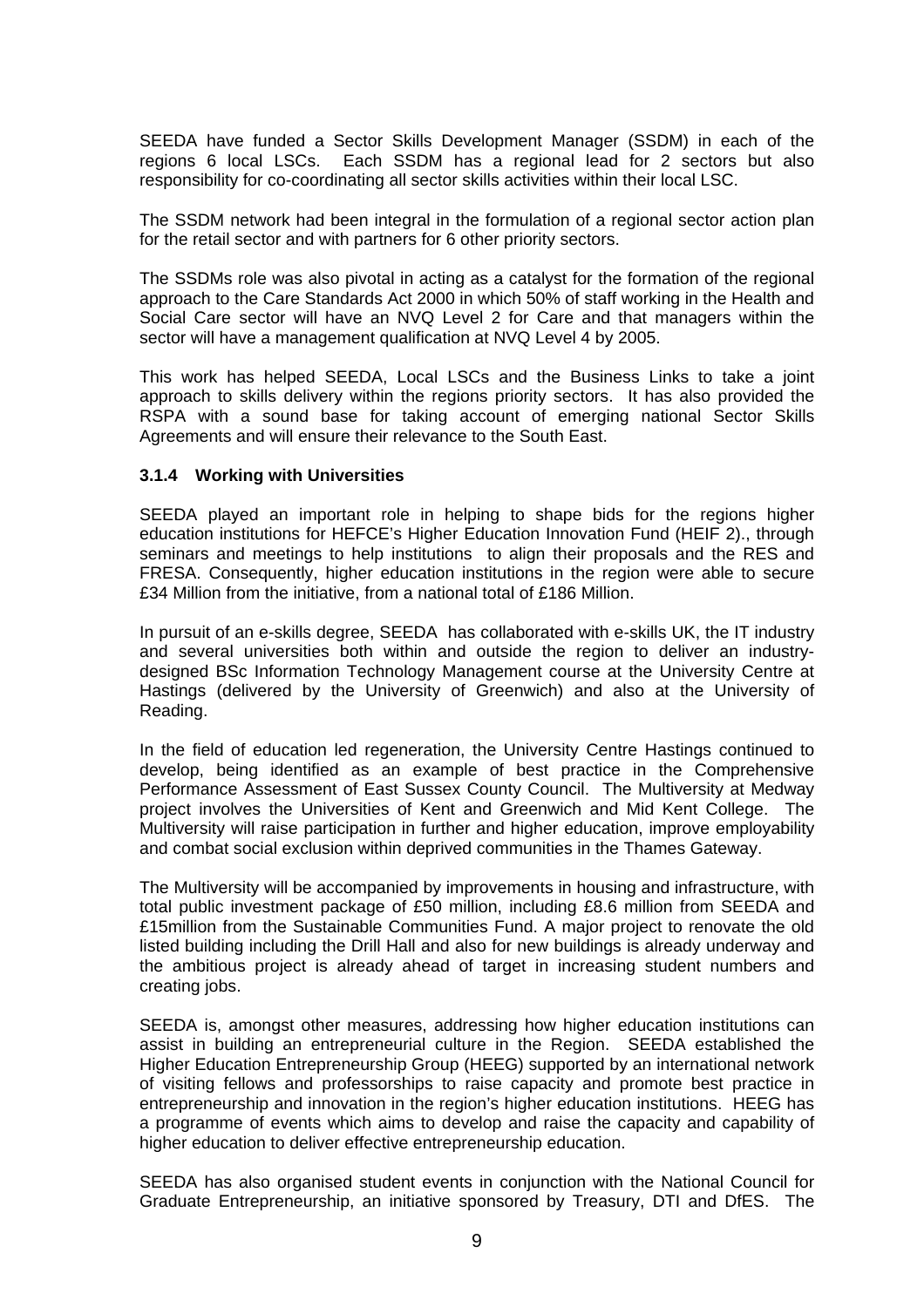SEEDA have funded a Sector Skills Development Manager (SSDM) in each of the regions 6 local LSCs. Each SSDM has a regional lead for 2 sectors but also responsibility for co-coordinating all sector skills activities within their local LSC.

The SSDM network had been integral in the formulation of a regional sector action plan for the retail sector and with partners for 6 other priority sectors.

The SSDMs role was also pivotal in acting as a catalyst for the formation of the regional approach to the Care Standards Act 2000 in which 50% of staff working in the Health and Social Care sector will have an NVQ Level 2 for Care and that managers within the sector will have a management qualification at NVQ Level 4 by 2005.

This work has helped SEEDA, Local LSCs and the Business Links to take a joint approach to skills delivery within the regions priority sectors. It has also provided the RSPA with a sound base for taking account of emerging national Sector Skills Agreements and will ensure their relevance to the South East.

### 3.1.4 Working with Universities

SEEDA played an important role in helping to shape bids for the regions higher education institutions for HEFCE's Higher Education Innovation Fund (HEIF 2)., through seminars and meetings to help institutions to align their proposals and the RES and FRESA. Consequently, higher education institutions in the region were able to secure £34 Million from the initiative, from a national total of £186 Million.

In pursuit of an e-skills degree, SEEDA has collaborated with e-skills UK, the IT industry and several universities both within and outside the region to deliver an industry-designed BSc Information Technology Management course at the University Centre at Hastings (delivered by the University of Greenwich) and also at the University of Reading.

In the field of education led regeneration, the University Centre Hastings continued to develop, being identified as an example of best practice in the Comprehensive Performance Assessment of East Sussex County Council. The Multiversity at Medway project involves the Universities of Kent and Greenwich and Mid Kent College. The Multiversity will raise participation in further and higher education, improve employability and combat social exclusion within deprived communities in the Thames Gateway.

The Multiversity will be accompanied by improvements in housing and infrastructure, with total public investment package of £50 million, including £8.6 million from SEEDA and £15million from the Sustainable Communities Fund. A major project to renovate the old listed building including the Drill Hall and also for new buildings is already underway and the ambitious project is already ahead of target in increasing student numbers and creating jobs.

SEEDA is, amongst other measures, addressing how higher education institutions can assist in building an entrepreneurial culture in the Region. SEEDA established the Higher Education Entrepreneurship Group (HEEG) supported by an international network of visiting fellows and professorships to raise capacity and promote best practice in entrepreneurship and innovation in the region's higher education institutions. HEEG has a programme of events which aims to develop and raise the capacity and capability of higher education to deliver effective entrepreneurship education.

SEEDA has also organised student events in conjunction with the National Council for Graduate Entrepreneurship, an initiative sponsored by Treasury, DTI and DfES. The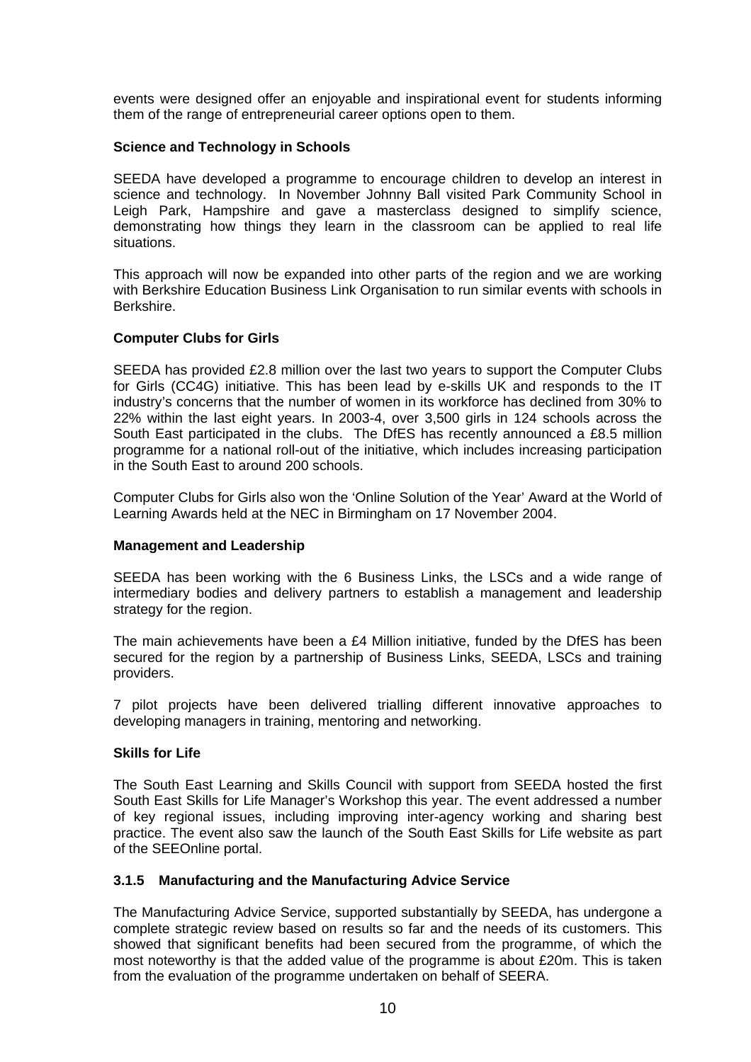events were designed offer an enjoyable and inspirational event for students informing them of the range of entrepreneurial career options open to them.

**Science and Technology in Schools**

SEEDA have developed a programme to encourage children to develop an interest in science and technology. In November Johnny Ball visited Park Community School in Leigh Park, Hampshire and gave a masterclass designed to simplify science, demonstrating how things they learn in the classroom can be applied to real life situations.

This approach will now be expanded into other parts of the region and we are working with Berkshire Education Business Link Organisation to run similar events with schools in Berkshire.

**Computer Clubs for Girls**

SEEDA has provided £2.8 million over the last two years to support the Computer Clubs for Girls (CC4G) initiative. This has been lead by e-skills UK and responds to the IT industry's concerns that the number of women in its workforce has declined from 30% to 22% within the last eight years. In 2003-4, over 3,500 girls in 124 schools across the South East participated in the clubs. The DfES has recently announced a £8.5 million programme for a national roll-out of the initiative, which includes increasing participation in the South East to around 200 schools.

Computer Clubs for Girls also won the 'Online Solution of the Year' Award at the World of Learning Awards held at the NEC in Birmingham on 17 November 2004.

**Management and Leadership**

SEEDA has been working with the 6 Business Links, the LSCs and a wide range of intermediary bodies and delivery partners to establish a management and leadership strategy for the region.

The main achievements have been a £4 Million initiative, funded by the DfES has been secured for the region by a partnership of Business Links, SEEDA, LSCs and training providers.

7 pilot projects have been delivered trialling different innovative approaches to developing managers in training, mentoring and networking.

**Skills for Life**

The South East Learning and Skills Council with support from SEEDA hosted the first South East Skills for Life Manager's Workshop this year. The event addressed a number of key regional issues, including improving inter-agency working and sharing best practice. The event also saw the launch of the South East Skills for Life website as part of the SEEOnline portal.

### 3.1.5 Manufacturing and the Manufacturing Advice Service

The Manufacturing Advice Service, supported substantially by SEEDA, has undergone a complete strategic review based on results so far and the needs of its customers. This showed that significant benefits had been secured from the programme, of which the most noteworthy is that the added value of the programme is about £20m. This is taken from the evaluation of the programme undertaken on behalf of SEERA.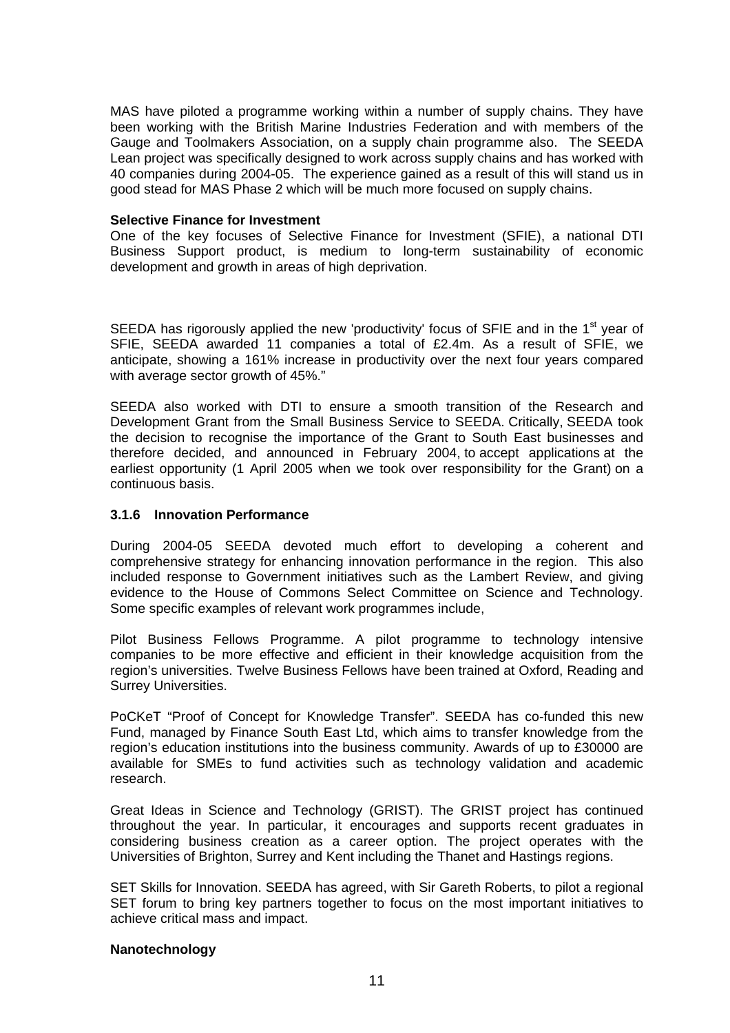MAS have piloted a programme working within a number of supply chains. They have been working with the British Marine Industries Federation and with members of the Gauge and Toolmakers Association, on a supply chain programme also. The SEEDA Lean project was specifically designed to work across supply chains and has worked with 40 companies during 2004-05. The experience gained as a result of this will stand us in good stead for MAS Phase 2 which will be much more focused on supply chains.

**Selective Finance for Investment**

One of the key focuses of Selective Finance for Investment (SFIE), a national DTI Business Support product, is medium to long-term sustainability of economic development and growth in areas of high deprivation.

SEEDA has rigorously applied the new 'productivity' focus of SFIE and in the 1st year of SFIE, SEEDA awarded 11 companies a total of £2.4m. As a result of SFIE, we anticipate, showing a 161% increase in productivity over the next four years compared with average sector growth of 45%."

SEEDA also worked with DTI to ensure a smooth transition of the Research and Development Grant from the Small Business Service to SEEDA. Critically, SEEDA took the decision to recognise the importance of the Grant to South East businesses and therefore decided, and announced in February 2004, to accept applications at the earliest opportunity (1 April 2005 when we took over responsibility for the Grant) on a continuous basis.

### 3.1.6 Innovation Performance

During 2004-05 SEEDA devoted much effort to developing a coherent and comprehensive strategy for enhancing innovation performance in the region. This also included response to Government initiatives such as the Lambert Review, and giving evidence to the House of Commons Select Committee on Science and Technology. Some specific examples of relevant work programmes include,

Pilot Business Fellows Programme. A pilot programme to technology intensive companies to be more effective and efficient in their knowledge acquisition from the region's universities. Twelve Business Fellows have been trained at Oxford, Reading and Surrey Universities.

PoCKeT "Proof of Concept for Knowledge Transfer". SEEDA has co-funded this new Fund, managed by Finance South East Ltd, which aims to transfer knowledge from the region's education institutions into the business community. Awards of up to £30000 are available for SMEs to fund activities such as technology validation and academic research.

Great Ideas in Science and Technology (GRIST). The GRIST project has continued throughout the year. In particular, it encourages and supports recent graduates in considering business creation as a career option. The project operates with the Universities of Brighton, Surrey and Kent including the Thanet and Hastings regions.

SET Skills for Innovation. SEEDA has agreed, with Sir Gareth Roberts, to pilot a regional SET forum to bring key partners together to focus on the most important initiatives to achieve critical mass and impact.

**Nanotechnology**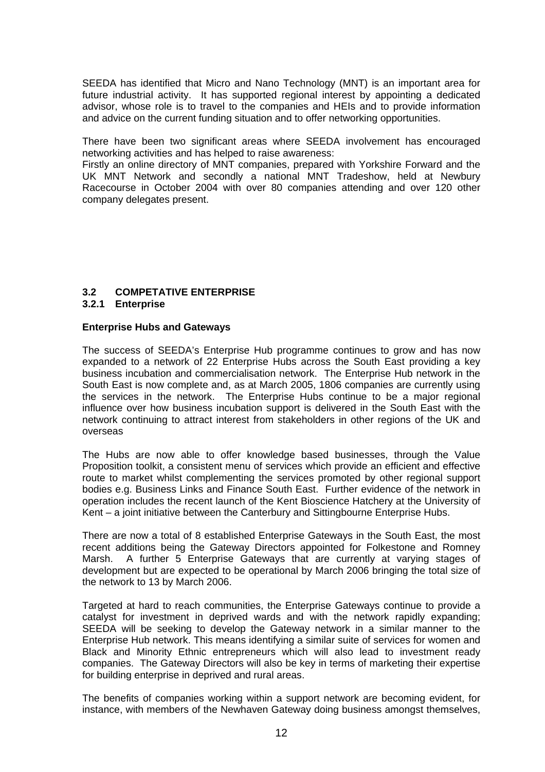SEEDA has identified that Micro and Nano Technology (MNT) is an important area for future industrial activity. It has supported regional interest by appointing a dedicated advisor, whose role is to travel to the companies and HEIs and to provide information and advice on the current funding situation and to offer networking opportunities.

There have been two significant areas where SEEDA involvement has encouraged networking activities and has helped to raise awareness:
Firstly an online directory of MNT companies, prepared with Yorkshire Forward and the UK MNT Network and secondly a national MNT Tradeshow, held at Newbury Racecourse in October 2004 with over 80 companies attending and over 120 other company delegates present.

## 3.2 COMPETATIVE ENTERPRISE

### 3.2.1 Enterprise

**Enterprise Hubs and Gateways**

The success of SEEDA's Enterprise Hub programme continues to grow and has now expanded to a network of 22 Enterprise Hubs across the South East providing a key business incubation and commercialisation network. The Enterprise Hub network in the South East is now complete and, as at March 2005, 1806 companies are currently using the services in the network. The Enterprise Hubs continue to be a major regional influence over how business incubation support is delivered in the South East with the network continuing to attract interest from stakeholders in other regions of the UK and overseas

The Hubs are now able to offer knowledge based businesses, through the Value Proposition toolkit, a consistent menu of services which provide an efficient and effective route to market whilst complementing the services promoted by other regional support bodies e.g. Business Links and Finance South East. Further evidence of the network in operation includes the recent launch of the Kent Bioscience Hatchery at the University of Kent – a joint initiative between the Canterbury and Sittingbourne Enterprise Hubs.

There are now a total of 8 established Enterprise Gateways in the South East, the most recent additions being the Gateway Directors appointed for Folkestone and Romney Marsh. A further 5 Enterprise Gateways that are currently at varying stages of development but are expected to be operational by March 2006 bringing the total size of the network to 13 by March 2006.

Targeted at hard to reach communities, the Enterprise Gateways continue to provide a catalyst for investment in deprived wards and with the network rapidly expanding; SEEDA will be seeking to develop the Gateway network in a similar manner to the Enterprise Hub network. This means identifying a similar suite of services for women and Black and Minority Ethnic entrepreneurs which will also lead to investment ready companies. The Gateway Directors will also be key in terms of marketing their expertise for building enterprise in deprived and rural areas.

The benefits of companies working within a support network are becoming evident, for instance, with members of the Newhaven Gateway doing business amongst themselves,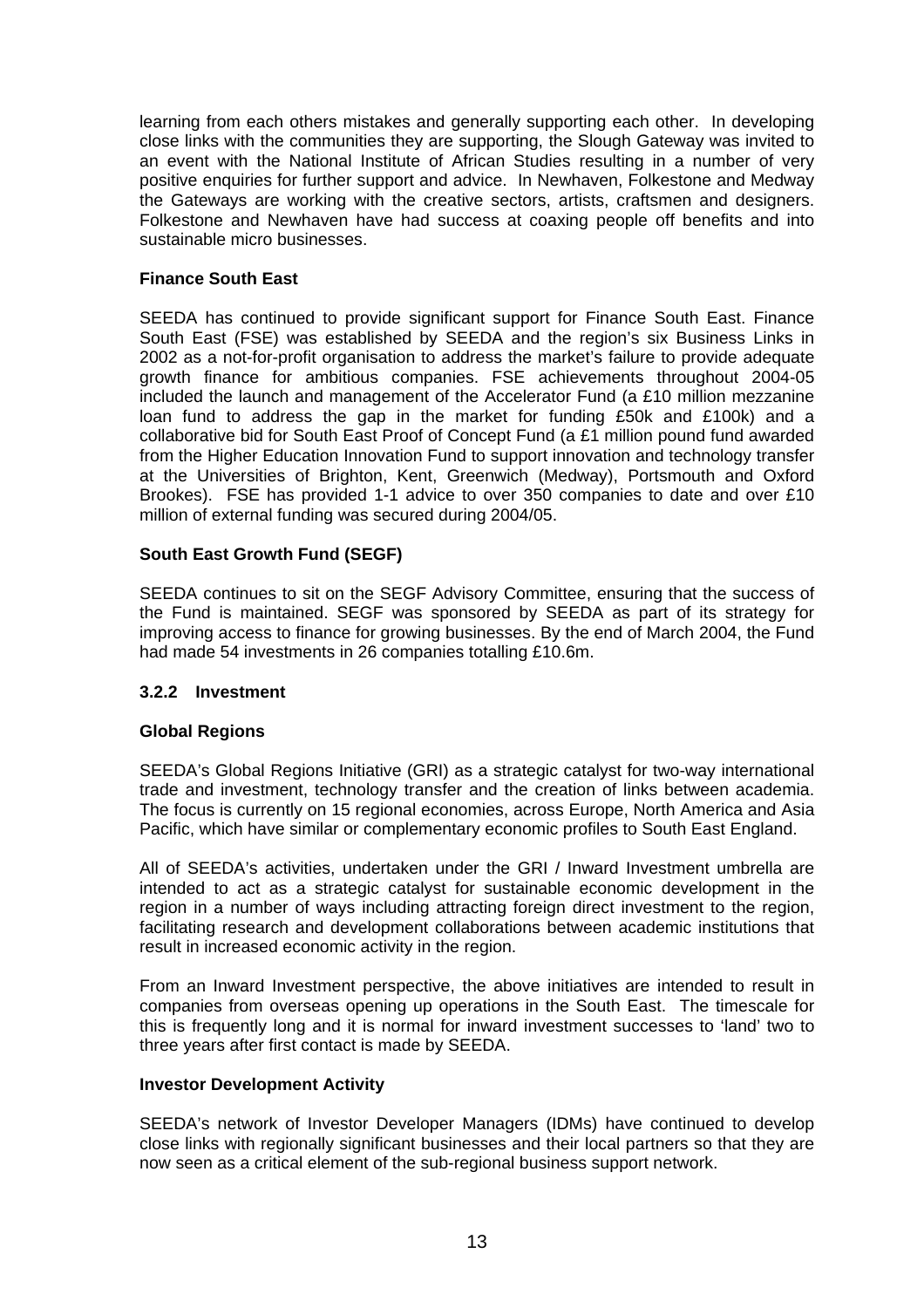learning from each others mistakes and generally supporting each other. In developing close links with the communities they are supporting, the Slough Gateway was invited to an event with the National Institute of African Studies resulting in a number of very positive enquiries for further support and advice. In Newhaven, Folkestone and Medway the Gateways are working with the creative sectors, artists, craftsmen and designers. Folkestone and Newhaven have had success at coaxing people off benefits and into sustainable micro businesses.

**Finance South East**

SEEDA has continued to provide significant support for Finance South East. Finance South East (FSE) was established by SEEDA and the region's six Business Links in 2002 as a not-for-profit organisation to address the market's failure to provide adequate growth finance for ambitious companies. FSE achievements throughout 2004-05 included the launch and management of the Accelerator Fund (a £10 million mezzanine loan fund to address the gap in the market for funding £50k and £100k) and a collaborative bid for South East Proof of Concept Fund (a £1 million pound fund awarded from the Higher Education Innovation Fund to support innovation and technology transfer at the Universities of Brighton, Kent, Greenwich (Medway), Portsmouth and Oxford Brookes). FSE has provided 1-1 advice to over 350 companies to date and over £10 million of external funding was secured during 2004/05.

**South East Growth Fund (SEGF)**

SEEDA continues to sit on the SEGF Advisory Committee, ensuring that the success of the Fund is maintained. SEGF was sponsored by SEEDA as part of its strategy for improving access to finance for growing businesses. By the end of March 2004, the Fund had made 54 investments in 26 companies totalling £10.6m.

### 3.2.2 Investment

**Global Regions**

SEEDA's Global Regions Initiative (GRI) as a strategic catalyst for two-way international trade and investment, technology transfer and the creation of links between academia. The focus is currently on 15 regional economies, across Europe, North America and Asia Pacific, which have similar or complementary economic profiles to South East England.

All of SEEDA's activities, undertaken under the GRI / Inward Investment umbrella are intended to act as a strategic catalyst for sustainable economic development in the region in a number of ways including attracting foreign direct investment to the region, facilitating research and development collaborations between academic institutions that result in increased economic activity in the region.

From an Inward Investment perspective, the above initiatives are intended to result in companies from overseas opening up operations in the South East. The timescale for this is frequently long and it is normal for inward investment successes to 'land' two to three years after first contact is made by SEEDA.

**Investor Development Activity**

SEEDA's network of Investor Developer Managers (IDMs) have continued to develop close links with regionally significant businesses and their local partners so that they are now seen as a critical element of the sub-regional business support network.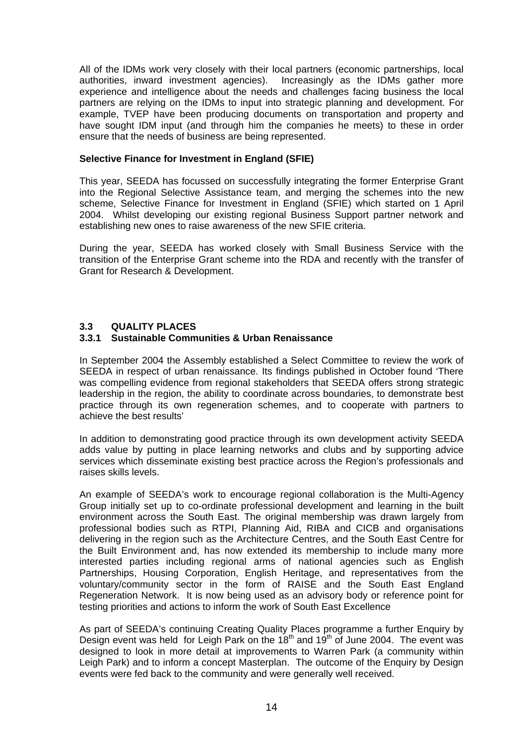All of the IDMs work very closely with their local partners (economic partnerships, local authorities, inward investment agencies). Increasingly as the IDMs gather more experience and intelligence about the needs and challenges facing business the local partners are relying on the IDMs to input into strategic planning and development. For example, TVEP have been producing documents on transportation and property and have sought IDM input (and through him the companies he meets) to these in order ensure that the needs of business are being represented.

**Selective Finance for Investment in England (SFIE)**

This year, SEEDA has focussed on successfully integrating the former Enterprise Grant into the Regional Selective Assistance team, and merging the schemes into the new scheme, Selective Finance for Investment in England (SFIE) which started on 1 April 2004. Whilst developing our existing regional Business Support partner network and establishing new ones to raise awareness of the new SFIE criteria.

During the year, SEEDA has worked closely with Small Business Service with the transition of the Enterprise Grant scheme into the RDA and recently with the transfer of Grant for Research & Development.

## 3.3 QUALITY PLACES

### 3.3.1 Sustainable Communities & Urban Renaissance

In September 2004 the Assembly established a Select Committee to review the work of SEEDA in respect of urban renaissance. Its findings published in October found 'There was compelling evidence from regional stakeholders that SEEDA offers strong strategic leadership in the region, the ability to coordinate across boundaries, to demonstrate best practice through its own regeneration schemes, and to cooperate with partners to achieve the best results'

In addition to demonstrating good practice through its own development activity SEEDA adds value by putting in place learning networks and clubs and by supporting advice services which disseminate existing best practice across the Region's professionals and raises skills levels.

An example of SEEDA's work to encourage regional collaboration is the Multi-Agency Group initially set up to co-ordinate professional development and learning in the built environment across the South East. The original membership was drawn largely from professional bodies such as RTPI, Planning Aid, RIBA and CICB and organisations delivering in the region such as the Architecture Centres, and the South East Centre for the Built Environment and, has now extended its membership to include many more interested parties including regional arms of national agencies such as English Partnerships, Housing Corporation, English Heritage, and representatives from the voluntary/community sector in the form of RAISE and the South East England Regeneration Network. It is now being used as an advisory body or reference point for testing priorities and actions to inform the work of South East Excellence

As part of SEEDA's continuing Creating Quality Places programme a further Enquiry by Design event was held for Leigh Park on the 18th and 19th of June 2004. The event was designed to look in more detail at improvements to Warren Park (a community within Leigh Park) and to inform a concept Masterplan. The outcome of the Enquiry by Design events were fed back to the community and were generally well received.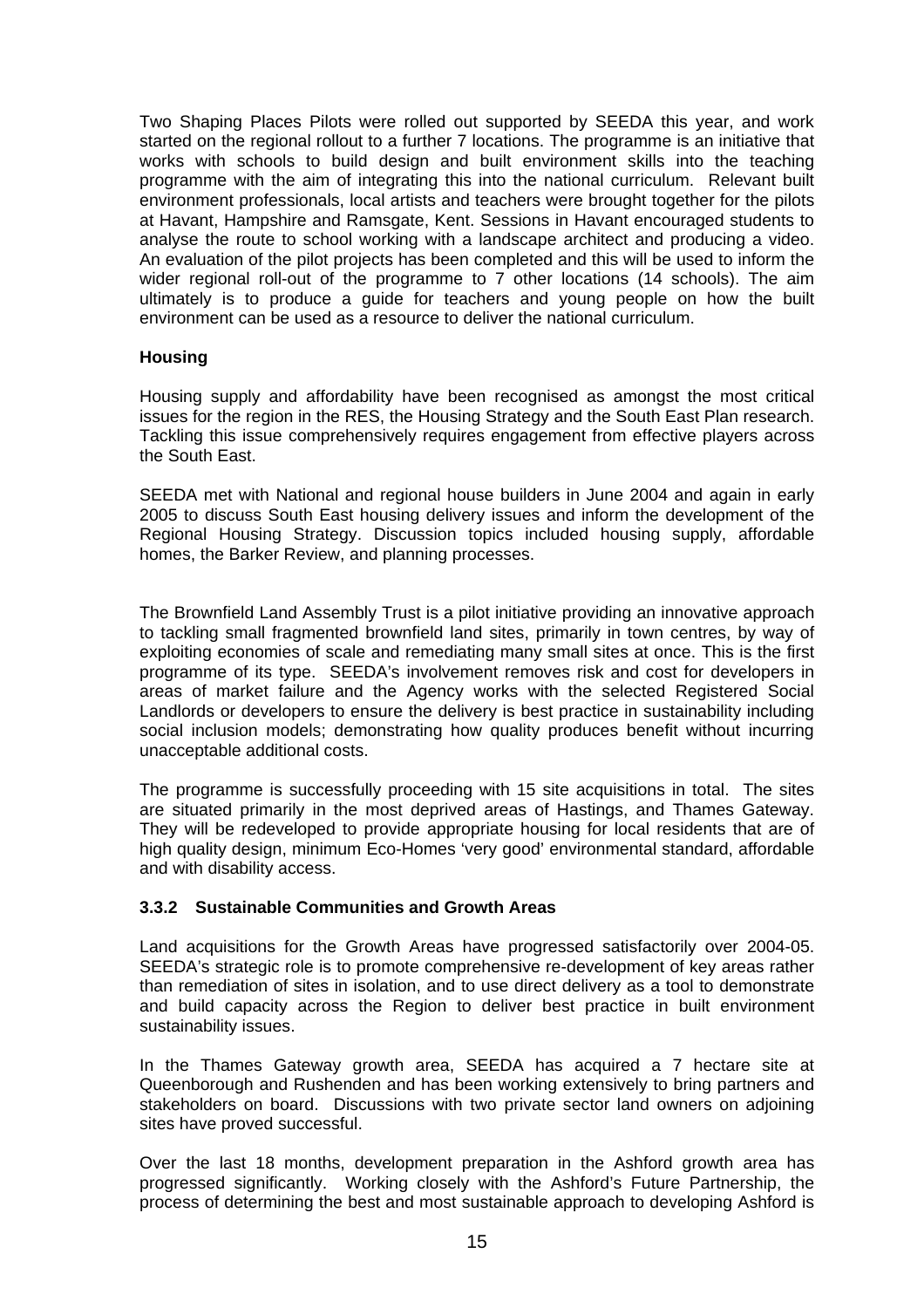Two Shaping Places Pilots were rolled out supported by SEEDA this year, and work started on the regional rollout to a further 7 locations. The programme is an initiative that works with schools to build design and built environment skills into the teaching programme with the aim of integrating this into the national curriculum. Relevant built environment professionals, local artists and teachers were brought together for the pilots at Havant, Hampshire and Ramsgate, Kent. Sessions in Havant encouraged students to analyse the route to school working with a landscape architect and producing a video. An evaluation of the pilot projects has been completed and this will be used to inform the wider regional roll-out of the programme to 7 other locations (14 schools). The aim ultimately is to produce a guide for teachers and young people on how the built environment can be used as a resource to deliver the national curriculum.

**Housing**

Housing supply and affordability have been recognised as amongst the most critical issues for the region in the RES, the Housing Strategy and the South East Plan research. Tackling this issue comprehensively requires engagement from effective players across the South East.

SEEDA met with National and regional house builders in June 2004 and again in early 2005 to discuss South East housing delivery issues and inform the development of the Regional Housing Strategy. Discussion topics included housing supply, affordable homes, the Barker Review, and planning processes.

The Brownfield Land Assembly Trust is a pilot initiative providing an innovative approach to tackling small fragmented brownfield land sites, primarily in town centres, by way of exploiting economies of scale and remediating many small sites at once. This is the first programme of its type. SEEDA's involvement removes risk and cost for developers in areas of market failure and the Agency works with the selected Registered Social Landlords or developers to ensure the delivery is best practice in sustainability including social inclusion models; demonstrating how quality produces benefit without incurring unacceptable additional costs.

The programme is successfully proceeding with 15 site acquisitions in total. The sites are situated primarily in the most deprived areas of Hastings, and Thames Gateway. They will be redeveloped to provide appropriate housing for local residents that are of high quality design, minimum Eco-Homes 'very good' environmental standard, affordable and with disability access.

### 3.3.2 Sustainable Communities and Growth Areas

Land acquisitions for the Growth Areas have progressed satisfactorily over 2004-05. SEEDA's strategic role is to promote comprehensive re-development of key areas rather than remediation of sites in isolation, and to use direct delivery as a tool to demonstrate and build capacity across the Region to deliver best practice in built environment sustainability issues.

In the Thames Gateway growth area, SEEDA has acquired a 7 hectare site at Queenborough and Rushenden and has been working extensively to bring partners and stakeholders on board. Discussions with two private sector land owners on adjoining sites have proved successful.

Over the last 18 months, development preparation in the Ashford growth area has progressed significantly. Working closely with the Ashford's Future Partnership, the process of determining the best and most sustainable approach to developing Ashford is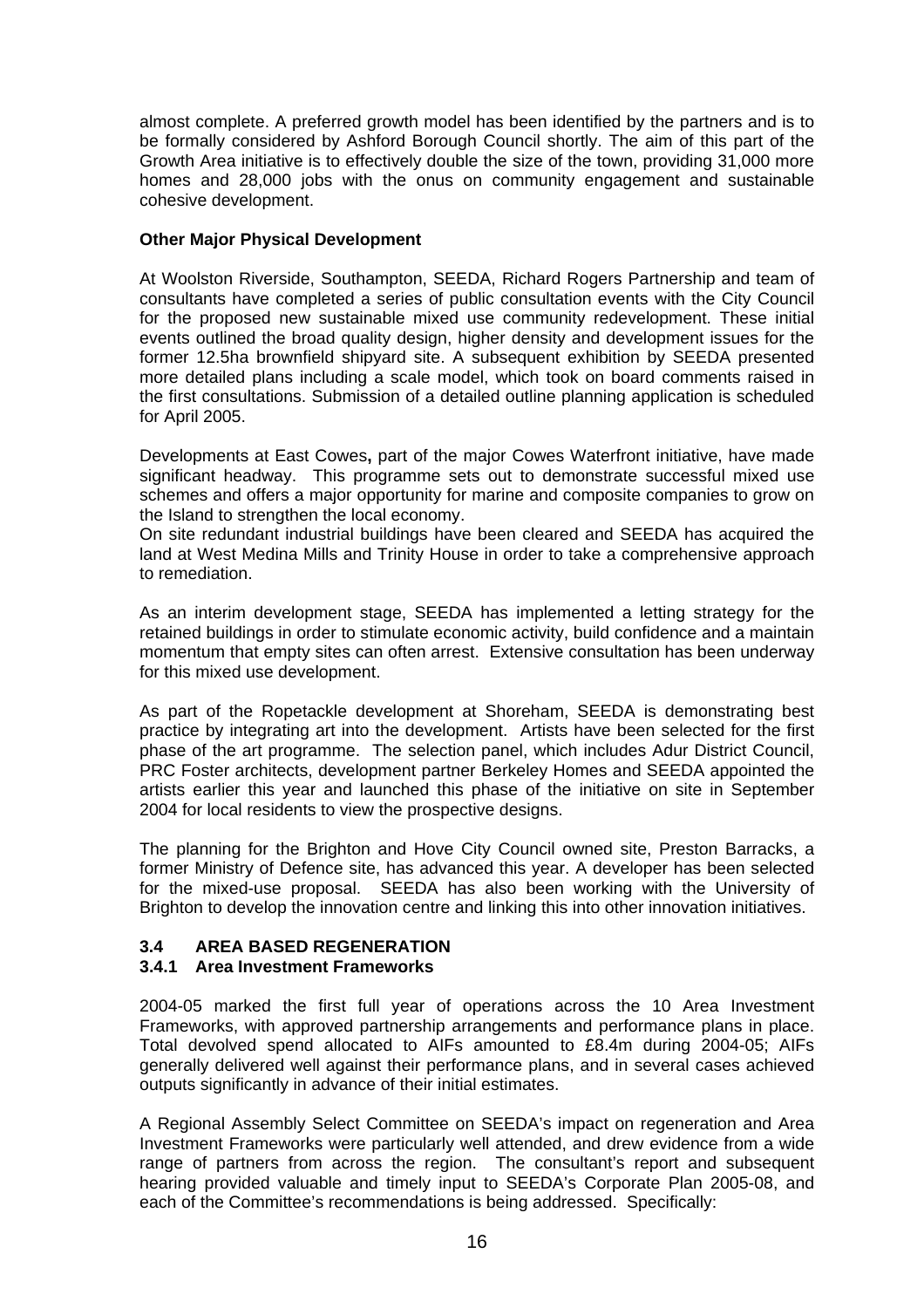almost complete. A preferred growth model has been identified by the partners and is to be formally considered by Ashford Borough Council shortly. The aim of this part of the Growth Area initiative is to effectively double the size of the town, providing 31,000 more homes and 28,000 jobs with the onus on community engagement and sustainable cohesive development.

**Other Major Physical Development**

At Woolston Riverside, Southampton, SEEDA, Richard Rogers Partnership and team of consultants have completed a series of public consultation events with the City Council for the proposed new sustainable mixed use community redevelopment. These initial events outlined the broad quality design, higher density and development issues for the former 12.5ha brownfield shipyard site. A subsequent exhibition by SEEDA presented more detailed plans including a scale model, which took on board comments raised in the first consultations. Submission of a detailed outline planning application is scheduled for April 2005.

Developments at East Cowes**,** part of the major Cowes Waterfront initiative, have made significant headway. This programme sets out to demonstrate successful mixed use schemes and offers a major opportunity for marine and composite companies to grow on the Island to strengthen the local economy.
On site redundant industrial buildings have been cleared and SEEDA has acquired the land at West Medina Mills and Trinity House in order to take a comprehensive approach to remediation.

As an interim development stage, SEEDA has implemented a letting strategy for the retained buildings in order to stimulate economic activity, build confidence and a maintain momentum that empty sites can often arrest. Extensive consultation has been underway for this mixed use development.

As part of the Ropetackle development at Shoreham, SEEDA is demonstrating best practice by integrating art into the development. Artists have been selected for the first phase of the art programme. The selection panel, which includes Adur District Council, PRC Foster architects, development partner Berkeley Homes and SEEDA appointed the artists earlier this year and launched this phase of the initiative on site in September 2004 for local residents to view the prospective designs.

The planning for the Brighton and Hove City Council owned site, Preston Barracks, a former Ministry of Defence site, has advanced this year. A developer has been selected for the mixed-use proposal. SEEDA has also been working with the University of Brighton to develop the innovation centre and linking this into other innovation initiatives.

### 3.4 AREA BASED REGENERATION

#### 3.4.1 Area Investment Frameworks

2004-05 marked the first full year of operations across the 10 Area Investment Frameworks, with approved partnership arrangements and performance plans in place. Total devolved spend allocated to AIFs amounted to £8.4m during 2004-05; AIFs generally delivered well against their performance plans, and in several cases achieved outputs significantly in advance of their initial estimates.

A Regional Assembly Select Committee on SEEDA's impact on regeneration and Area Investment Frameworks were particularly well attended, and drew evidence from a wide range of partners from across the region. The consultant's report and subsequent hearing provided valuable and timely input to SEEDA's Corporate Plan 2005-08, and each of the Committee's recommendations is being addressed. Specifically: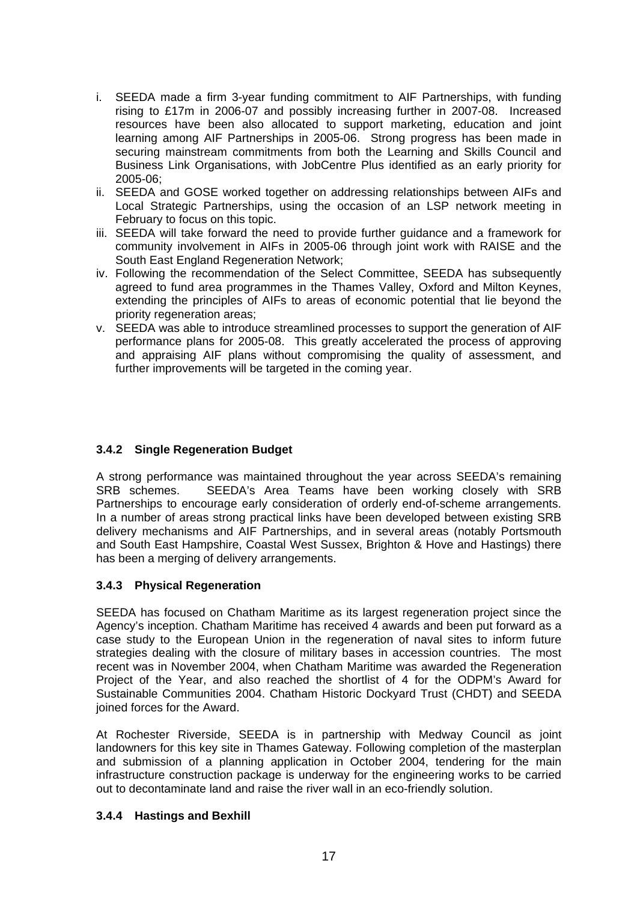i. SEEDA made a firm 3-year funding commitment to AIF Partnerships, with funding rising to £17m in 2006-07 and possibly increasing further in 2007-08. Increased resources have been also allocated to support marketing, education and joint learning among AIF Partnerships in 2005-06. Strong progress has been made in securing mainstream commitments from both the Learning and Skills Council and Business Link Organisations, with JobCentre Plus identified as an early priority for 2005-06;
ii. SEEDA and GOSE worked together on addressing relationships between AIFs and Local Strategic Partnerships, using the occasion of an LSP network meeting in February to focus on this topic.
iii. SEEDA will take forward the need to provide further guidance and a framework for community involvement in AIFs in 2005-06 through joint work with RAISE and the South East England Regeneration Network;
iv. Following the recommendation of the Select Committee, SEEDA has subsequently agreed to fund area programmes in the Thames Valley, Oxford and Milton Keynes, extending the principles of AIFs to areas of economic potential that lie beyond the priority regeneration areas;
v. SEEDA was able to introduce streamlined processes to support the generation of AIF performance plans for 2005-08. This greatly accelerated the process of approving and appraising AIF plans without compromising the quality of assessment, and further improvements will be targeted in the coming year.

### 3.4.2 Single Regeneration Budget

A strong performance was maintained throughout the year across SEEDA's remaining SRB schemes. SEEDA's Area Teams have been working closely with SRB Partnerships to encourage early consideration of orderly end-of-scheme arrangements. In a number of areas strong practical links have been developed between existing SRB delivery mechanisms and AIF Partnerships, and in several areas (notably Portsmouth and South East Hampshire, Coastal West Sussex, Brighton & Hove and Hastings) there has been a merging of delivery arrangements.

### 3.4.3 Physical Regeneration

SEEDA has focused on Chatham Maritime as its largest regeneration project since the Agency's inception. Chatham Maritime has received 4 awards and been put forward as a case study to the European Union in the regeneration of naval sites to inform future strategies dealing with the closure of military bases in accession countries. The most recent was in November 2004, when Chatham Maritime was awarded the Regeneration Project of the Year, and also reached the shortlist of 4 for the ODPM's Award for Sustainable Communities 2004. Chatham Historic Dockyard Trust (CHDT) and SEEDA joined forces for the Award.

At Rochester Riverside, SEEDA is in partnership with Medway Council as joint landowners for this key site in Thames Gateway. Following completion of the masterplan and submission of a planning application in October 2004, tendering for the main infrastructure construction package is underway for the engineering works to be carried out to decontaminate land and raise the river wall in an eco-friendly solution.

### 3.4.4 Hastings and Bexhill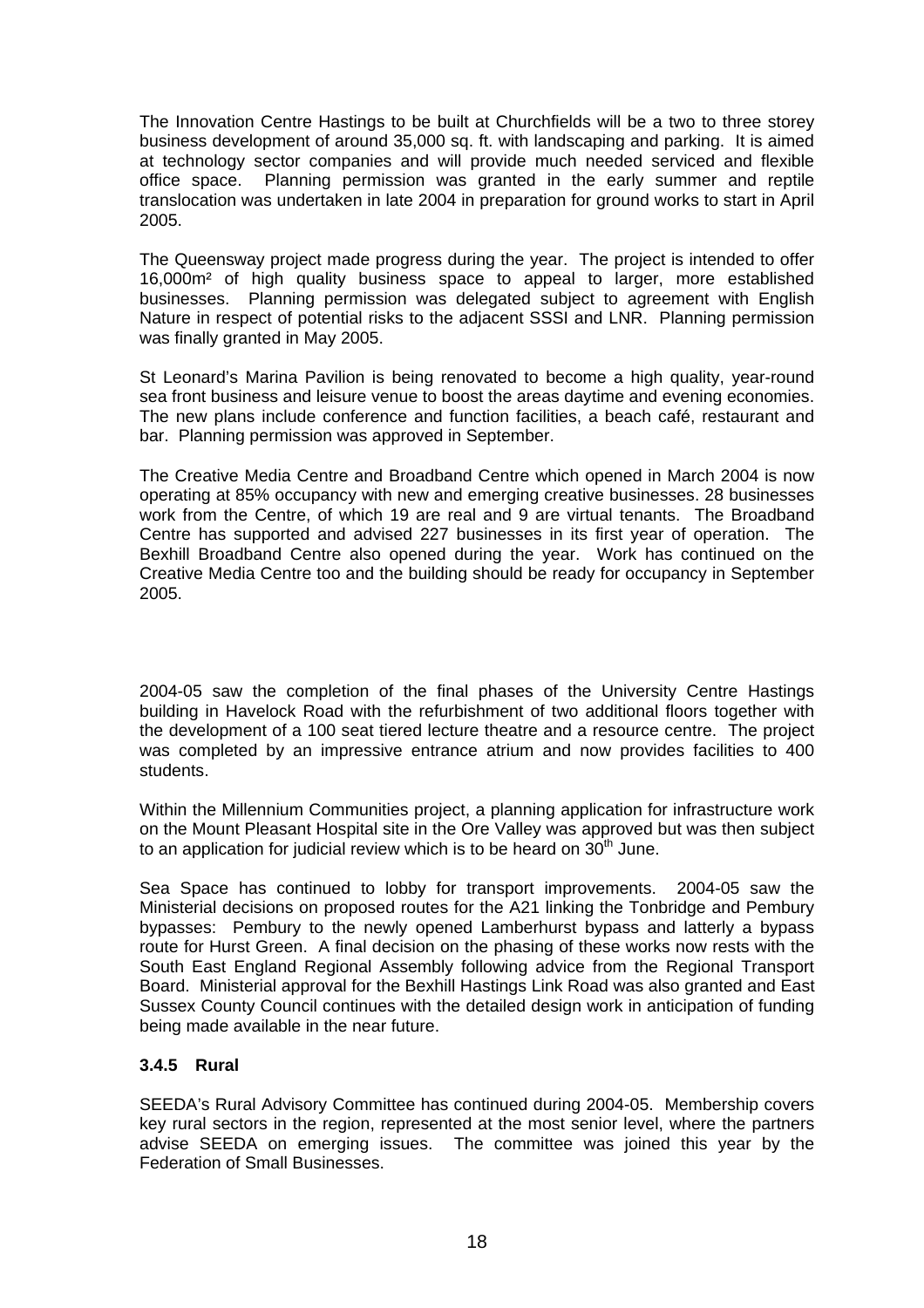The Innovation Centre Hastings to be built at Churchfields will be a two to three storey business development of around 35,000 sq. ft. with landscaping and parking. It is aimed at technology sector companies and will provide much needed serviced and flexible office space. Planning permission was granted in the early summer and reptile translocation was undertaken in late 2004 in preparation for ground works to start in April 2005.

The Queensway project made progress during the year. The project is intended to offer 16,000m² of high quality business space to appeal to larger, more established businesses. Planning permission was delegated subject to agreement with English Nature in respect of potential risks to the adjacent SSSI and LNR. Planning permission was finally granted in May 2005.

St Leonard's Marina Pavilion is being renovated to become a high quality, year-round sea front business and leisure venue to boost the areas daytime and evening economies. The new plans include conference and function facilities, a beach café, restaurant and bar. Planning permission was approved in September.

The Creative Media Centre and Broadband Centre which opened in March 2004 is now operating at 85% occupancy with new and emerging creative businesses. 28 businesses work from the Centre, of which 19 are real and 9 are virtual tenants. The Broadband Centre has supported and advised 227 businesses in its first year of operation. The Bexhill Broadband Centre also opened during the year. Work has continued on the Creative Media Centre too and the building should be ready for occupancy in September 2005.

2004-05 saw the completion of the final phases of the University Centre Hastings building in Havelock Road with the refurbishment of two additional floors together with the development of a 100 seat tiered lecture theatre and a resource centre. The project was completed by an impressive entrance atrium and now provides facilities to 400 students.

Within the Millennium Communities project, a planning application for infrastructure work on the Mount Pleasant Hospital site in the Ore Valley was approved but was then subject to an application for judicial review which is to be heard on 30th June.

Sea Space has continued to lobby for transport improvements. 2004-05 saw the Ministerial decisions on proposed routes for the A21 linking the Tonbridge and Pembury bypasses: Pembury to the newly opened Lamberhurst bypass and latterly a bypass route for Hurst Green. A final decision on the phasing of these works now rests with the South East England Regional Assembly following advice from the Regional Transport Board. Ministerial approval for the Bexhill Hastings Link Road was also granted and East Sussex County Council continues with the detailed design work in anticipation of funding being made available in the near future.

### 3.4.5 Rural

SEEDA's Rural Advisory Committee has continued during 2004-05. Membership covers key rural sectors in the region, represented at the most senior level, where the partners advise SEEDA on emerging issues. The committee was joined this year by the Federation of Small Businesses.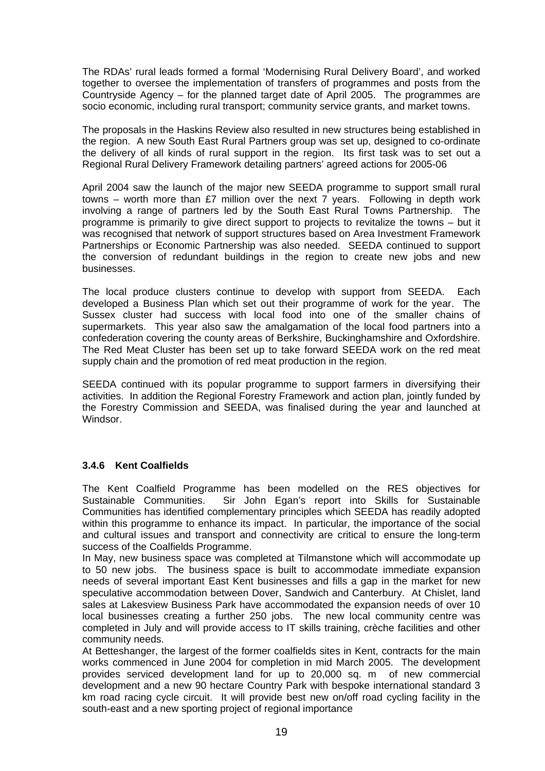The RDAs' rural leads formed a formal 'Modernising Rural Delivery Board', and worked together to oversee the implementation of transfers of programmes and posts from the Countryside Agency – for the planned target date of April 2005. The programmes are socio economic, including rural transport; community service grants, and market towns.

The proposals in the Haskins Review also resulted in new structures being established in the region. A new South East Rural Partners group was set up, designed to co-ordinate the delivery of all kinds of rural support in the region. Its first task was to set out a Regional Rural Delivery Framework detailing partners' agreed actions for 2005-06

April 2004 saw the launch of the major new SEEDA programme to support small rural towns – worth more than £7 million over the next 7 years. Following in depth work involving a range of partners led by the South East Rural Towns Partnership. The programme is primarily to give direct support to projects to revitalize the towns – but it was recognised that network of support structures based on Area Investment Framework Partnerships or Economic Partnership was also needed. SEEDA continued to support the conversion of redundant buildings in the region to create new jobs and new businesses.

The local produce clusters continue to develop with support from SEEDA. Each developed a Business Plan which set out their programme of work for the year. The Sussex cluster had success with local food into one of the smaller chains of supermarkets. This year also saw the amalgamation of the local food partners into a confederation covering the county areas of Berkshire, Buckinghamshire and Oxfordshire. The Red Meat Cluster has been set up to take forward SEEDA work on the red meat supply chain and the promotion of red meat production in the region.

SEEDA continued with its popular programme to support farmers in diversifying their activities. In addition the Regional Forestry Framework and action plan, jointly funded by the Forestry Commission and SEEDA, was finalised during the year and launched at Windsor.

### 3.4.6 Kent Coalfields

The Kent Coalfield Programme has been modelled on the RES objectives for Sustainable Communities. Sir John Egan's report into Skills for Sustainable Communities has identified complementary principles which SEEDA has readily adopted within this programme to enhance its impact. In particular, the importance of the social and cultural issues and transport and connectivity are critical to ensure the long-term success of the Coalfields Programme.

In May, new business space was completed at Tilmanstone which will accommodate up to 50 new jobs. The business space is built to accommodate immediate expansion needs of several important East Kent businesses and fills a gap in the market for new speculative accommodation between Dover, Sandwich and Canterbury. At Chislet, land sales at Lakesview Business Park have accommodated the expansion needs of over 10 local businesses creating a further 250 jobs. The new local community centre was completed in July and will provide access to IT skills training, crèche facilities and other community needs.

At Betteshanger, the largest of the former coalfields sites in Kent, contracts for the main works commenced in June 2004 for completion in mid March 2005. The development provides serviced development land for up to 20,000 sq. m of new commercial development and a new 90 hectare Country Park with bespoke international standard 3 km road racing cycle circuit. It will provide best new on/off road cycling facility in the south-east and a new sporting project of regional importance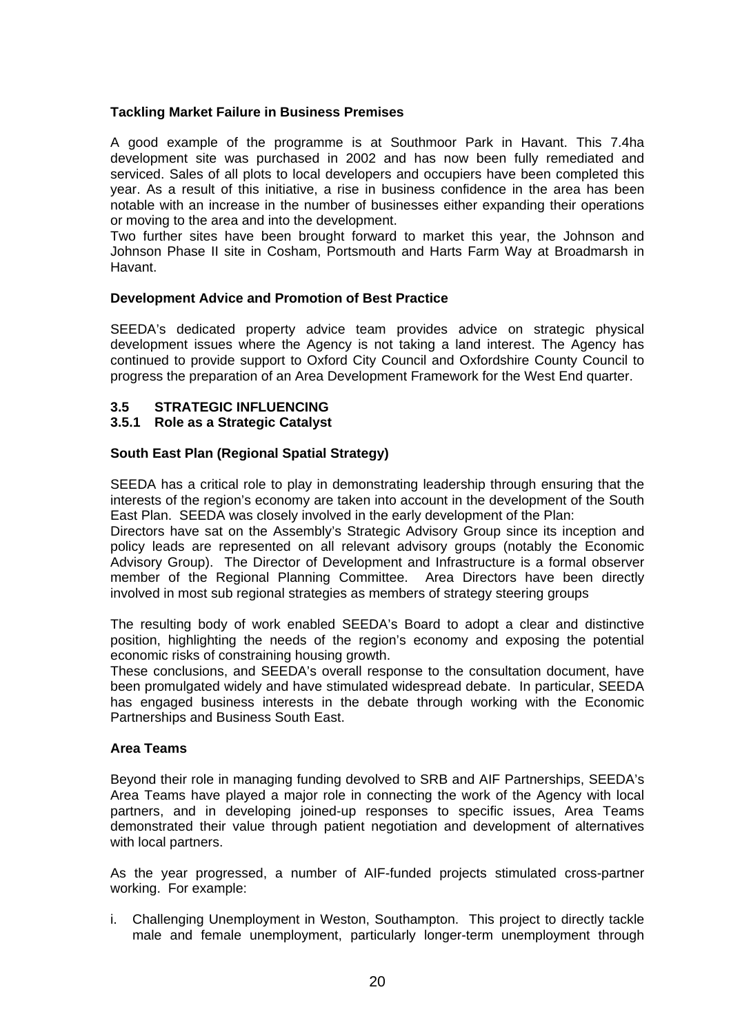**Tackling Market Failure in Business Premises**

A good example of the programme is at Southmoor Park in Havant. This 7.4ha development site was purchased in 2002 and has now been fully remediated and serviced. Sales of all plots to local developers and occupiers have been completed this year. As a result of this initiative, a rise in business confidence in the area has been notable with an increase in the number of businesses either expanding their operations or moving to the area and into the development.

Two further sites have been brought forward to market this year, the Johnson and Johnson Phase II site in Cosham, Portsmouth and Harts Farm Way at Broadmarsh in Havant.

**Development Advice and Promotion of Best Practice**

SEEDA's dedicated property advice team provides advice on strategic physical development issues where the Agency is not taking a land interest. The Agency has continued to provide support to Oxford City Council and Oxfordshire County Council to progress the preparation of an Area Development Framework for the West End quarter.

### 3.5 STRATEGIC INFLUENCING

#### 3.5.1 Role as a Strategic Catalyst

**South East Plan (Regional Spatial Strategy)**

SEEDA has a critical role to play in demonstrating leadership through ensuring that the interests of the region's economy are taken into account in the development of the South East Plan. SEEDA was closely involved in the early development of the Plan:

Directors have sat on the Assembly's Strategic Advisory Group since its inception and policy leads are represented on all relevant advisory groups (notably the Economic Advisory Group). The Director of Development and Infrastructure is a formal observer member of the Regional Planning Committee. Area Directors have been directly involved in most sub regional strategies as members of strategy steering groups

The resulting body of work enabled SEEDA's Board to adopt a clear and distinctive position, highlighting the needs of the region's economy and exposing the potential economic risks of constraining housing growth.

These conclusions, and SEEDA's overall response to the consultation document, have been promulgated widely and have stimulated widespread debate. In particular, SEEDA has engaged business interests in the debate through working with the Economic Partnerships and Business South East.

**Area Teams**

Beyond their role in managing funding devolved to SRB and AIF Partnerships, SEEDA's Area Teams have played a major role in connecting the work of the Agency with local partners, and in developing joined-up responses to specific issues, Area Teams demonstrated their value through patient negotiation and development of alternatives with local partners.

As the year progressed, a number of AIF-funded projects stimulated cross-partner working. For example:

i. Challenging Unemployment in Weston, Southampton. This project to directly tackle male and female unemployment, particularly longer-term unemployment through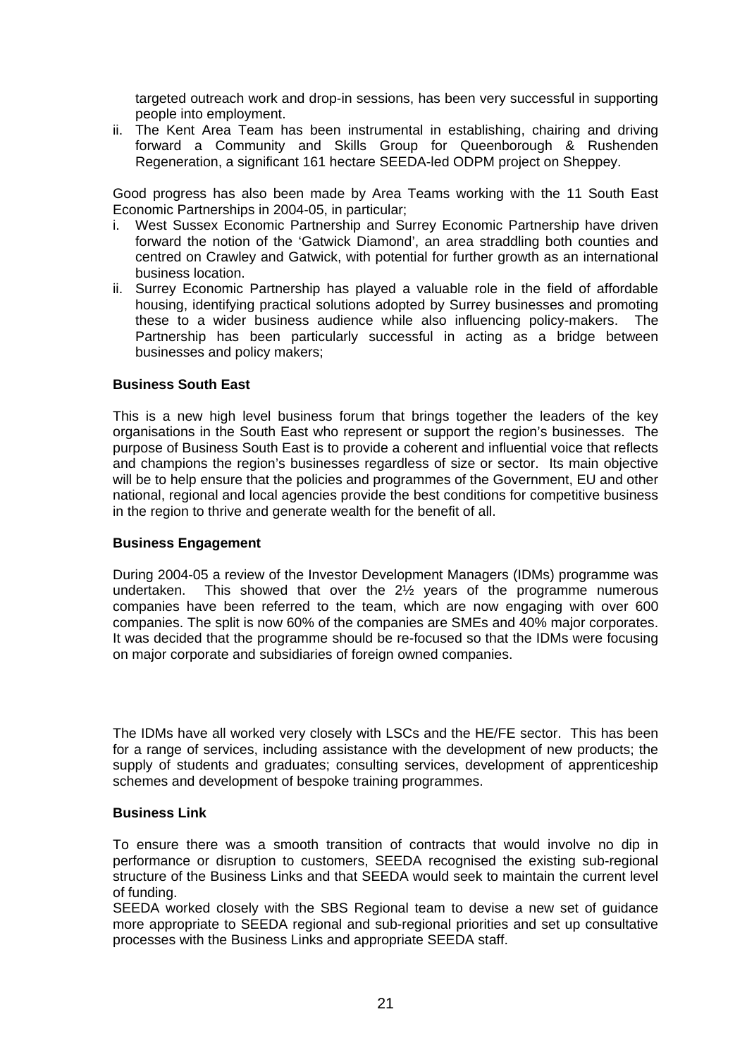targeted outreach work and drop-in sessions, has been very successful in supporting people into employment.

ii. The Kent Area Team has been instrumental in establishing, chairing and driving forward a Community and Skills Group for Queenborough & Rushenden Regeneration, a significant 161 hectare SEEDA-led ODPM project on Sheppey.

Good progress has also been made by Area Teams working with the 11 South East Economic Partnerships in 2004-05, in particular;

i. West Sussex Economic Partnership and Surrey Economic Partnership have driven forward the notion of the 'Gatwick Diamond', an area straddling both counties and centred on Crawley and Gatwick, with potential for further growth as an international business location.
ii. Surrey Economic Partnership has played a valuable role in the field of affordable housing, identifying practical solutions adopted by Surrey businesses and promoting these to a wider business audience while also influencing policy-makers. The Partnership has been particularly successful in acting as a bridge between businesses and policy makers;

**Business South East**

This is a new high level business forum that brings together the leaders of the key organisations in the South East who represent or support the region's businesses. The purpose of Business South East is to provide a coherent and influential voice that reflects and champions the region's businesses regardless of size or sector. Its main objective will be to help ensure that the policies and programmes of the Government, EU and other national, regional and local agencies provide the best conditions for competitive business in the region to thrive and generate wealth for the benefit of all.

**Business Engagement**

During 2004-05 a review of the Investor Development Managers (IDMs) programme was undertaken. This showed that over the 2½ years of the programme numerous companies have been referred to the team, which are now engaging with over 600 companies. The split is now 60% of the companies are SMEs and 40% major corporates. It was decided that the programme should be re-focused so that the IDMs were focusing on major corporate and subsidiaries of foreign owned companies.

The IDMs have all worked very closely with LSCs and the HE/FE sector. This has been for a range of services, including assistance with the development of new products; the supply of students and graduates; consulting services, development of apprenticeship schemes and development of bespoke training programmes.

**Business Link**

To ensure there was a smooth transition of contracts that would involve no dip in performance or disruption to customers, SEEDA recognised the existing sub-regional structure of the Business Links and that SEEDA would seek to maintain the current level of funding.

SEEDA worked closely with the SBS Regional team to devise a new set of guidance more appropriate to SEEDA regional and sub-regional priorities and set up consultative processes with the Business Links and appropriate SEEDA staff.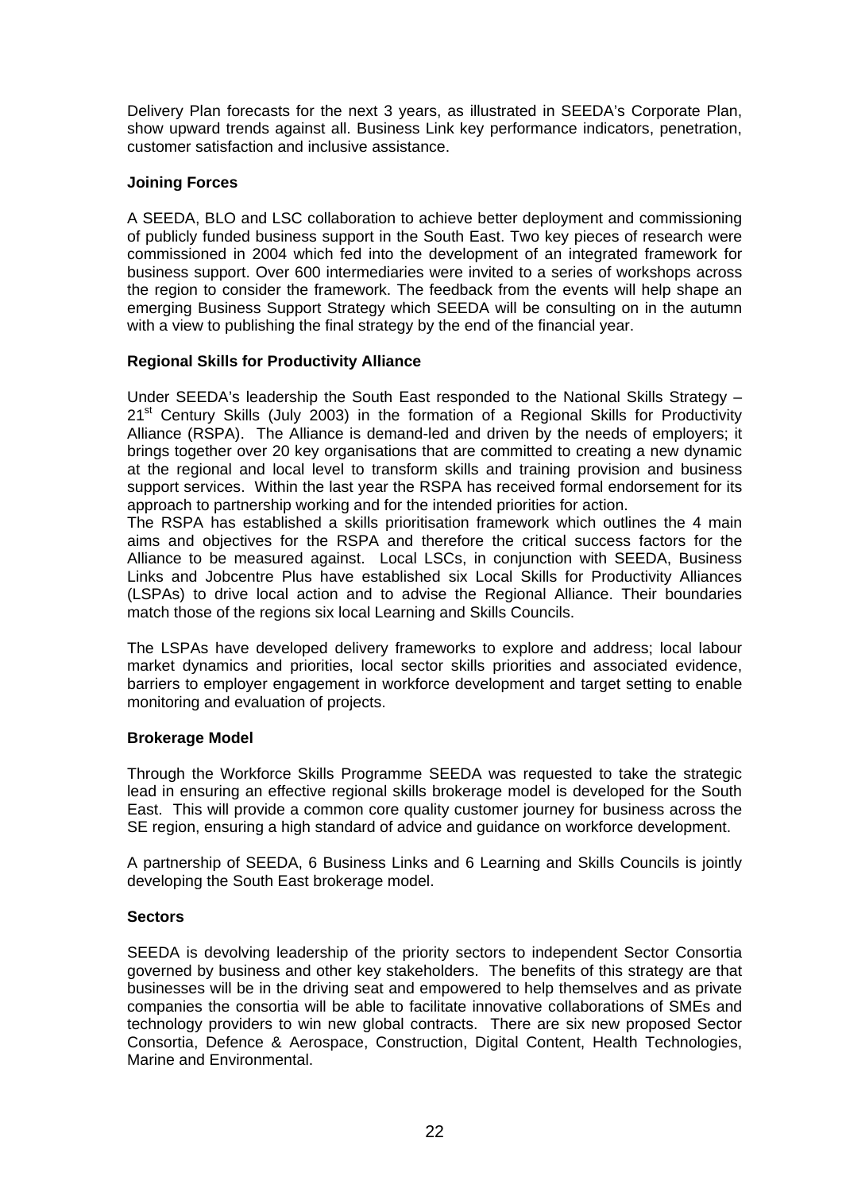Delivery Plan forecasts for the next 3 years, as illustrated in SEEDA's Corporate Plan, show upward trends against all. Business Link key performance indicators, penetration, customer satisfaction and inclusive assistance.

**Joining Forces**

A SEEDA, BLO and LSC collaboration to achieve better deployment and commissioning of publicly funded business support in the South East. Two key pieces of research were commissioned in 2004 which fed into the development of an integrated framework for business support. Over 600 intermediaries were invited to a series of workshops across the region to consider the framework. The feedback from the events will help shape an emerging Business Support Strategy which SEEDA will be consulting on in the autumn with a view to publishing the final strategy by the end of the financial year.

**Regional Skills for Productivity Alliance**

Under SEEDA's leadership the South East responded to the National Skills Strategy – 21st Century Skills (July 2003) in the formation of a Regional Skills for Productivity Alliance (RSPA). The Alliance is demand-led and driven by the needs of employers; it brings together over 20 key organisations that are committed to creating a new dynamic at the regional and local level to transform skills and training provision and business support services. Within the last year the RSPA has received formal endorsement for its approach to partnership working and for the intended priorities for action.

The RSPA has established a skills prioritisation framework which outlines the 4 main aims and objectives for the RSPA and therefore the critical success factors for the Alliance to be measured against. Local LSCs, in conjunction with SEEDA, Business Links and Jobcentre Plus have established six Local Skills for Productivity Alliances (LSPAs) to drive local action and to advise the Regional Alliance. Their boundaries match those of the regions six local Learning and Skills Councils.

The LSPAs have developed delivery frameworks to explore and address; local labour market dynamics and priorities, local sector skills priorities and associated evidence, barriers to employer engagement in workforce development and target setting to enable monitoring and evaluation of projects.

**Brokerage Model**

Through the Workforce Skills Programme SEEDA was requested to take the strategic lead in ensuring an effective regional skills brokerage model is developed for the South East. This will provide a common core quality customer journey for business across the SE region, ensuring a high standard of advice and guidance on workforce development.

A partnership of SEEDA, 6 Business Links and 6 Learning and Skills Councils is jointly developing the South East brokerage model.

**Sectors**

SEEDA is devolving leadership of the priority sectors to independent Sector Consortia governed by business and other key stakeholders. The benefits of this strategy are that businesses will be in the driving seat and empowered to help themselves and as private companies the consortia will be able to facilitate innovative collaborations of SMEs and technology providers to win new global contracts. There are six new proposed Sector Consortia, Defence & Aerospace, Construction, Digital Content, Health Technologies, Marine and Environmental.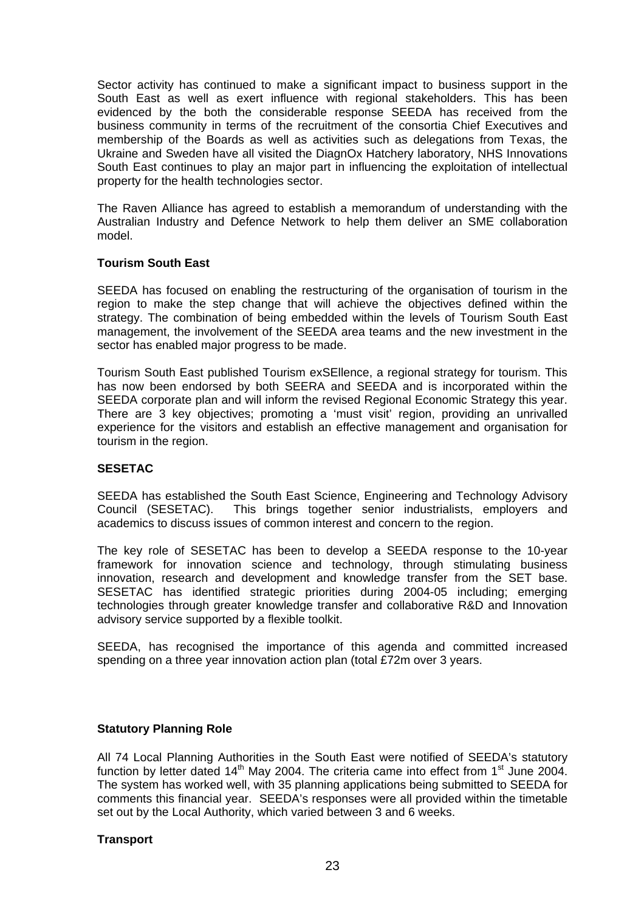Sector activity has continued to make a significant impact to business support in the South East as well as exert influence with regional stakeholders. This has been evidenced by the both the considerable response SEEDA has received from the business community in terms of the recruitment of the consortia Chief Executives and membership of the Boards as well as activities such as delegations from Texas, the Ukraine and Sweden have all visited the DiagnOx Hatchery laboratory, NHS Innovations South East continues to play an major part in influencing the exploitation of intellectual property for the health technologies sector.

The Raven Alliance has agreed to establish a memorandum of understanding with the Australian Industry and Defence Network to help them deliver an SME collaboration model.

**Tourism South East**

SEEDA has focused on enabling the restructuring of the organisation of tourism in the region to make the step change that will achieve the objectives defined within the strategy. The combination of being embedded within the levels of Tourism South East management, the involvement of the SEEDA area teams and the new investment in the sector has enabled major progress to be made.

Tourism South East published Tourism exSEllence, a regional strategy for tourism. This has now been endorsed by both SEERA and SEEDA and is incorporated within the SEEDA corporate plan and will inform the revised Regional Economic Strategy this year. There are 3 key objectives; promoting a 'must visit' region, providing an unrivalled experience for the visitors and establish an effective management and organisation for tourism in the region.

**SESETAC**

SEEDA has established the South East Science, Engineering and Technology Advisory Council (SESETAC). This brings together senior industrialists, employers and academics to discuss issues of common interest and concern to the region.

The key role of SESETAC has been to develop a SEEDA response to the 10-year framework for innovation science and technology, through stimulating business innovation, research and development and knowledge transfer from the SET base. SESETAC has identified strategic priorities during 2004-05 including; emerging technologies through greater knowledge transfer and collaborative R&D and Innovation advisory service supported by a flexible toolkit.

SEEDA, has recognised the importance of this agenda and committed increased spending on a three year innovation action plan (total £72m over 3 years.

**Statutory Planning Role**

All 74 Local Planning Authorities in the South East were notified of SEEDA's statutory function by letter dated 14th May 2004. The criteria came into effect from 1st June 2004. The system has worked well, with 35 planning applications being submitted to SEEDA for comments this financial year. SEEDA's responses were all provided within the timetable set out by the Local Authority, which varied between 3 and 6 weeks.

**Transport**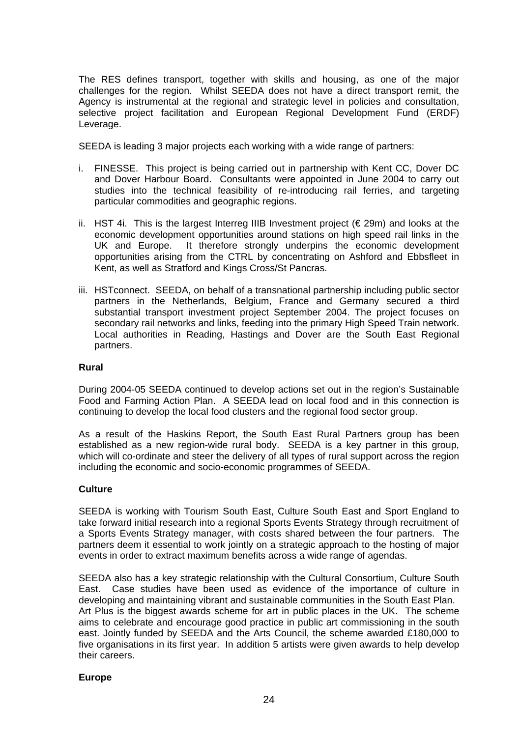The RES defines transport, together with skills and housing, as one of the major challenges for the region. Whilst SEEDA does not have a direct transport remit, the Agency is instrumental at the regional and strategic level in policies and consultation, selective project facilitation and European Regional Development Fund (ERDF) Leverage.

SEEDA is leading 3 major projects each working with a wide range of partners:

i. FINESSE. This project is being carried out in partnership with Kent CC, Dover DC and Dover Harbour Board. Consultants were appointed in June 2004 to carry out studies into the technical feasibility of re-introducing rail ferries, and targeting particular commodities and geographic regions.

ii. HST 4i. This is the largest Interreg IIIB Investment project (€ 29m) and looks at the economic development opportunities around stations on high speed rail links in the UK and Europe. It therefore strongly underpins the economic development opportunities arising from the CTRL by concentrating on Ashford and Ebbsfleet in Kent, as well as Stratford and Kings Cross/St Pancras.

iii. HSTconnect. SEEDA, on behalf of a transnational partnership including public sector partners in the Netherlands, Belgium, France and Germany secured a third substantial transport investment project September 2004. The project focuses on secondary rail networks and links, feeding into the primary High Speed Train network. Local authorities in Reading, Hastings and Dover are the South East Regional partners.

**Rural**

During 2004-05 SEEDA continued to develop actions set out in the region's Sustainable Food and Farming Action Plan. A SEEDA lead on local food and in this connection is continuing to develop the local food clusters and the regional food sector group.

As a result of the Haskins Report, the South East Rural Partners group has been established as a new region-wide rural body. SEEDA is a key partner in this group, which will co-ordinate and steer the delivery of all types of rural support across the region including the economic and socio-economic programmes of SEEDA.

**Culture**

SEEDA is working with Tourism South East, Culture South East and Sport England to take forward initial research into a regional Sports Events Strategy through recruitment of a Sports Events Strategy manager, with costs shared between the four partners. The partners deem it essential to work jointly on a strategic approach to the hosting of major events in order to extract maximum benefits across a wide range of agendas.

SEEDA also has a key strategic relationship with the Cultural Consortium, Culture South East. Case studies have been used as evidence of the importance of culture in developing and maintaining vibrant and sustainable communities in the South East Plan. Art Plus is the biggest awards scheme for art in public places in the UK. The scheme aims to celebrate and encourage good practice in public art commissioning in the south east. Jointly funded by SEEDA and the Arts Council, the scheme awarded £180,000 to five organisations in its first year. In addition 5 artists were given awards to help develop their careers.

**Europe**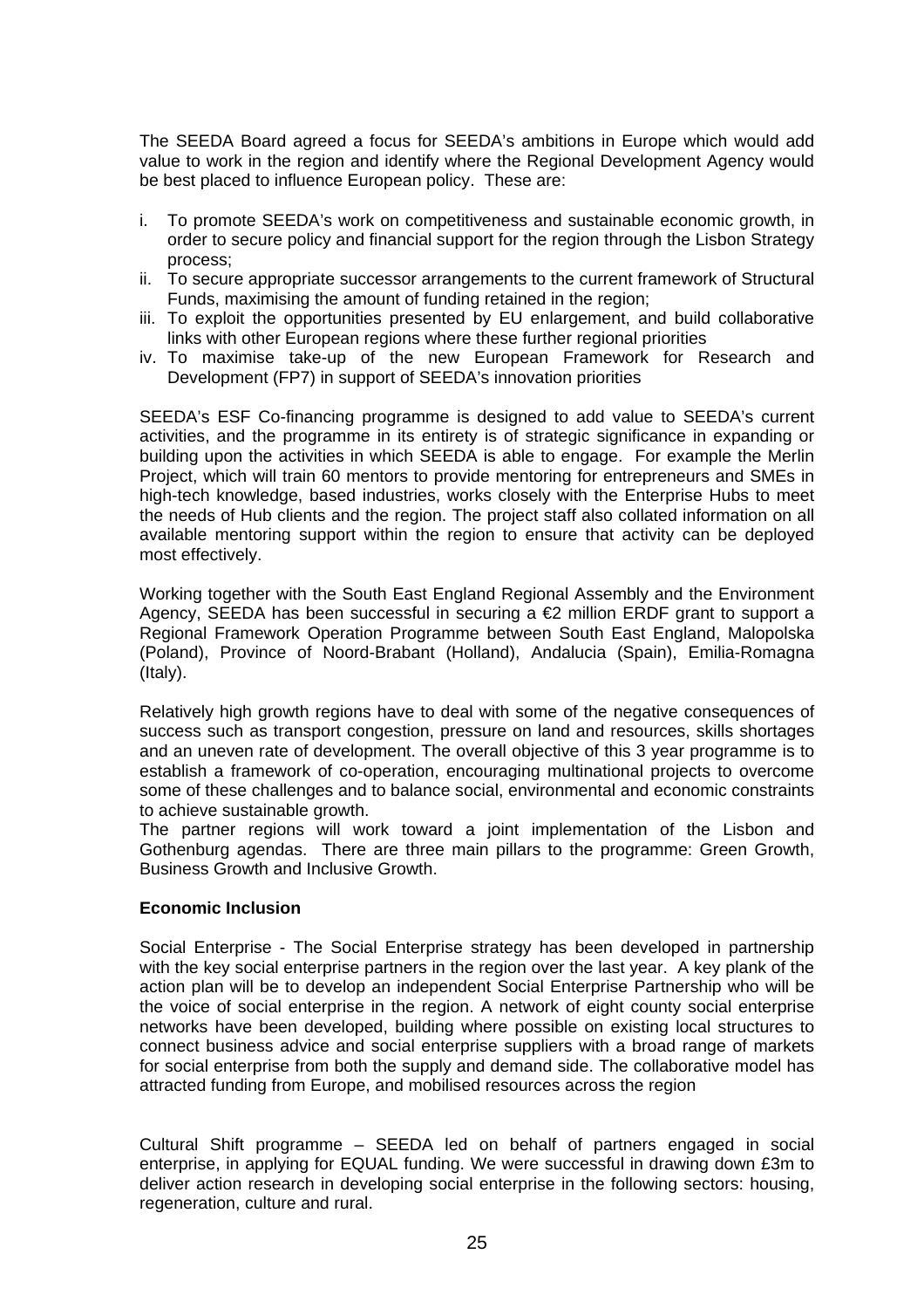The SEEDA Board agreed a focus for SEEDA's ambitions in Europe which would add value to work in the region and identify where the Regional Development Agency would be best placed to influence European policy. These are:

i. To promote SEEDA's work on competitiveness and sustainable economic growth, in order to secure policy and financial support for the region through the Lisbon Strategy process;
ii. To secure appropriate successor arrangements to the current framework of Structural Funds, maximising the amount of funding retained in the region;
iii. To exploit the opportunities presented by EU enlargement, and build collaborative links with other European regions where these further regional priorities
iv. To maximise take-up of the new European Framework for Research and Development (FP7) in support of SEEDA's innovation priorities

SEEDA's ESF Co-financing programme is designed to add value to SEEDA's current activities, and the programme in its entirety is of strategic significance in expanding or building upon the activities in which SEEDA is able to engage. For example the Merlin Project, which will train 60 mentors to provide mentoring for entrepreneurs and SMEs in high-tech knowledge, based industries, works closely with the Enterprise Hubs to meet the needs of Hub clients and the region. The project staff also collated information on all available mentoring support within the region to ensure that activity can be deployed most effectively.

Working together with the South East England Regional Assembly and the Environment Agency, SEEDA has been successful in securing a €2 million ERDF grant to support a Regional Framework Operation Programme between South East England, Malopolska (Poland), Province of Noord-Brabant (Holland), Andalucia (Spain), Emilia-Romagna (Italy).

Relatively high growth regions have to deal with some of the negative consequences of success such as transport congestion, pressure on land and resources, skills shortages and an uneven rate of development. The overall objective of this 3 year programme is to establish a framework of co-operation, encouraging multinational projects to overcome some of these challenges and to balance social, environmental and economic constraints to achieve sustainable growth.
The partner regions will work toward a joint implementation of the Lisbon and Gothenburg agendas. There are three main pillars to the programme: Green Growth, Business Growth and Inclusive Growth.

**Economic Inclusion**

Social Enterprise - The Social Enterprise strategy has been developed in partnership with the key social enterprise partners in the region over the last year. A key plank of the action plan will be to develop an independent Social Enterprise Partnership who will be the voice of social enterprise in the region. A network of eight county social enterprise networks have been developed, building where possible on existing local structures to connect business advice and social enterprise suppliers with a broad range of markets for social enterprise from both the supply and demand side. The collaborative model has attracted funding from Europe, and mobilised resources across the region

Cultural Shift programme – SEEDA led on behalf of partners engaged in social enterprise, in applying for EQUAL funding. We were successful in drawing down £3m to deliver action research in developing social enterprise in the following sectors: housing, regeneration, culture and rural.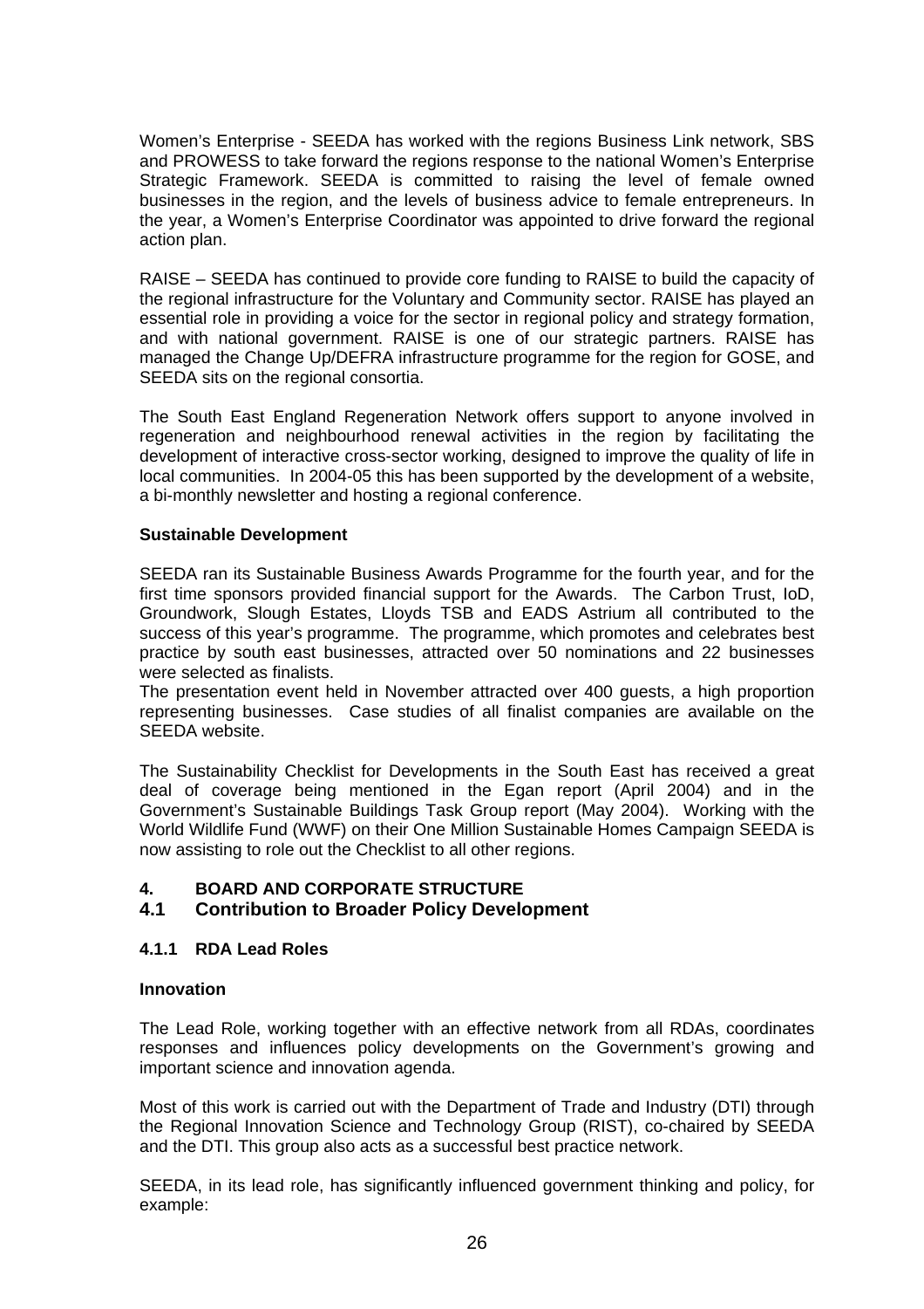Women's Enterprise - SEEDA has worked with the regions Business Link network, SBS and PROWESS to take forward the regions response to the national Women's Enterprise Strategic Framework. SEEDA is committed to raising the level of female owned businesses in the region, and the levels of business advice to female entrepreneurs. In the year, a Women's Enterprise Coordinator was appointed to drive forward the regional action plan.

RAISE – SEEDA has continued to provide core funding to RAISE to build the capacity of the regional infrastructure for the Voluntary and Community sector. RAISE has played an essential role in providing a voice for the sector in regional policy and strategy formation, and with national government. RAISE is one of our strategic partners. RAISE has managed the Change Up/DEFRA infrastructure programme for the region for GOSE, and SEEDA sits on the regional consortia.

The South East England Regeneration Network offers support to anyone involved in regeneration and neighbourhood renewal activities in the region by facilitating the development of interactive cross-sector working, designed to improve the quality of life in local communities. In 2004-05 this has been supported by the development of a website, a bi-monthly newsletter and hosting a regional conference.

**Sustainable Development**

SEEDA ran its Sustainable Business Awards Programme for the fourth year, and for the first time sponsors provided financial support for the Awards. The Carbon Trust, IoD, Groundwork, Slough Estates, Lloyds TSB and EADS Astrium all contributed to the success of this year's programme. The programme, which promotes and celebrates best practice by south east businesses, attracted over 50 nominations and 22 businesses were selected as finalists.

The presentation event held in November attracted over 400 guests, a high proportion representing businesses. Case studies of all finalist companies are available on the SEEDA website.

The Sustainability Checklist for Developments in the South East has received a great deal of coverage being mentioned in the Egan report (April 2004) and in the Government's Sustainable Buildings Task Group report (May 2004). Working with the World Wildlife Fund (WWF) on their One Million Sustainable Homes Campaign SEEDA is now assisting to role out the Checklist to all other regions.

## 4. BOARD AND CORPORATE STRUCTURE

### 4.1 Contribution to Broader Policy Development

#### 4.1.1 RDA Lead Roles

**Innovation**

The Lead Role, working together with an effective network from all RDAs, coordinates responses and influences policy developments on the Government's growing and important science and innovation agenda.

Most of this work is carried out with the Department of Trade and Industry (DTI) through the Regional Innovation Science and Technology Group (RIST), co-chaired by SEEDA and the DTI. This group also acts as a successful best practice network.

SEEDA, in its lead role, has significantly influenced government thinking and policy, for example: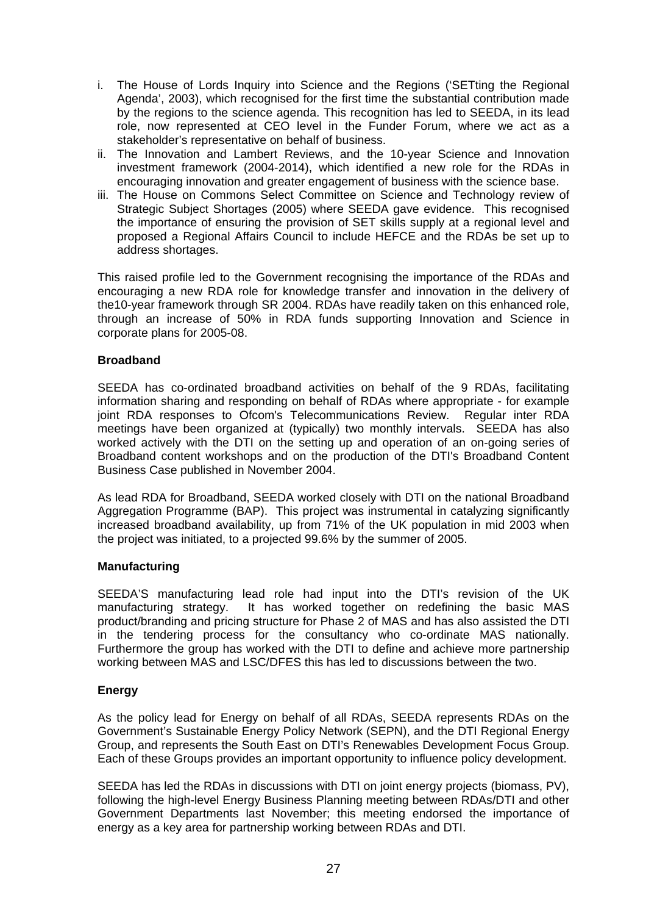i. The House of Lords Inquiry into Science and the Regions ('SETting the Regional Agenda', 2003), which recognised for the first time the substantial contribution made by the regions to the science agenda. This recognition has led to SEEDA, in its lead role, now represented at CEO level in the Funder Forum, where we act as a stakeholder's representative on behalf of business.
ii. The Innovation and Lambert Reviews, and the 10-year Science and Innovation investment framework (2004-2014), which identified a new role for the RDAs in encouraging innovation and greater engagement of business with the science base.
iii. The House on Commons Select Committee on Science and Technology review of Strategic Subject Shortages (2005) where SEEDA gave evidence. This recognised the importance of ensuring the provision of SET skills supply at a regional level and proposed a Regional Affairs Council to include HEFCE and the RDAs be set up to address shortages.

This raised profile led to the Government recognising the importance of the RDAs and encouraging a new RDA role for knowledge transfer and innovation in the delivery of the10-year framework through SR 2004. RDAs have readily taken on this enhanced role, through an increase of 50% in RDA funds supporting Innovation and Science in corporate plans for 2005-08.

**Broadband**

SEEDA has co-ordinated broadband activities on behalf of the 9 RDAs, facilitating information sharing and responding on behalf of RDAs where appropriate - for example joint RDA responses to Ofcom's Telecommunications Review. Regular inter RDA meetings have been organized at (typically) two monthly intervals. SEEDA has also worked actively with the DTI on the setting up and operation of an on-going series of Broadband content workshops and on the production of the DTI's Broadband Content Business Case published in November 2004.

As lead RDA for Broadband, SEEDA worked closely with DTI on the national Broadband Aggregation Programme (BAP). This project was instrumental in catalyzing significantly increased broadband availability, up from 71% of the UK population in mid 2003 when the project was initiated, to a projected 99.6% by the summer of 2005.

**Manufacturing**

SEEDA'S manufacturing lead role had input into the DTI's revision of the UK manufacturing strategy. It has worked together on redefining the basic MAS product/branding and pricing structure for Phase 2 of MAS and has also assisted the DTI in the tendering process for the consultancy who co-ordinate MAS nationally. Furthermore the group has worked with the DTI to define and achieve more partnership working between MAS and LSC/DFES this has led to discussions between the two.

**Energy**

As the policy lead for Energy on behalf of all RDAs, SEEDA represents RDAs on the Government's Sustainable Energy Policy Network (SEPN), and the DTI Regional Energy Group, and represents the South East on DTI's Renewables Development Focus Group. Each of these Groups provides an important opportunity to influence policy development.

SEEDA has led the RDAs in discussions with DTI on joint energy projects (biomass, PV), following the high-level Energy Business Planning meeting between RDAs/DTI and other Government Departments last November; this meeting endorsed the importance of energy as a key area for partnership working between RDAs and DTI.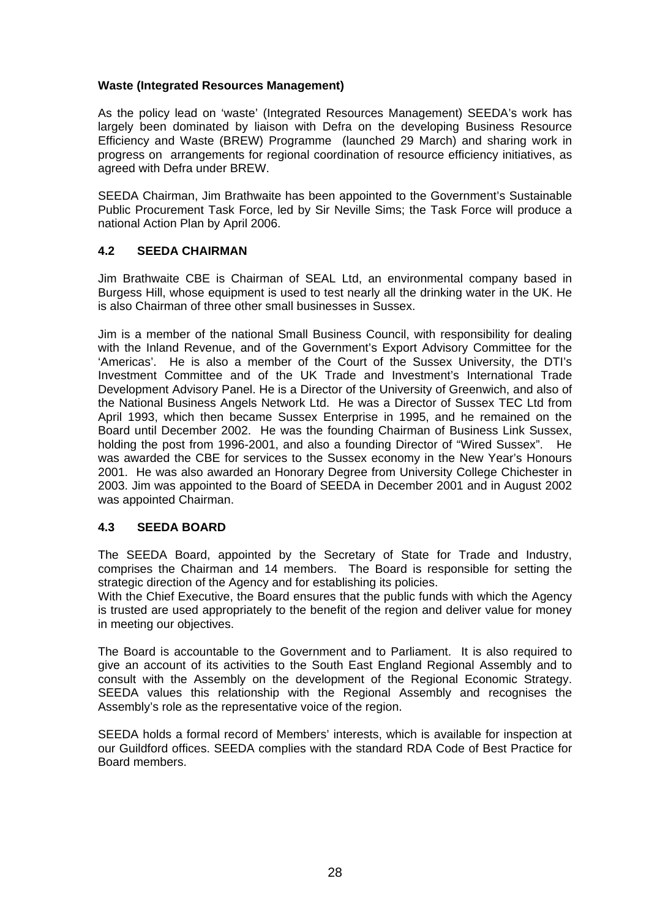**Waste (Integrated Resources Management)**

As the policy lead on 'waste' (Integrated Resources Management) SEEDA's work has largely been dominated by liaison with Defra on the developing Business Resource Efficiency and Waste (BREW) Programme (launched 29 March) and sharing work in progress on arrangements for regional coordination of resource efficiency initiatives, as agreed with Defra under BREW.

SEEDA Chairman, Jim Brathwaite has been appointed to the Government's Sustainable Public Procurement Task Force, led by Sir Neville Sims; the Task Force will produce a national Action Plan by April 2006.

## 4.2 SEEDA CHAIRMAN

Jim Brathwaite CBE is Chairman of SEAL Ltd, an environmental company based in Burgess Hill, whose equipment is used to test nearly all the drinking water in the UK. He is also Chairman of three other small businesses in Sussex.

Jim is a member of the national Small Business Council, with responsibility for dealing with the Inland Revenue, and of the Government's Export Advisory Committee for the 'Americas'. He is also a member of the Court of the Sussex University, the DTI's Investment Committee and of the UK Trade and Investment's International Trade Development Advisory Panel. He is a Director of the University of Greenwich, and also of the National Business Angels Network Ltd. He was a Director of Sussex TEC Ltd from April 1993, which then became Sussex Enterprise in 1995, and he remained on the Board until December 2002. He was the founding Chairman of Business Link Sussex, holding the post from 1996-2001, and also a founding Director of "Wired Sussex". He was awarded the CBE for services to the Sussex economy in the New Year's Honours 2001. He was also awarded an Honorary Degree from University College Chichester in 2003. Jim was appointed to the Board of SEEDA in December 2001 and in August 2002 was appointed Chairman.

## 4.3 SEEDA BOARD

The SEEDA Board, appointed by the Secretary of State for Trade and Industry, comprises the Chairman and 14 members. The Board is responsible for setting the strategic direction of the Agency and for establishing its policies.
With the Chief Executive, the Board ensures that the public funds with which the Agency is trusted are used appropriately to the benefit of the region and deliver value for money in meeting our objectives.

The Board is accountable to the Government and to Parliament. It is also required to give an account of its activities to the South East England Regional Assembly and to consult with the Assembly on the development of the Regional Economic Strategy. SEEDA values this relationship with the Regional Assembly and recognises the Assembly's role as the representative voice of the region.

SEEDA holds a formal record of Members' interests, which is available for inspection at our Guildford offices. SEEDA complies with the standard RDA Code of Best Practice for Board members.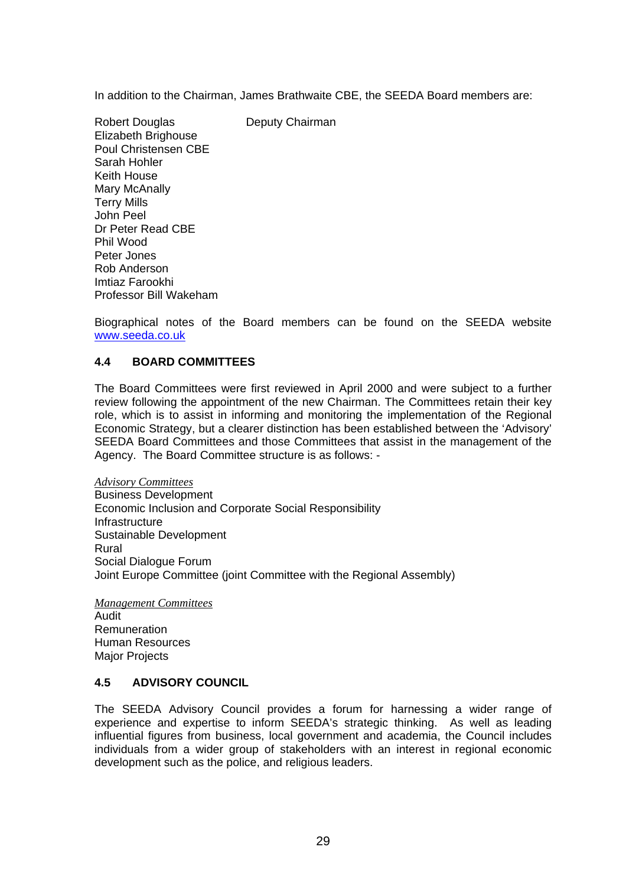In addition to the Chairman, James Brathwaite CBE, the SEEDA Board members are:

| | |
|---|---|
| Robert Douglas | Deputy Chairman |
| Elizabeth Brighouse | |
| Poul Christensen CBE | |
| Sarah Hohler | |
| Keith House | |
| Mary McAnally | |
| Terry Mills | |
| John Peel | |
| Dr Peter Read CBE | |
| Phil Wood | |
| Peter Jones | |
| Rob Anderson | |
| Imtiaz Farookhi | |
| Professor Bill Wakeham | |

Biographical notes of the Board members can be found on the SEEDA website [www.seeda.co.uk](http://www.seeda.co.uk)

## 4.4 BOARD COMMITTEES

The Board Committees were first reviewed in April 2000 and were subject to a further review following the appointment of the new Chairman. The Committees retain their key role, which is to assist in informing and monitoring the implementation of the Regional Economic Strategy, but a clearer distinction has been established between the 'Advisory' SEEDA Board Committees and those Committees that assist in the management of the Agency. The Board Committee structure is as follows: -

*Advisory Committees*

Business Development
Economic Inclusion and Corporate Social Responsibility
Infrastructure
Sustainable Development
Rural
Social Dialogue Forum
Joint Europe Committee (joint Committee with the Regional Assembly)

*Management Committees*

Audit
Remuneration
Human Resources
Major Projects

## 4.5 ADVISORY COUNCIL

The SEEDA Advisory Council provides a forum for harnessing a wider range of experience and expertise to inform SEEDA's strategic thinking. As well as leading influential figures from business, local government and academia, the Council includes individuals from a wider group of stakeholders with an interest in regional economic development such as the police, and religious leaders.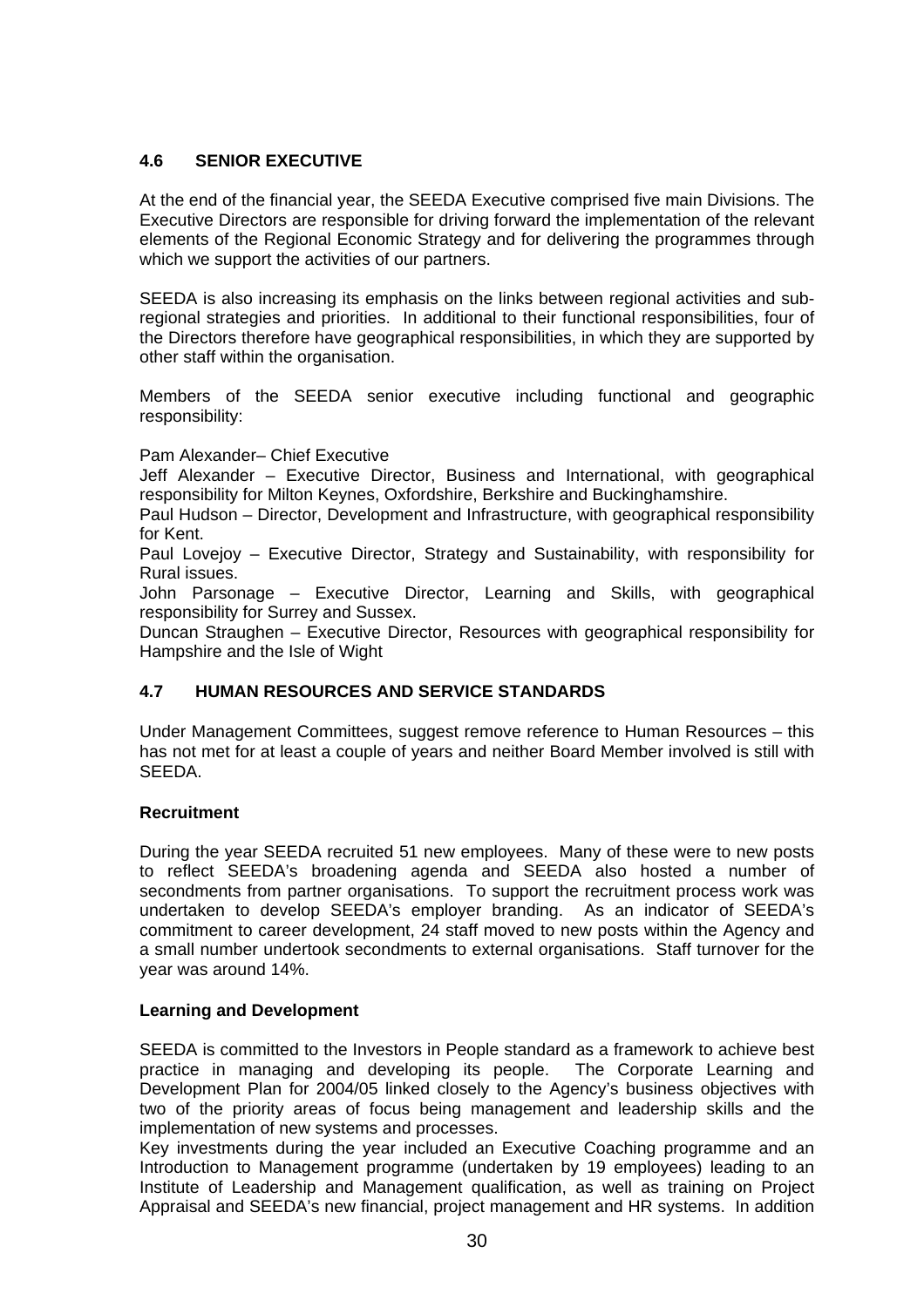## 4.6 SENIOR EXECUTIVE

At the end of the financial year, the SEEDA Executive comprised five main Divisions. The Executive Directors are responsible for driving forward the implementation of the relevant elements of the Regional Economic Strategy and for delivering the programmes through which we support the activities of our partners.

SEEDA is also increasing its emphasis on the links between regional activities and sub-regional strategies and priorities. In additional to their functional responsibilities, four of the Directors therefore have geographical responsibilities, in which they are supported by other staff within the organisation.

Members of the SEEDA senior executive including functional and geographic responsibility:

Pam Alexander– Chief Executive
Jeff Alexander – Executive Director, Business and International, with geographical responsibility for Milton Keynes, Oxfordshire, Berkshire and Buckinghamshire.
Paul Hudson – Director, Development and Infrastructure, with geographical responsibility for Kent.
Paul Lovejoy – Executive Director, Strategy and Sustainability, with responsibility for Rural issues.
John Parsonage – Executive Director, Learning and Skills, with geographical responsibility for Surrey and Sussex.
Duncan Straughen – Executive Director, Resources with geographical responsibility for Hampshire and the Isle of Wight

## 4.7 HUMAN RESOURCES AND SERVICE STANDARDS

Under Management Committees, suggest remove reference to Human Resources – this has not met for at least a couple of years and neither Board Member involved is still with SEEDA.

### Recruitment

During the year SEEDA recruited 51 new employees. Many of these were to new posts to reflect SEEDA's broadening agenda and SEEDA also hosted a number of secondments from partner organisations. To support the recruitment process work was undertaken to develop SEEDA's employer branding. As an indicator of SEEDA's commitment to career development, 24 staff moved to new posts within the Agency and a small number undertook secondments to external organisations. Staff turnover for the year was around 14%.

### Learning and Development

SEEDA is committed to the Investors in People standard as a framework to achieve best practice in managing and developing its people. The Corporate Learning and Development Plan for 2004/05 linked closely to the Agency's business objectives with two of the priority areas of focus being management and leadership skills and the implementation of new systems and processes.
Key investments during the year included an Executive Coaching programme and an Introduction to Management programme (undertaken by 19 employees) leading to an Institute of Leadership and Management qualification, as well as training on Project Appraisal and SEEDA's new financial, project management and HR systems. In addition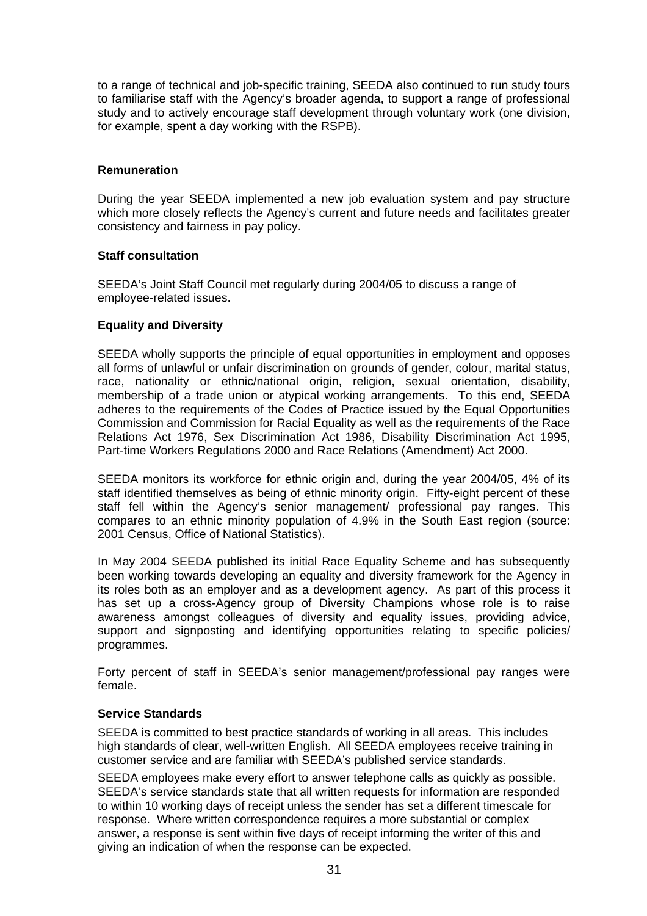to a range of technical and job-specific training, SEEDA also continued to run study tours to familiarise staff with the Agency's broader agenda, to support a range of professional study and to actively encourage staff development through voluntary work (one division, for example, spent a day working with the RSPB).

**Remuneration**

During the year SEEDA implemented a new job evaluation system and pay structure which more closely reflects the Agency's current and future needs and facilitates greater consistency and fairness in pay policy.

**Staff consultation**

SEEDA's Joint Staff Council met regularly during 2004/05 to discuss a range of employee-related issues.

**Equality and Diversity**

SEEDA wholly supports the principle of equal opportunities in employment and opposes all forms of unlawful or unfair discrimination on grounds of gender, colour, marital status, race, nationality or ethnic/national origin, religion, sexual orientation, disability, membership of a trade union or atypical working arrangements. To this end, SEEDA adheres to the requirements of the Codes of Practice issued by the Equal Opportunities Commission and Commission for Racial Equality as well as the requirements of the Race Relations Act 1976, Sex Discrimination Act 1986, Disability Discrimination Act 1995, Part-time Workers Regulations 2000 and Race Relations (Amendment) Act 2000.

SEEDA monitors its workforce for ethnic origin and, during the year 2004/05, 4% of its staff identified themselves as being of ethnic minority origin. Fifty-eight percent of these staff fell within the Agency's senior management/ professional pay ranges. This compares to an ethnic minority population of 4.9% in the South East region (source: 2001 Census, Office of National Statistics).

In May 2004 SEEDA published its initial Race Equality Scheme and has subsequently been working towards developing an equality and diversity framework for the Agency in its roles both as an employer and as a development agency. As part of this process it has set up a cross-Agency group of Diversity Champions whose role is to raise awareness amongst colleagues of diversity and equality issues, providing advice, support and signposting and identifying opportunities relating to specific policies/ programmes.

Forty percent of staff in SEEDA's senior management/professional pay ranges were female.

**Service Standards**

SEEDA is committed to best practice standards of working in all areas. This includes high standards of clear, well-written English. All SEEDA employees receive training in customer service and are familiar with SEEDA's published service standards.

SEEDA employees make every effort to answer telephone calls as quickly as possible. SEEDA's service standards state that all written requests for information are responded to within 10 working days of receipt unless the sender has set a different timescale for response. Where written correspondence requires a more substantial or complex answer, a response is sent within five days of receipt informing the writer of this and giving an indication of when the response can be expected.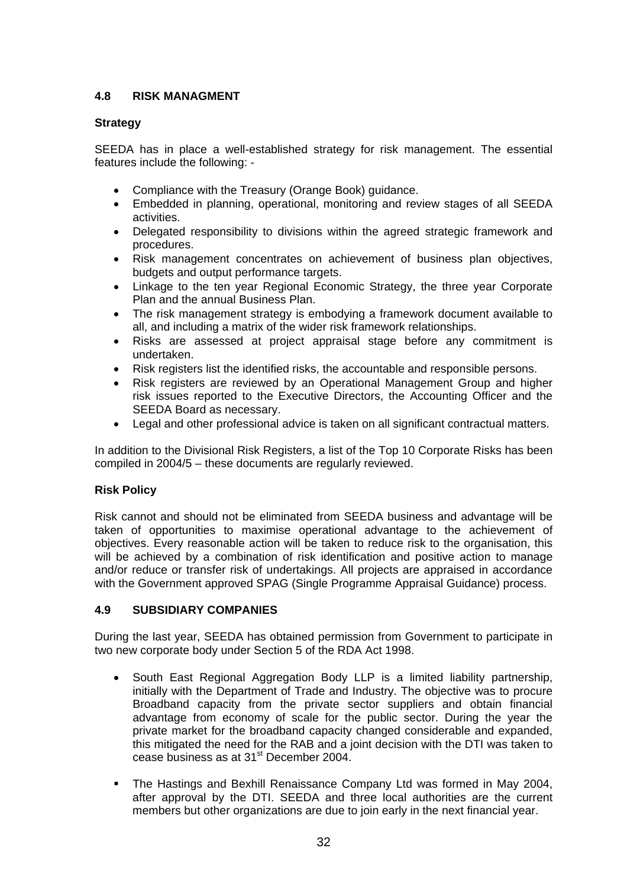## 4.8 RISK MANAGMENT

### Strategy

SEEDA has in place a well-established strategy for risk management. The essential features include the following: -

- Compliance with the Treasury (Orange Book) guidance.
- Embedded in planning, operational, monitoring and review stages of all SEEDA activities.
- Delegated responsibility to divisions within the agreed strategic framework and procedures.
- Risk management concentrates on achievement of business plan objectives, budgets and output performance targets.
- Linkage to the ten year Regional Economic Strategy, the three year Corporate Plan and the annual Business Plan.
- The risk management strategy is embodying a framework document available to all, and including a matrix of the wider risk framework relationships.
- Risks are assessed at project appraisal stage before any commitment is undertaken.
- Risk registers list the identified risks, the accountable and responsible persons.
- Risk registers are reviewed by an Operational Management Group and higher risk issues reported to the Executive Directors, the Accounting Officer and the SEEDA Board as necessary.
- Legal and other professional advice is taken on all significant contractual matters.

In addition to the Divisional Risk Registers, a list of the Top 10 Corporate Risks has been compiled in 2004/5 – these documents are regularly reviewed.

### Risk Policy

Risk cannot and should not be eliminated from SEEDA business and advantage will be taken of opportunities to maximise operational advantage to the achievement of objectives. Every reasonable action will be taken to reduce risk to the organisation, this will be achieved by a combination of risk identification and positive action to manage and/or reduce or transfer risk of undertakings. All projects are appraised in accordance with the Government approved SPAG (Single Programme Appraisal Guidance) process.

## 4.9 SUBSIDIARY COMPANIES

During the last year, SEEDA has obtained permission from Government to participate in two new corporate body under Section 5 of the RDA Act 1998.

- South East Regional Aggregation Body LLP is a limited liability partnership, initially with the Department of Trade and Industry. The objective was to procure Broadband capacity from the private sector suppliers and obtain financial advantage from economy of scale for the public sector. During the year the private market for the broadband capacity changed considerable and expanded, this mitigated the need for the RAB and a joint decision with the DTI was taken to cease business as at 31st December 2004.

- The Hastings and Bexhill Renaissance Company Ltd was formed in May 2004, after approval by the DTI. SEEDA and three local authorities are the current members but other organizations are due to join early in the next financial year.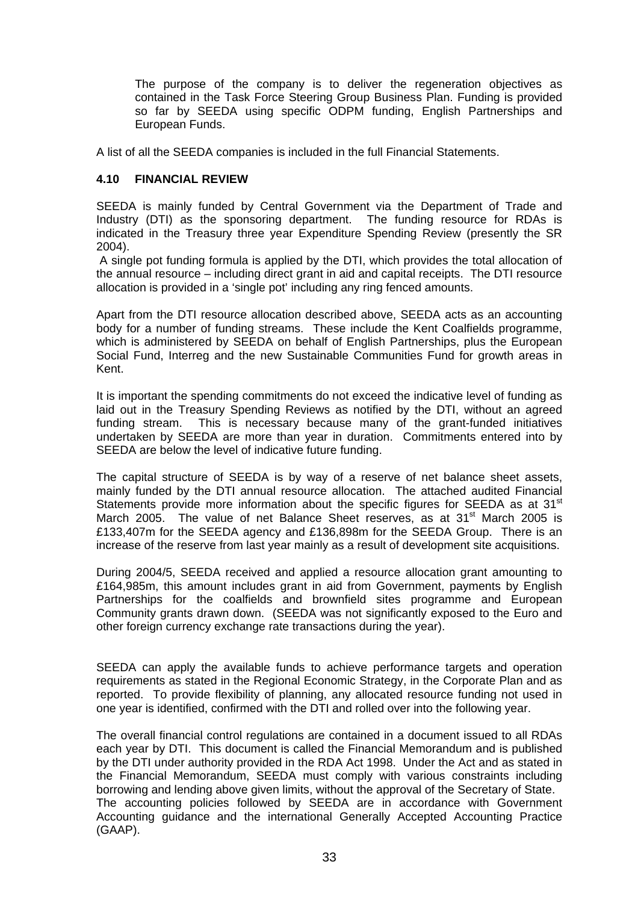The purpose of the company is to deliver the regeneration objectives as contained in the Task Force Steering Group Business Plan. Funding is provided so far by SEEDA using specific ODPM funding, English Partnerships and European Funds.

A list of all the SEEDA companies is included in the full Financial Statements.

### 4.10 FINANCIAL REVIEW

SEEDA is mainly funded by Central Government via the Department of Trade and Industry (DTI) as the sponsoring department. The funding resource for RDAs is indicated in the Treasury three year Expenditure Spending Review (presently the SR 2004).

A single pot funding formula is applied by the DTI, which provides the total allocation of the annual resource – including direct grant in aid and capital receipts. The DTI resource allocation is provided in a 'single pot' including any ring fenced amounts.

Apart from the DTI resource allocation described above, SEEDA acts as an accounting body for a number of funding streams. These include the Kent Coalfields programme, which is administered by SEEDA on behalf of English Partnerships, plus the European Social Fund, Interreg and the new Sustainable Communities Fund for growth areas in Kent.

It is important the spending commitments do not exceed the indicative level of funding as laid out in the Treasury Spending Reviews as notified by the DTI, without an agreed funding stream. This is necessary because many of the grant-funded initiatives undertaken by SEEDA are more than year in duration. Commitments entered into by SEEDA are below the level of indicative future funding.

The capital structure of SEEDA is by way of a reserve of net balance sheet assets, mainly funded by the DTI annual resource allocation. The attached audited Financial Statements provide more information about the specific figures for SEEDA as at 31st March 2005. The value of net Balance Sheet reserves, as at 31st March 2005 is £133,407m for the SEEDA agency and £136,898m for the SEEDA Group. There is an increase of the reserve from last year mainly as a result of development site acquisitions.

During 2004/5, SEEDA received and applied a resource allocation grant amounting to £164,985m, this amount includes grant in aid from Government, payments by English Partnerships for the coalfields and brownfield sites programme and European Community grants drawn down. (SEEDA was not significantly exposed to the Euro and other foreign currency exchange rate transactions during the year).

SEEDA can apply the available funds to achieve performance targets and operation requirements as stated in the Regional Economic Strategy, in the Corporate Plan and as reported. To provide flexibility of planning, any allocated resource funding not used in one year is identified, confirmed with the DTI and rolled over into the following year.

The overall financial control regulations are contained in a document issued to all RDAs each year by DTI. This document is called the Financial Memorandum and is published by the DTI under authority provided in the RDA Act 1998. Under the Act and as stated in the Financial Memorandum, SEEDA must comply with various constraints including borrowing and lending above given limits, without the approval of the Secretary of State.
The accounting policies followed by SEEDA are in accordance with Government Accounting guidance and the international Generally Accepted Accounting Practice (GAAP).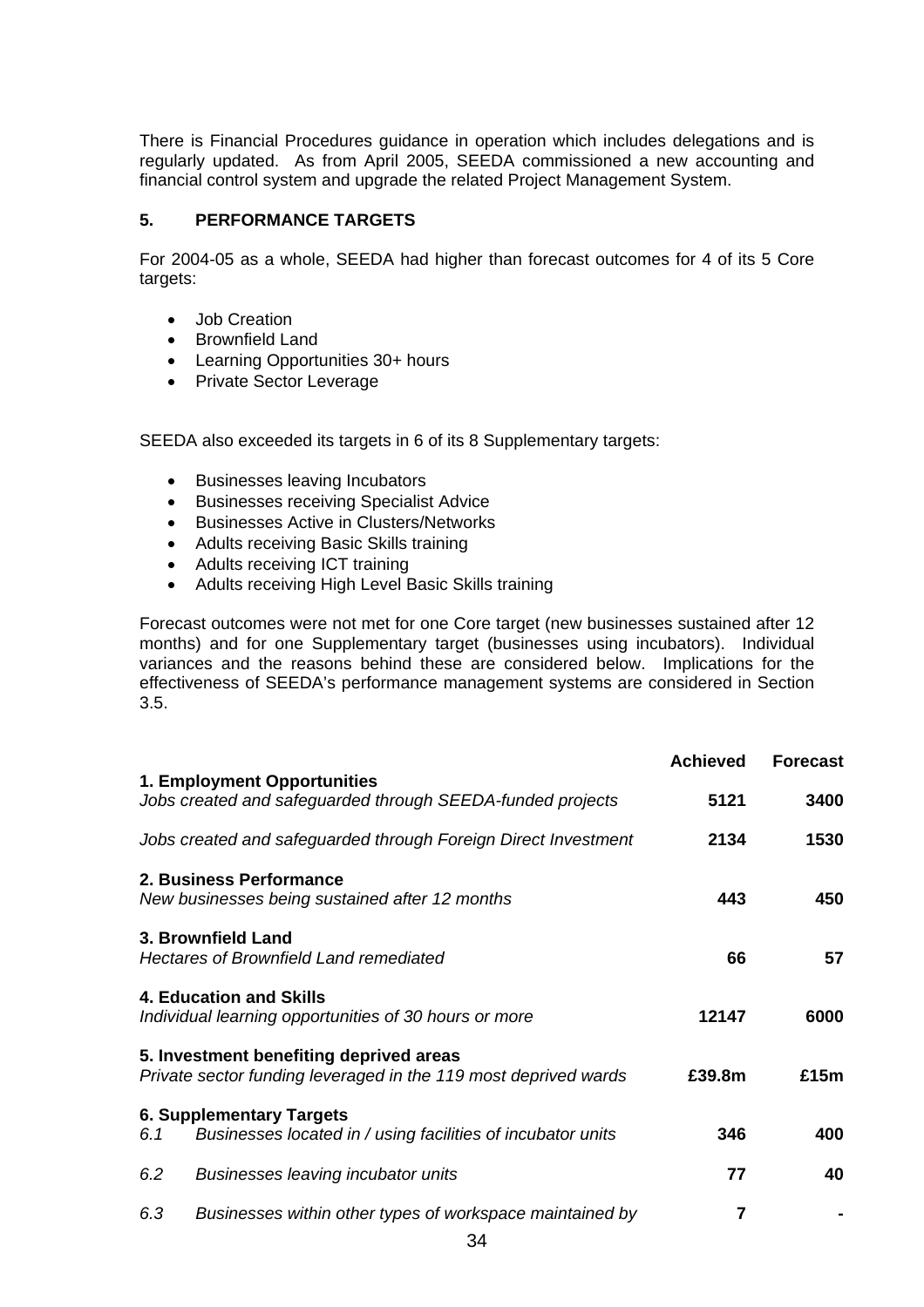There is Financial Procedures guidance in operation which includes delegations and is regularly updated. As from April 2005, SEEDA commissioned a new accounting and financial control system and upgrade the related Project Management System.

## 5. PERFORMANCE TARGETS

For 2004-05 as a whole, SEEDA had higher than forecast outcomes for 4 of its 5 Core targets:

- Job Creation
- Brownfield Land
- Learning Opportunities 30+ hours
- Private Sector Leverage

SEEDA also exceeded its targets in 6 of its 8 Supplementary targets:

- Businesses leaving Incubators
- Businesses receiving Specialist Advice
- Businesses Active in Clusters/Networks
- Adults receiving Basic Skills training
- Adults receiving ICT training
- Adults receiving High Level Basic Skills training

Forecast outcomes were not met for one Core target (new businesses sustained after 12 months) and for one Supplementary target (businesses using incubators). Individual variances and the reasons behind these are considered below. Implications for the effectiveness of SEEDA's performance management systems are considered in Section 3.5.

| | Achieved | Forecast |
|---|---|---|
| **1. Employment Opportunities** | | |
| *Jobs created and safeguarded through SEEDA-funded projects* | **5121** | **3400** |
| *Jobs created and safeguarded through Foreign Direct Investment* | **2134** | **1530** |
| **2. Business Performance** | | |
| *New businesses being sustained after 12 months* | **443** | **450** |
| **3. Brownfield Land** | | |
| *Hectares of Brownfield Land remediated* | **66** | **57** |
| **4. Education and Skills** | | |
| *Individual learning opportunities of 30 hours or more* | **12147** | **6000** |
| **5. Investment benefiting deprived areas** | | |
| *Private sector funding leveraged in the 119 most deprived wards* | **£39.8m** | **£15m** |
| **6. Supplementary Targets** | | |
| *6.1 Businesses located in / using facilities of incubator units* | **346** | **400** |
| *6.2 Businesses leaving incubator units* | **77** | **40** |
| *6.3 Businesses within other types of workspace maintained by* | **7** | **-** |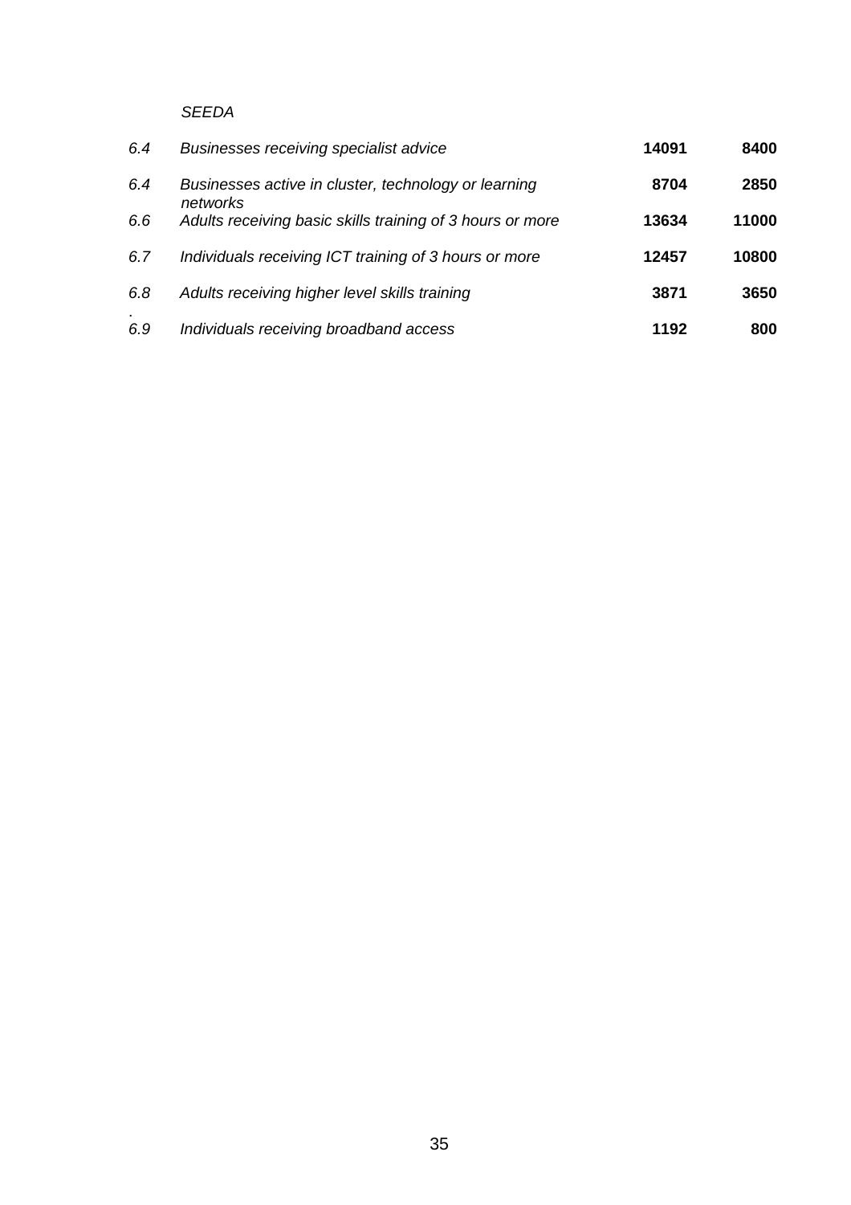*SEEDA*

| | | | |
|---|---|---|---|
| *6.4* | *Businesses receiving specialist advice* | **14091** | **8400** |
| *6.4* | *Businesses active in cluster, technology or learning networks* | **8704** | **2850** |
| *6.6* | *Adults receiving basic skills training of 3 hours or more* | **13634** | **11000** |
| *6.7* | *Individuals receiving ICT training of 3 hours or more* | **12457** | **10800** |
| *6.8* | *Adults receiving higher level skills training* | **3871** | **3650** |
| *6.9* | *Individuals receiving broadband access* | **1192** | **800** |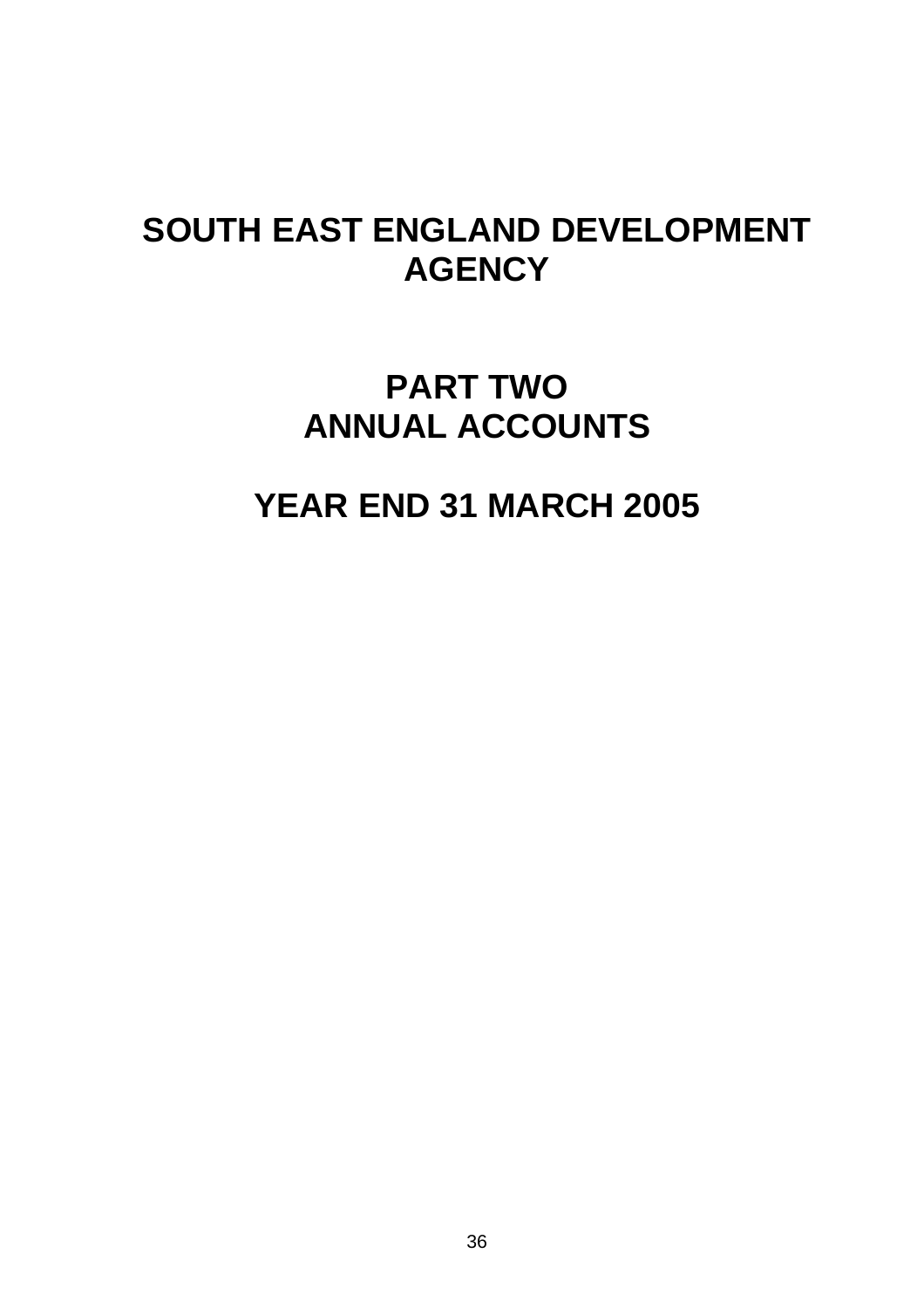# SOUTH EAST ENGLAND DEVELOPMENT AGENCY

# PART TWO
# ANNUAL ACCOUNTS

# YEAR END 31 MARCH 2005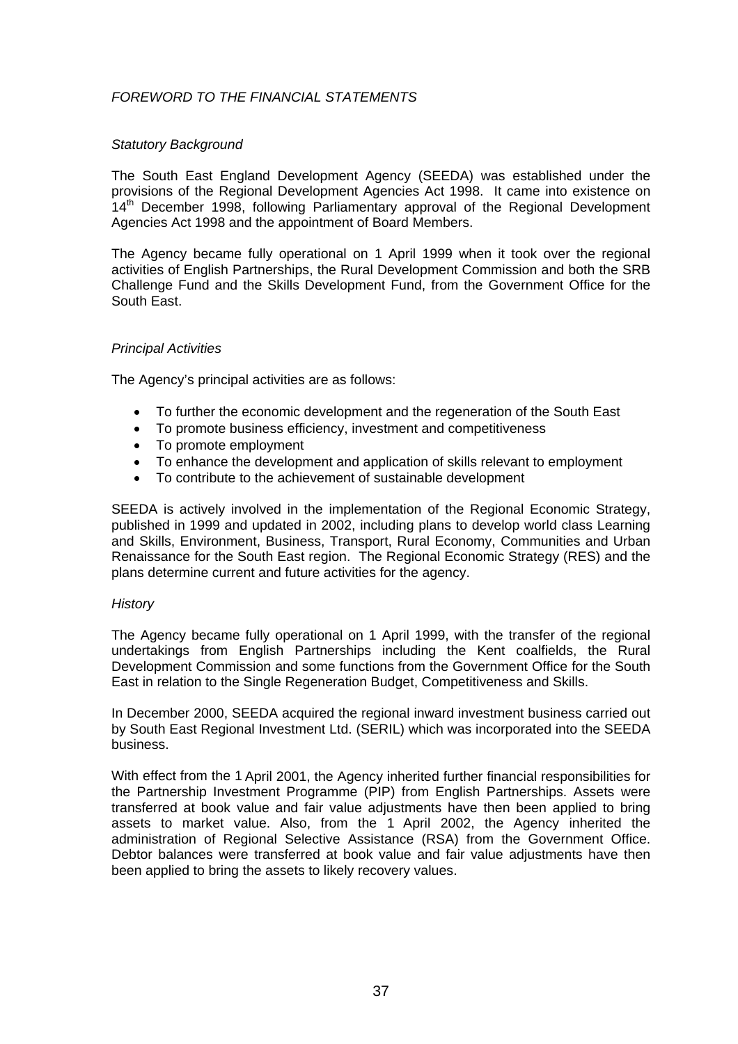*FOREWORD TO THE FINANCIAL STATEMENTS*

*Statutory Background*

The South East England Development Agency (SEEDA) was established under the provisions of the Regional Development Agencies Act 1998. It came into existence on 14th December 1998, following Parliamentary approval of the Regional Development Agencies Act 1998 and the appointment of Board Members.

The Agency became fully operational on 1 April 1999 when it took over the regional activities of English Partnerships, the Rural Development Commission and both the SRB Challenge Fund and the Skills Development Fund, from the Government Office for the South East.

*Principal Activities*

The Agency's principal activities are as follows:

- To further the economic development and the regeneration of the South East
- To promote business efficiency, investment and competitiveness
- To promote employment
- To enhance the development and application of skills relevant to employment
- To contribute to the achievement of sustainable development

SEEDA is actively involved in the implementation of the Regional Economic Strategy, published in 1999 and updated in 2002, including plans to develop world class Learning and Skills, Environment, Business, Transport, Rural Economy, Communities and Urban Renaissance for the South East region. The Regional Economic Strategy (RES) and the plans determine current and future activities for the agency.

*History*

The Agency became fully operational on 1 April 1999, with the transfer of the regional undertakings from English Partnerships including the Kent coalfields, the Rural Development Commission and some functions from the Government Office for the South East in relation to the Single Regeneration Budget, Competitiveness and Skills.

In December 2000, SEEDA acquired the regional inward investment business carried out by South East Regional Investment Ltd. (SERIL) which was incorporated into the SEEDA business.

With effect from the 1 April 2001, the Agency inherited further financial responsibilities for the Partnership Investment Programme (PIP) from English Partnerships. Assets were transferred at book value and fair value adjustments have then been applied to bring assets to market value. Also, from the 1 April 2002, the Agency inherited the administration of Regional Selective Assistance (RSA) from the Government Office. Debtor balances were transferred at book value and fair value adjustments have then been applied to bring the assets to likely recovery values.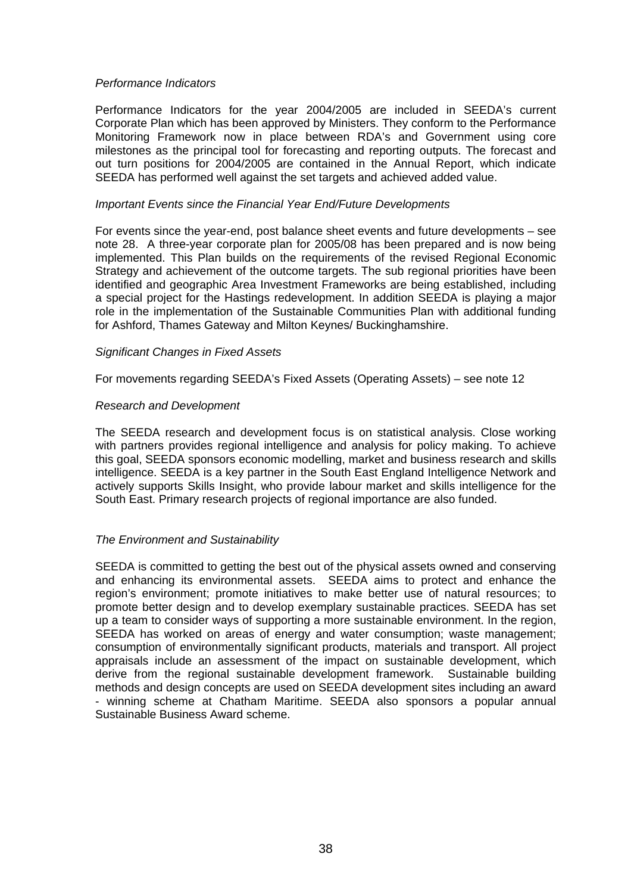*Performance Indicators*

Performance Indicators for the year 2004/2005 are included in SEEDA's current Corporate Plan which has been approved by Ministers. They conform to the Performance Monitoring Framework now in place between RDA's and Government using core milestones as the principal tool for forecasting and reporting outputs. The forecast and out turn positions for 2004/2005 are contained in the Annual Report, which indicate SEEDA has performed well against the set targets and achieved added value.

*Important Events since the Financial Year End/Future Developments*

For events since the year-end, post balance sheet events and future developments – see note 28. A three-year corporate plan for 2005/08 has been prepared and is now being implemented. This Plan builds on the requirements of the revised Regional Economic Strategy and achievement of the outcome targets. The sub regional priorities have been identified and geographic Area Investment Frameworks are being established, including a special project for the Hastings redevelopment. In addition SEEDA is playing a major role in the implementation of the Sustainable Communities Plan with additional funding for Ashford, Thames Gateway and Milton Keynes/ Buckinghamshire.

*Significant Changes in Fixed Assets*

For movements regarding SEEDA's Fixed Assets (Operating Assets) – see note 12

*Research and Development*

The SEEDA research and development focus is on statistical analysis. Close working with partners provides regional intelligence and analysis for policy making. To achieve this goal, SEEDA sponsors economic modelling, market and business research and skills intelligence. SEEDA is a key partner in the South East England Intelligence Network and actively supports Skills Insight, who provide labour market and skills intelligence for the South East. Primary research projects of regional importance are also funded.

*The Environment and Sustainability*

SEEDA is committed to getting the best out of the physical assets owned and conserving and enhancing its environmental assets. SEEDA aims to protect and enhance the region's environment; promote initiatives to make better use of natural resources; to promote better design and to develop exemplary sustainable practices. SEEDA has set up a team to consider ways of supporting a more sustainable environment. In the region, SEEDA has worked on areas of energy and water consumption; waste management; consumption of environmentally significant products, materials and transport. All project appraisals include an assessment of the impact on sustainable development, which derive from the regional sustainable development framework. Sustainable building methods and design concepts are used on SEEDA development sites including an award - winning scheme at Chatham Maritime. SEEDA also sponsors a popular annual Sustainable Business Award scheme.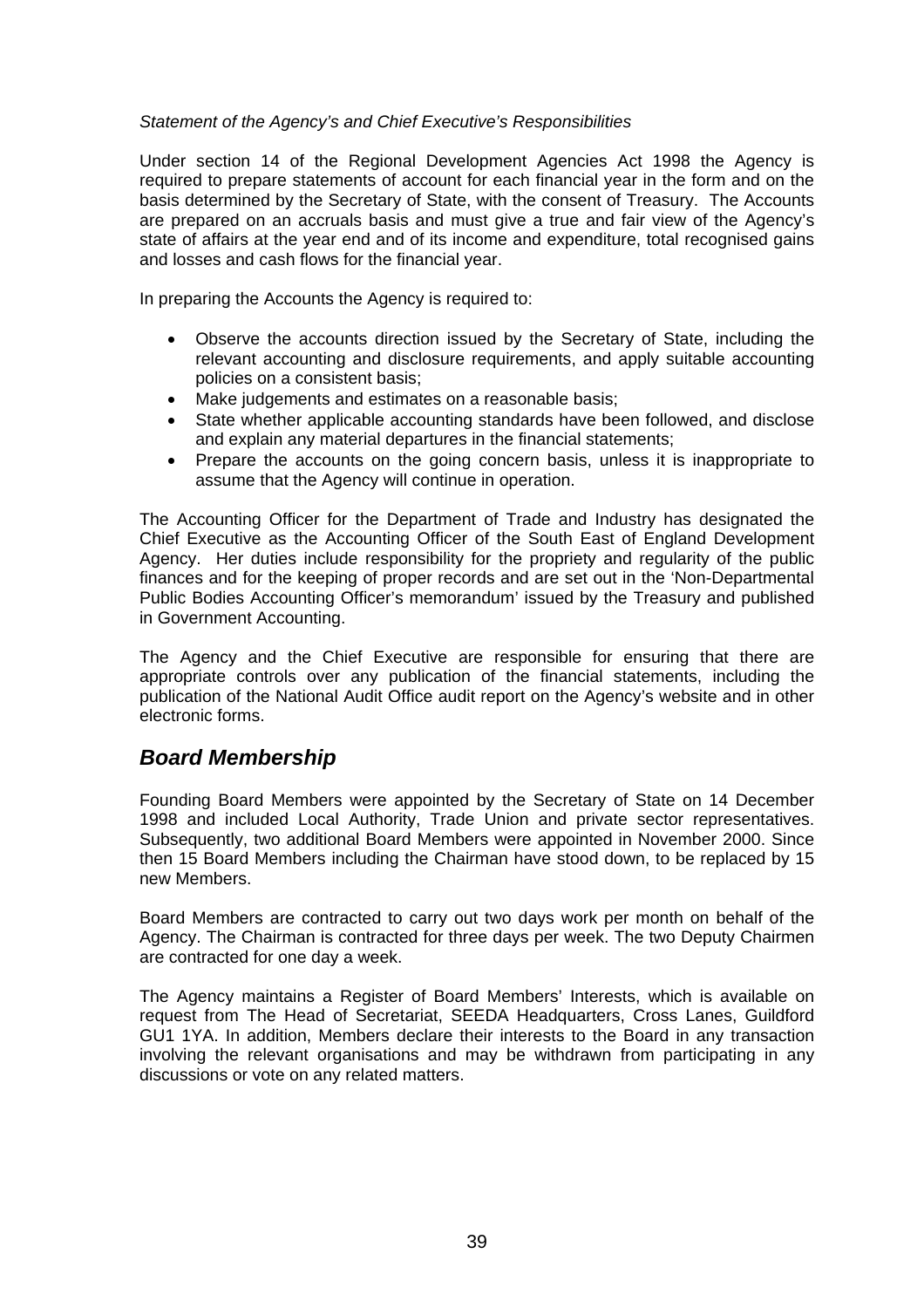*Statement of the Agency's and Chief Executive's Responsibilities*

Under section 14 of the Regional Development Agencies Act 1998 the Agency is required to prepare statements of account for each financial year in the form and on the basis determined by the Secretary of State, with the consent of Treasury. The Accounts are prepared on an accruals basis and must give a true and fair view of the Agency's state of affairs at the year end and of its income and expenditure, total recognised gains and losses and cash flows for the financial year.

In preparing the Accounts the Agency is required to:

- Observe the accounts direction issued by the Secretary of State, including the relevant accounting and disclosure requirements, and apply suitable accounting policies on a consistent basis;
- Make judgements and estimates on a reasonable basis;
- State whether applicable accounting standards have been followed, and disclose and explain any material departures in the financial statements;
- Prepare the accounts on the going concern basis, unless it is inappropriate to assume that the Agency will continue in operation.

The Accounting Officer for the Department of Trade and Industry has designated the Chief Executive as the Accounting Officer of the South East of England Development Agency. Her duties include responsibility for the propriety and regularity of the public finances and for the keeping of proper records and are set out in the 'Non-Departmental Public Bodies Accounting Officer's memorandum' issued by the Treasury and published in Government Accounting.

The Agency and the Chief Executive are responsible for ensuring that there are appropriate controls over any publication of the financial statements, including the publication of the National Audit Office audit report on the Agency's website and in other electronic forms.

## *Board Membership*

Founding Board Members were appointed by the Secretary of State on 14 December 1998 and included Local Authority, Trade Union and private sector representatives. Subsequently, two additional Board Members were appointed in November 2000. Since then 15 Board Members including the Chairman have stood down, to be replaced by 15 new Members.

Board Members are contracted to carry out two days work per month on behalf of the Agency. The Chairman is contracted for three days per week. The two Deputy Chairmen are contracted for one day a week.

The Agency maintains a Register of Board Members' Interests, which is available on request from The Head of Secretariat, SEEDA Headquarters, Cross Lanes, Guildford GU1 1YA. In addition, Members declare their interests to the Board in any transaction involving the relevant organisations and may be withdrawn from participating in any discussions or vote on any related matters.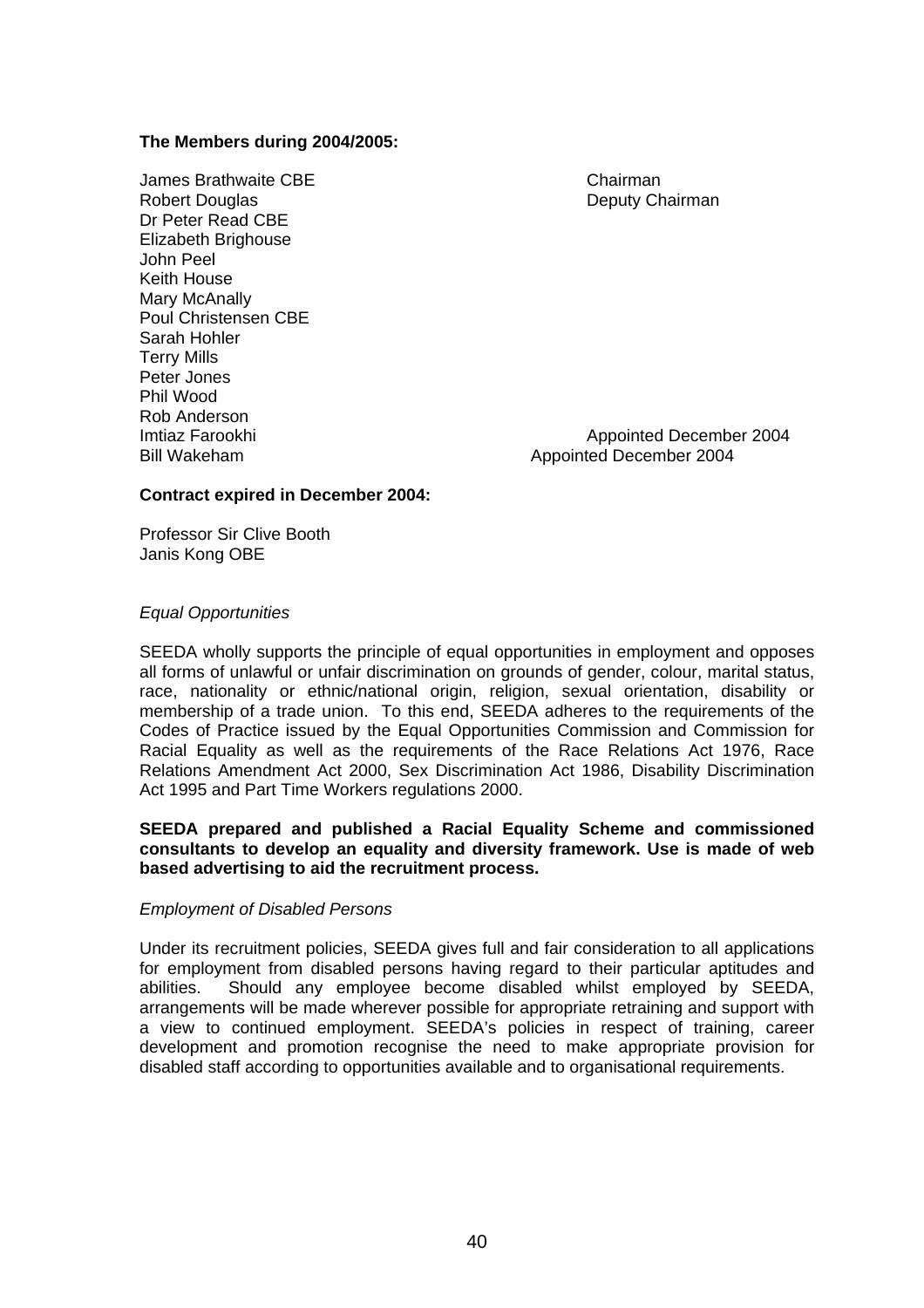**The Members during 2004/2005:**

| | |
|---|---|
| James Brathwaite CBE | Chairman |
| Robert Douglas | Deputy Chairman |
| Dr Peter Read CBE | |
| Elizabeth Brighouse | |
| John Peel | |
| Keith House | |
| Mary McAnally | |
| Poul Christensen CBE | |
| Sarah Hohler | |
| Terry Mills | |
| Peter Jones | |
| Phil Wood | |
| Rob Anderson | |
| Imtiaz Farookhi | Appointed December 2004 |
| Bill Wakeham | Appointed December 2004 |

**Contract expired in December 2004:**

Professor Sir Clive Booth
Janis Kong OBE

*Equal Opportunities*

SEEDA wholly supports the principle of equal opportunities in employment and opposes all forms of unlawful or unfair discrimination on grounds of gender, colour, marital status, race, nationality or ethnic/national origin, religion, sexual orientation, disability or membership of a trade union. To this end, SEEDA adheres to the requirements of the Codes of Practice issued by the Equal Opportunities Commission and Commission for Racial Equality as well as the requirements of the Race Relations Act 1976, Race Relations Amendment Act 2000, Sex Discrimination Act 1986, Disability Discrimination Act 1995 and Part Time Workers regulations 2000.

**SEEDA prepared and published a Racial Equality Scheme and commissioned consultants to develop an equality and diversity framework. Use is made of web based advertising to aid the recruitment process.**

*Employment of Disabled Persons*

Under its recruitment policies, SEEDA gives full and fair consideration to all applications for employment from disabled persons having regard to their particular aptitudes and abilities. Should any employee become disabled whilst employed by SEEDA, arrangements will be made wherever possible for appropriate retraining and support with a view to continued employment. SEEDA's policies in respect of training, career development and promotion recognise the need to make appropriate provision for disabled staff according to opportunities available and to organisational requirements.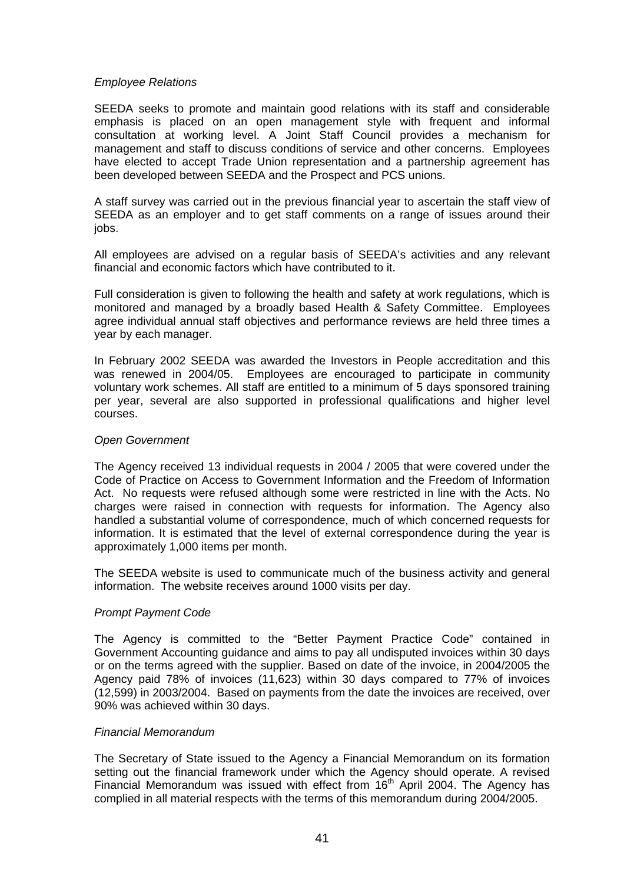*Employee Relations*

SEEDA seeks to promote and maintain good relations with its staff and considerable emphasis is placed on an open management style with frequent and informal consultation at working level. A Joint Staff Council provides a mechanism for management and staff to discuss conditions of service and other concerns. Employees have elected to accept Trade Union representation and a partnership agreement has been developed between SEEDA and the Prospect and PCS unions.

A staff survey was carried out in the previous financial year to ascertain the staff view of SEEDA as an employer and to get staff comments on a range of issues around their jobs.

All employees are advised on a regular basis of SEEDA's activities and any relevant financial and economic factors which have contributed to it.

Full consideration is given to following the health and safety at work regulations, which is monitored and managed by a broadly based Health & Safety Committee. Employees agree individual annual staff objectives and performance reviews are held three times a year by each manager.

In February 2002 SEEDA was awarded the Investors in People accreditation and this was renewed in 2004/05. Employees are encouraged to participate in community voluntary work schemes. All staff are entitled to a minimum of 5 days sponsored training per year, several are also supported in professional qualifications and higher level courses.

*Open Government*

The Agency received 13 individual requests in 2004 / 2005 that were covered under the Code of Practice on Access to Government Information and the Freedom of Information Act. No requests were refused although some were restricted in line with the Acts. No charges were raised in connection with requests for information. The Agency also handled a substantial volume of correspondence, much of which concerned requests for information. It is estimated that the level of external correspondence during the year is approximately 1,000 items per month.

The SEEDA website is used to communicate much of the business activity and general information. The website receives around 1000 visits per day.

*Prompt Payment Code*

The Agency is committed to the "Better Payment Practice Code" contained in Government Accounting guidance and aims to pay all undisputed invoices within 30 days or on the terms agreed with the supplier. Based on date of the invoice, in 2004/2005 the Agency paid 78% of invoices (11,623) within 30 days compared to 77% of invoices (12,599) in 2003/2004. Based on payments from the date the invoices are received, over 90% was achieved within 30 days.

*Financial Memorandum*

The Secretary of State issued to the Agency a Financial Memorandum on its formation setting out the financial framework under which the Agency should operate. A revised Financial Memorandum was issued with effect from 16th April 2004. The Agency has complied in all material respects with the terms of this memorandum during 2004/2005.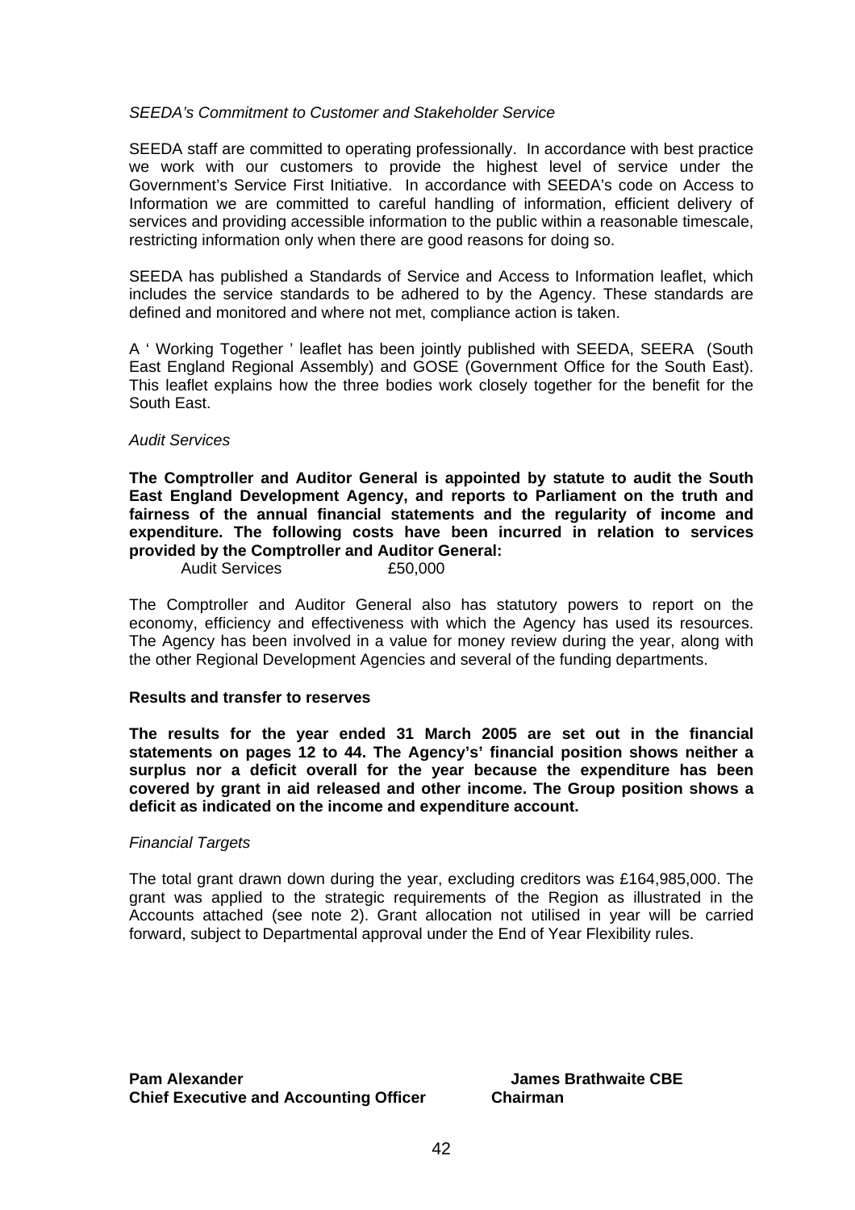*SEEDA's Commitment to Customer and Stakeholder Service*

SEEDA staff are committed to operating professionally. In accordance with best practice we work with our customers to provide the highest level of service under the Government's Service First Initiative. In accordance with SEEDA's code on Access to Information we are committed to careful handling of information, efficient delivery of services and providing accessible information to the public within a reasonable timescale, restricting information only when there are good reasons for doing so.

SEEDA has published a Standards of Service and Access to Information leaflet, which includes the service standards to be adhered to by the Agency. These standards are defined and monitored and where not met, compliance action is taken.

A ' Working Together ' leaflet has been jointly published with SEEDA, SEERA (South East England Regional Assembly) and GOSE (Government Office for the South East). This leaflet explains how the three bodies work closely together for the benefit for the South East.

*Audit Services*

**The Comptroller and Auditor General is appointed by statute to audit the South East England Development Agency, and reports to Parliament on the truth and fairness of the annual financial statements and the regularity of income and expenditure. The following costs have been incurred in relation to services provided by the Comptroller and Auditor General:**

Audit Services £50,000

The Comptroller and Auditor General also has statutory powers to report on the economy, efficiency and effectiveness with which the Agency has used its resources. The Agency has been involved in a value for money review during the year, along with the other Regional Development Agencies and several of the funding departments.

**Results and transfer to reserves**

**The results for the year ended 31 March 2005 are set out in the financial statements on pages 12 to 44. The Agency's' financial position shows neither a surplus nor a deficit overall for the year because the expenditure has been covered by grant in aid released and other income. The Group position shows a deficit as indicated on the income and expenditure account.**

*Financial Targets*

The total grant drawn down during the year, excluding creditors was £164,985,000. The grant was applied to the strategic requirements of the Region as illustrated in the Accounts attached (see note 2). Grant allocation not utilised in year will be carried forward, subject to Departmental approval under the End of Year Flexibility rules.

**Pam Alexander**
**Chief Executive and Accounting Officer**

**James Brathwaite CBE**
**Chairman**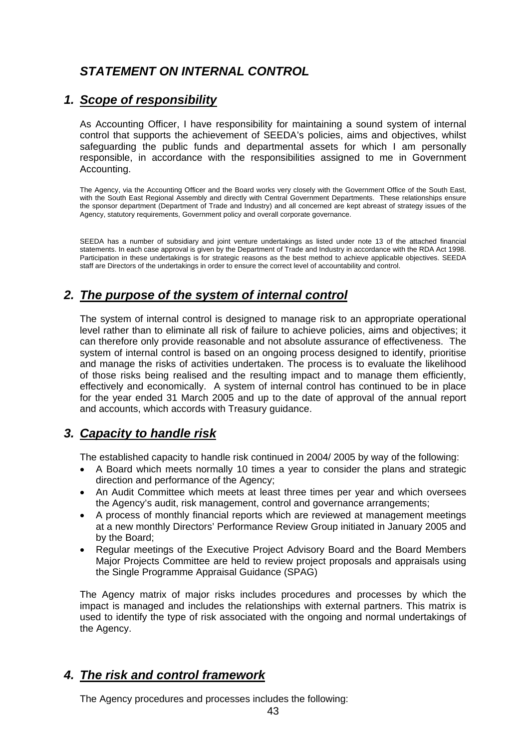## *STATEMENT ON INTERNAL CONTROL*

### *1. Scope of responsibility*

As Accounting Officer, I have responsibility for maintaining a sound system of internal control that supports the achievement of SEEDA's policies, aims and objectives, whilst safeguarding the public funds and departmental assets for which I am personally responsible, in accordance with the responsibilities assigned to me in Government Accounting.

The Agency, via the Accounting Officer and the Board works very closely with the Government Office of the South East, with the South East Regional Assembly and directly with Central Government Departments. These relationships ensure the sponsor department (Department of Trade and Industry) and all concerned are kept abreast of strategy issues of the Agency, statutory requirements, Government policy and overall corporate governance.

SEEDA has a number of subsidiary and joint venture undertakings as listed under note 13 of the attached financial statements. In each case approval is given by the Department of Trade and Industry in accordance with the RDA Act 1998. Participation in these undertakings is for strategic reasons as the best method to achieve applicable objectives. SEEDA staff are Directors of the undertakings in order to ensure the correct level of accountability and control.

### *2. The purpose of the system of internal control*

The system of internal control is designed to manage risk to an appropriate operational level rather than to eliminate all risk of failure to achieve policies, aims and objectives; it can therefore only provide reasonable and not absolute assurance of effectiveness. The system of internal control is based on an ongoing process designed to identify, prioritise and manage the risks of activities undertaken. The process is to evaluate the likelihood of those risks being realised and the resulting impact and to manage them efficiently, effectively and economically. A system of internal control has continued to be in place for the year ended 31 March 2005 and up to the date of approval of the annual report and accounts, which accords with Treasury guidance.

### *3. Capacity to handle risk*

The established capacity to handle risk continued in 2004/ 2005 by way of the following:

- A Board which meets normally 10 times a year to consider the plans and strategic direction and performance of the Agency;
- An Audit Committee which meets at least three times per year and which oversees the Agency's audit, risk management, control and governance arrangements;
- A process of monthly financial reports which are reviewed at management meetings at a new monthly Directors' Performance Review Group initiated in January 2005 and by the Board;
- Regular meetings of the Executive Project Advisory Board and the Board Members Major Projects Committee are held to review project proposals and appraisals using the Single Programme Appraisal Guidance (SPAG)

The Agency matrix of major risks includes procedures and processes by which the impact is managed and includes the relationships with external partners. This matrix is used to identify the type of risk associated with the ongoing and normal undertakings of the Agency.

### *4. The risk and control framework*

The Agency procedures and processes includes the following: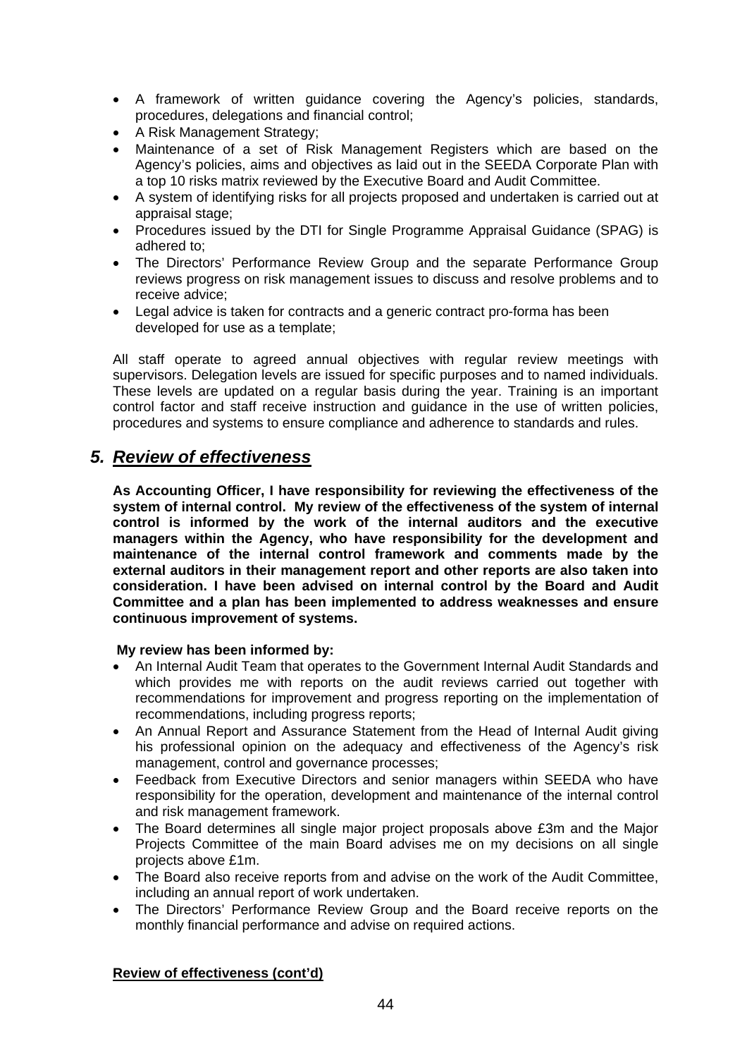- A framework of written guidance covering the Agency's policies, standards, procedures, delegations and financial control;
- A Risk Management Strategy;
- Maintenance of a set of Risk Management Registers which are based on the Agency's policies, aims and objectives as laid out in the SEEDA Corporate Plan with a top 10 risks matrix reviewed by the Executive Board and Audit Committee.
- A system of identifying risks for all projects proposed and undertaken is carried out at appraisal stage;
- Procedures issued by the DTI for Single Programme Appraisal Guidance (SPAG) is adhered to;
- The Directors' Performance Review Group and the separate Performance Group reviews progress on risk management issues to discuss and resolve problems and to receive advice;
- Legal advice is taken for contracts and a generic contract pro-forma has been developed for use as a template;

All staff operate to agreed annual objectives with regular review meetings with supervisors. Delegation levels are issued for specific purposes and to named individuals. These levels are updated on a regular basis during the year. Training is an important control factor and staff receive instruction and guidance in the use of written policies, procedures and systems to ensure compliance and adherence to standards and rules.

## *5. Review of effectiveness*

**As Accounting Officer, I have responsibility for reviewing the effectiveness of the system of internal control. My review of the effectiveness of the system of internal control is informed by the work of the internal auditors and the executive managers within the Agency, who have responsibility for the development and maintenance of the internal control framework and comments made by the external auditors in their management report and other reports are also taken into consideration. I have been advised on internal control by the Board and Audit Committee and a plan has been implemented to address weaknesses and ensure continuous improvement of systems.**

**My review has been informed by:**

- An Internal Audit Team that operates to the Government Internal Audit Standards and which provides me with reports on the audit reviews carried out together with recommendations for improvement and progress reporting on the implementation of recommendations, including progress reports;
- An Annual Report and Assurance Statement from the Head of Internal Audit giving his professional opinion on the adequacy and effectiveness of the Agency's risk management, control and governance processes;
- Feedback from Executive Directors and senior managers within SEEDA who have responsibility for the operation, development and maintenance of the internal control and risk management framework.
- The Board determines all single major project proposals above £3m and the Major Projects Committee of the main Board advises me on my decisions on all single projects above £1m.
- The Board also receive reports from and advise on the work of the Audit Committee, including an annual report of work undertaken.
- The Directors' Performance Review Group and the Board receive reports on the monthly financial performance and advise on required actions.

**Review of effectiveness (cont'd)**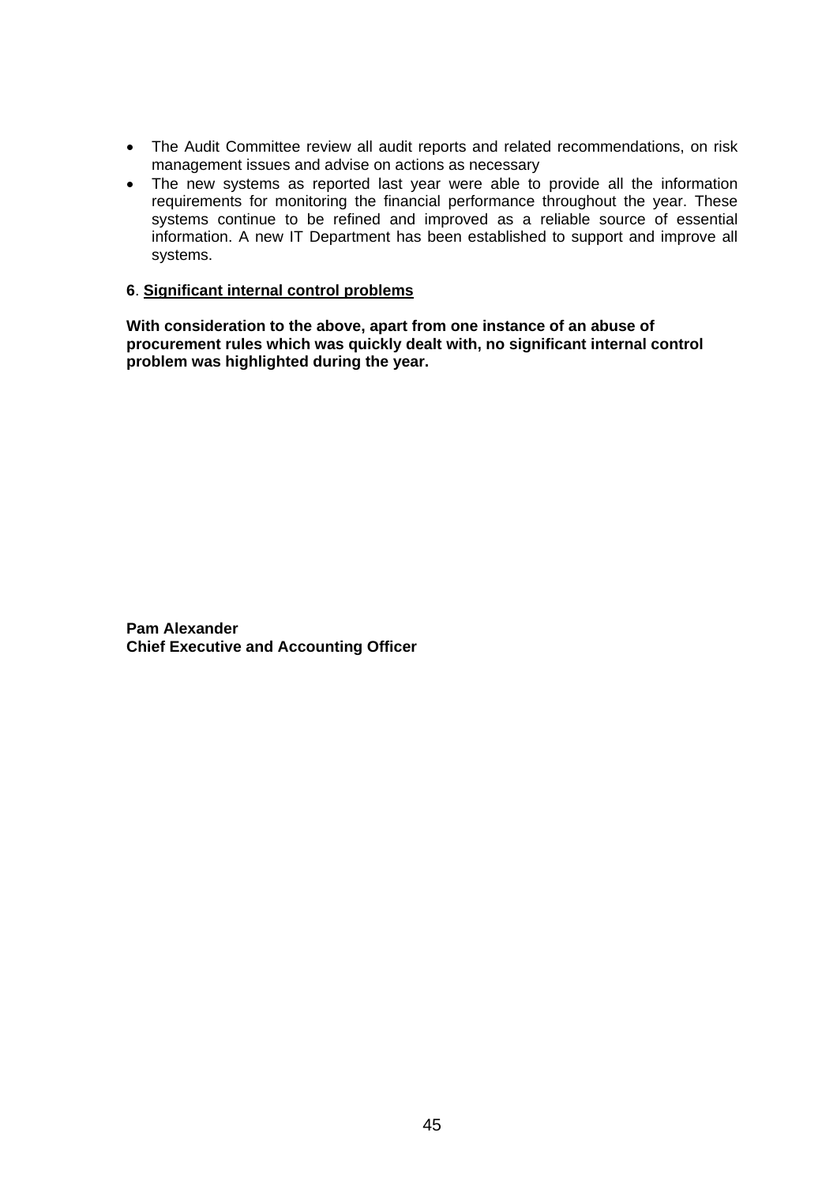- The Audit Committee review all audit reports and related recommendations, on risk management issues and advise on actions as necessary
- The new systems as reported last year were able to provide all the information requirements for monitoring the financial performance throughout the year. These systems continue to be refined and improved as a reliable source of essential information. A new IT Department has been established to support and improve all systems.

**6**. **Significant internal control problems**

**With consideration to the above, apart from one instance of an abuse of procurement rules which was quickly dealt with, no significant internal control problem was highlighted during the year.**

**Pam Alexander**
**Chief Executive and Accounting Officer**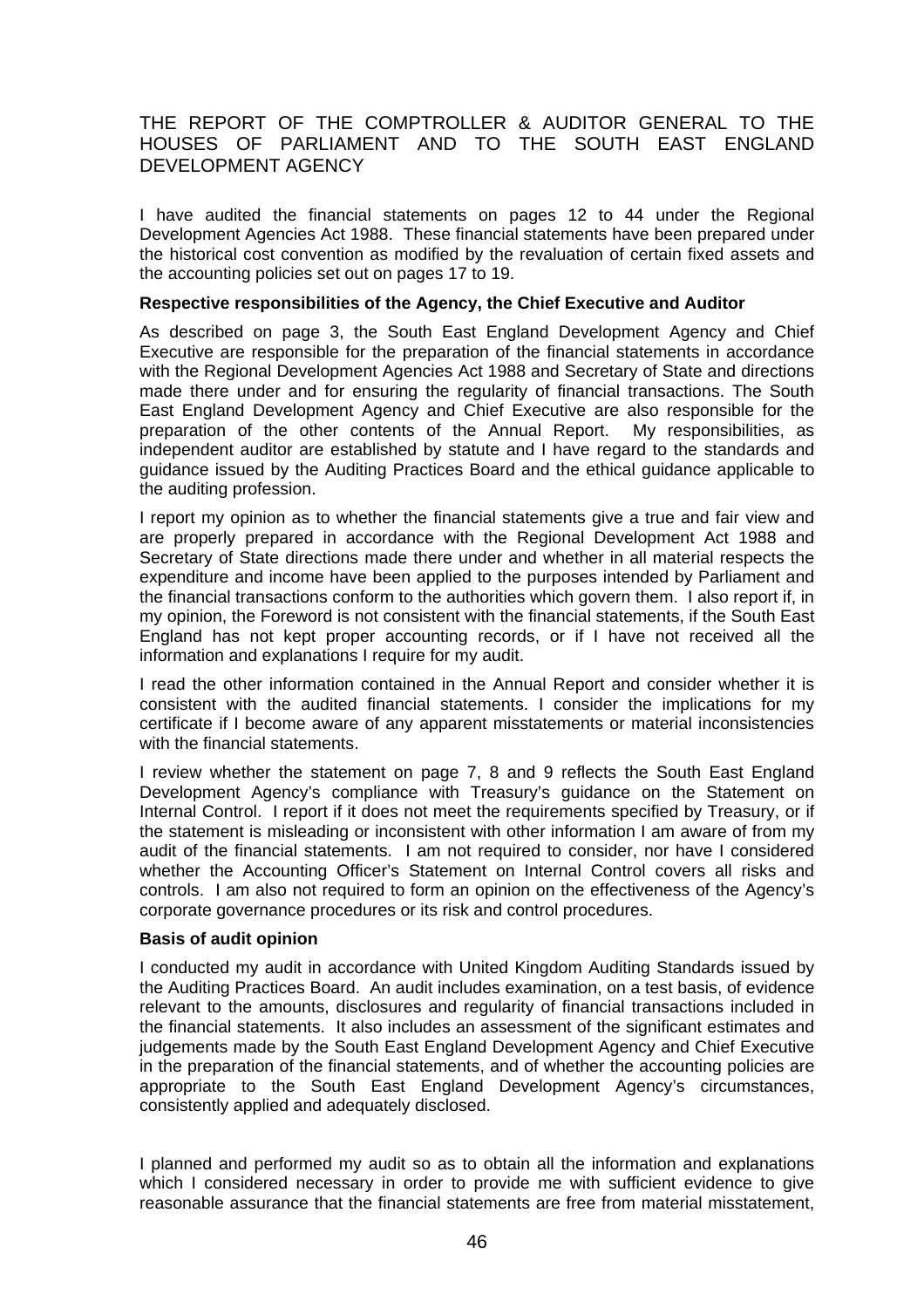# THE REPORT OF THE COMPTROLLER & AUDITOR GENERAL TO THE HOUSES OF PARLIAMENT AND TO THE SOUTH EAST ENGLAND DEVELOPMENT AGENCY

I have audited the financial statements on pages 12 to 44 under the Regional Development Agencies Act 1988. These financial statements have been prepared under the historical cost convention as modified by the revaluation of certain fixed assets and the accounting policies set out on pages 17 to 19.

**Respective responsibilities of the Agency, the Chief Executive and Auditor**

As described on page 3, the South East England Development Agency and Chief Executive are responsible for the preparation of the financial statements in accordance with the Regional Development Agencies Act 1988 and Secretary of State and directions made there under and for ensuring the regularity of financial transactions. The South East England Development Agency and Chief Executive are also responsible for the preparation of the other contents of the Annual Report. My responsibilities, as independent auditor are established by statute and I have regard to the standards and guidance issued by the Auditing Practices Board and the ethical guidance applicable to the auditing profession.

I report my opinion as to whether the financial statements give a true and fair view and are properly prepared in accordance with the Regional Development Act 1988 and Secretary of State directions made there under and whether in all material respects the expenditure and income have been applied to the purposes intended by Parliament and the financial transactions conform to the authorities which govern them. I also report if, in my opinion, the Foreword is not consistent with the financial statements, if the South East England has not kept proper accounting records, or if I have not received all the information and explanations I require for my audit.

I read the other information contained in the Annual Report and consider whether it is consistent with the audited financial statements. I consider the implications for my certificate if I become aware of any apparent misstatements or material inconsistencies with the financial statements.

I review whether the statement on page 7, 8 and 9 reflects the South East England Development Agency's compliance with Treasury's guidance on the Statement on Internal Control. I report if it does not meet the requirements specified by Treasury, or if the statement is misleading or inconsistent with other information I am aware of from my audit of the financial statements. I am not required to consider, nor have I considered whether the Accounting Officer's Statement on Internal Control covers all risks and controls. I am also not required to form an opinion on the effectiveness of the Agency's corporate governance procedures or its risk and control procedures.

**Basis of audit opinion**

I conducted my audit in accordance with United Kingdom Auditing Standards issued by the Auditing Practices Board. An audit includes examination, on a test basis, of evidence relevant to the amounts, disclosures and regularity of financial transactions included in the financial statements. It also includes an assessment of the significant estimates and judgements made by the South East England Development Agency and Chief Executive in the preparation of the financial statements, and of whether the accounting policies are appropriate to the South East England Development Agency's circumstances, consistently applied and adequately disclosed.

I planned and performed my audit so as to obtain all the information and explanations which I considered necessary in order to provide me with sufficient evidence to give reasonable assurance that the financial statements are free from material misstatement,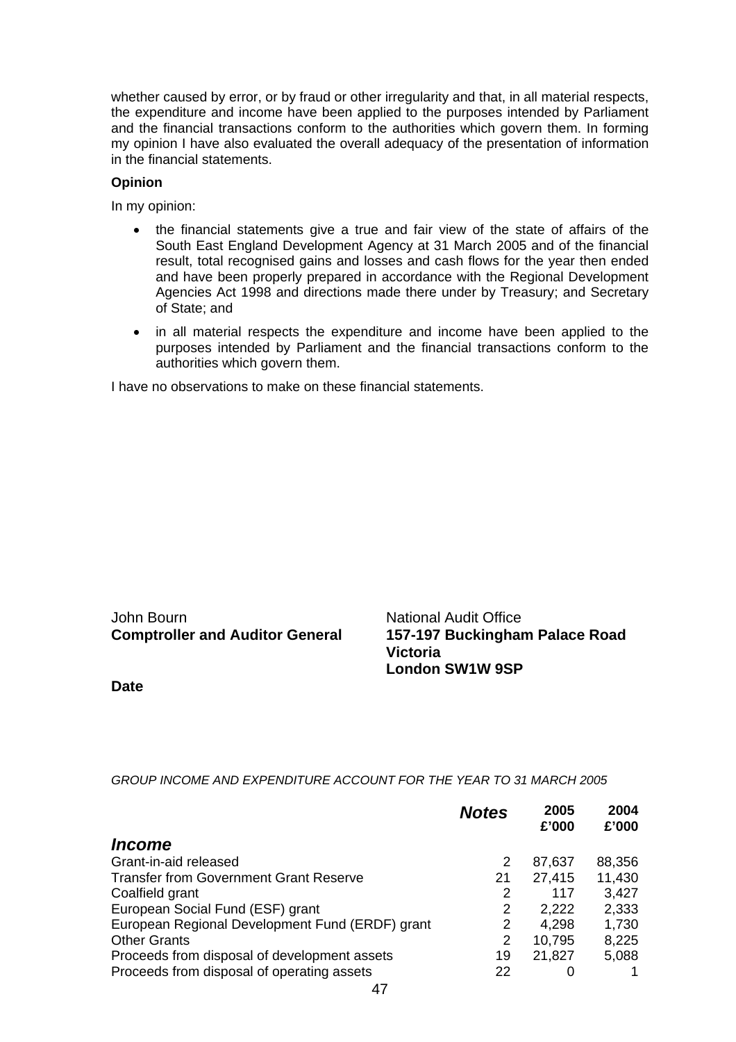whether caused by error, or by fraud or other irregularity and that, in all material respects, the expenditure and income have been applied to the purposes intended by Parliament and the financial transactions conform to the authorities which govern them. In forming my opinion I have also evaluated the overall adequacy of the presentation of information in the financial statements.

**Opinion**

In my opinion:

- the financial statements give a true and fair view of the state of affairs of the South East England Development Agency at 31 March 2005 and of the financial result, total recognised gains and losses and cash flows for the year then ended and have been properly prepared in accordance with the Regional Development Agencies Act 1998 and directions made there under by Treasury; and Secretary of State; and
- in all material respects the expenditure and income have been applied to the purposes intended by Parliament and the financial transactions conform to the authorities which govern them.

I have no observations to make on these financial statements.

John Bourn
**Comptroller and Auditor General**

**Date**

National Audit Office
**157-197 Buckingham Palace Road**
**Victoria**
**London SW1W 9SP**

*GROUP INCOME AND EXPENDITURE ACCOUNT FOR THE YEAR TO 31 MARCH 2005*

| | ***Notes*** | **2005 £'000** | **2004 £'000** |
|---|---|---|---|
| ***Income*** | | | |
| Grant-in-aid released | 2 | 87,637 | 88,356 |
| Transfer from Government Grant Reserve | 21 | 27,415 | 11,430 |
| Coalfield grant | 2 | 117 | 3,427 |
| European Social Fund (ESF) grant | 2 | 2,222 | 2,333 |
| European Regional Development Fund (ERDF) grant | 2 | 4,298 | 1,730 |
| Other Grants | 2 | 10,795 | 8,225 |
| Proceeds from disposal of development assets | 19 | 21,827 | 5,088 |
| Proceeds from disposal of operating assets | 22 | 0 | 1 |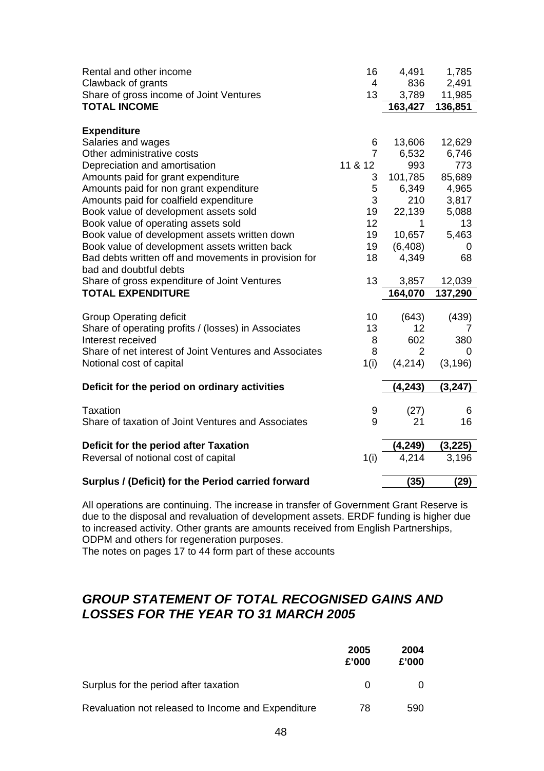| | | | |
|---|---|---|---|
| Rental and other income | 16 | 4,491 | 1,785 |
| Clawback of grants | 4 | 836 | 2,491 |
| Share of gross income of Joint Ventures | 13 | 3,789 | 11,985 |
| **TOTAL INCOME** | | **163,427** | **136,851** |
| | | | |
| **Expenditure** | | | |
| Salaries and wages | 6 | 13,606 | 12,629 |
| Other administrative costs | 7 | 6,532 | 6,746 |
| Depreciation and amortisation | 11 & 12 | 993 | 773 |
| Amounts paid for grant expenditure | 3 | 101,785 | 85,689 |
| Amounts paid for non grant expenditure | 5 | 6,349 | 4,965 |
| Amounts paid for coalfield expenditure | 3 | 210 | 3,817 |
| Book value of development assets sold | 19 | 22,139 | 5,088 |
| Book value of operating assets sold | 12 | 1 | 13 |
| Book value of development assets written down | 19 | 10,657 | 5,463 |
| Book value of development assets written back | 19 | (6,408) | 0 |
| Bad debts written off and movements in provision for bad and doubtful debts | 18 | 4,349 | 68 |
| Share of gross expenditure of Joint Ventures | 13 | 3,857 | 12,039 |
| **TOTAL EXPENDITURE** | | **164,070** | **137,290** |
| | | | |
| Group Operating deficit | 10 | (643) | (439) |
| Share of operating profits / (losses) in Associates | 13 | 12 | 7 |
| Interest received | 8 | 602 | 380 |
| Share of net interest of Joint Ventures and Associates | 8 | 2 | 0 |
| Notional cost of capital | 1(i) | (4,214) | (3,196) |
| | | | |
| **Deficit for the period on ordinary activities** | | **(4,243)** | **(3,247)** |
| | | | |
| Taxation | 9 | (27) | 6 |
| Share of taxation of Joint Ventures and Associates | 9 | 21 | 16 |
| | | | |
| **Deficit for the period after Taxation** | | **(4,249)** | **(3,225)** |
| Reversal of notional cost of capital | 1(i) | 4,214 | 3,196 |
| | | | |
| **Surplus / (Deficit) for the Period carried forward** | | **(35)** | **(29)** |

All operations are continuing. The increase in transfer of Government Grant Reserve is due to the disposal and revaluation of development assets. ERDF funding is higher due to increased activity. Other grants are amounts received from English Partnerships, ODPM and others for regeneration purposes.
The notes on pages 17 to 44 form part of these accounts

## *GROUP STATEMENT OF TOTAL RECOGNISED GAINS AND LOSSES FOR THE YEAR TO 31 MARCH 2005*

| | 2005 £'000 | 2004 £'000 |
|---|---|---|
| Surplus for the period after taxation | 0 | 0 |
| Revaluation not released to Income and Expenditure | 78 | 590 |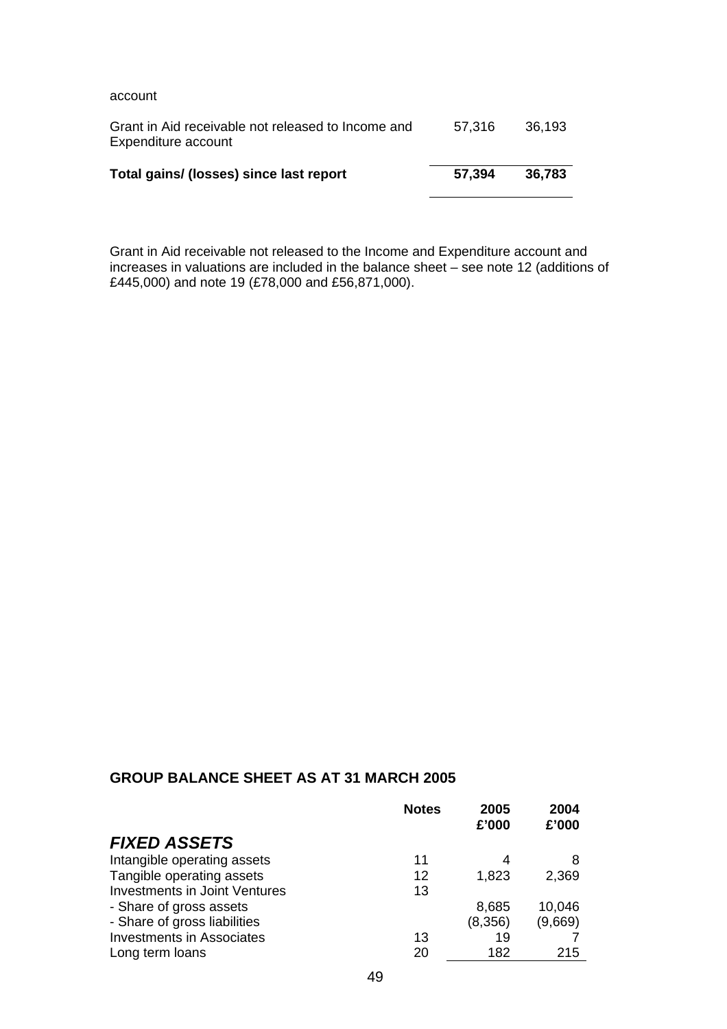account

| | | |
|---|---|---|
| Grant in Aid receivable not released to Income and Expenditure account | 57,316 | 36,193 |
| **Total gains/ (losses) since last report** | **57,394** | **36,783** |

Grant in Aid receivable not released to the Income and Expenditure account and increases in valuations are included in the balance sheet – see note 12 (additions of £445,000) and note 19 (£78,000 and £56,871,000).

## GROUP BALANCE SHEET AS AT 31 MARCH 2005

| | Notes | 2005<br>£'000 | 2004<br>£'000 |
|---|---|---|---|
| ***FIXED ASSETS*** | | | |
| Intangible operating assets | 11 | 4 | 8 |
| Tangible operating assets | 12 | 1,823 | 2,369 |
| Investments in Joint Ventures | 13 | | |
| - Share of gross assets | | 8,685 | 10,046 |
| - Share of gross liabilities | | (8,356) | (9,669) |
| Investments in Associates | 13 | 19 | 7 |
| Long term loans | 20 | 182 | 215 |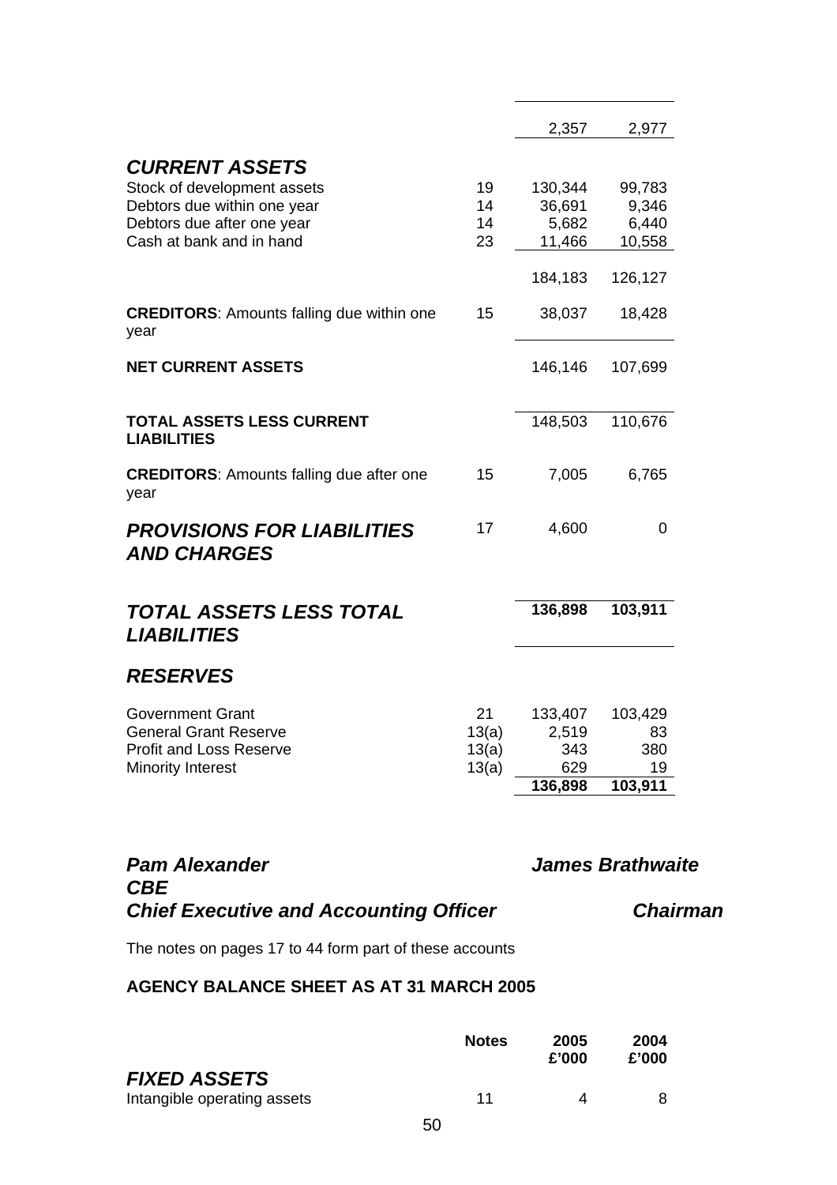| | | | |
|---|---|---|---|
| | | 2,357 | 2,977 |
| ***CURRENT ASSETS*** | | | |
| Stock of development assets | 19 | 130,344 | 99,783 |
| Debtors due within one year | 14 | 36,691 | 9,346 |
| Debtors due after one year | 14 | 5,682 | 6,440 |
| Cash at bank and in hand | 23 | 11,466 | 10,558 |
| | | 184,183 | 126,127 |
| **CREDITORS**: Amounts falling due within one year | 15 | 38,037 | 18,428 |
| **NET CURRENT ASSETS** | | 146,146 | 107,699 |
| **TOTAL ASSETS LESS CURRENT LIABILITIES** | | 148,503 | 110,676 |
| **CREDITORS**: Amounts falling due after one year | 15 | 7,005 | 6,765 |
| ***PROVISIONS FOR LIABILITIES AND CHARGES*** | 17 | 4,600 | 0 |
| ***TOTAL ASSETS LESS TOTAL LIABILITIES*** | | **136,898** | **103,911** |
| ***RESERVES*** | | | |
| Government Grant | 21 | 133,407 | 103,429 |
| General Grant Reserve | 13(a) | 2,519 | 83 |
| Profit and Loss Reserve | 13(a) | 343 | 380 |
| Minority Interest | 13(a) | 629 | 19 |
| | | **136,898** | **103,911** |

***Pam Alexander CBE***
***Chief Executive and Accounting Officer***

***James Brathwaite***
***Chairman***

The notes on pages 17 to 44 form part of these accounts

**AGENCY BALANCE SHEET AS AT 31 MARCH 2005**

| | **Notes** | **2005 £'000** | **2004 £'000** |
|---|---|---|---|
| ***FIXED ASSETS*** | | | |
| Intangible operating assets | 11 | 4 | 8 |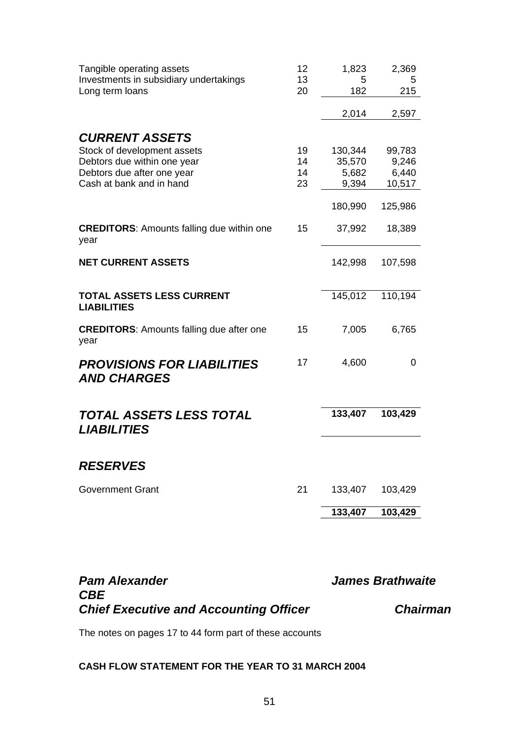| | Note | | |
|---|---|---|---|
| Tangible operating assets | 12 | 1,823 | 2,369 |
| Investments in subsidiary undertakings | 13 | 5 | 5 |
| Long term loans | 20 | 182 | 215 |
| | | 2,014 | 2,597 |
| ***CURRENT ASSETS*** | | | |
| Stock of development assets | 19 | 130,344 | 99,783 |
| Debtors due within one year | 14 | 35,570 | 9,246 |
| Debtors due after one year | 14 | 5,682 | 6,440 |
| Cash at bank and in hand | 23 | 9,394 | 10,517 |
| | | 180,990 | 125,986 |
| **CREDITORS**: Amounts falling due within one year | 15 | 37,992 | 18,389 |
| **NET CURRENT ASSETS** | | 142,998 | 107,598 |
| **TOTAL ASSETS LESS CURRENT LIABILITIES** | | 145,012 | 110,194 |
| **CREDITORS**: Amounts falling due after one year | 15 | 7,005 | 6,765 |
| ***PROVISIONS FOR LIABILITIES AND CHARGES*** | 17 | 4,600 | 0 |
| ***TOTAL ASSETS LESS TOTAL LIABILITIES*** | | **133,407** | **103,429** |
| ***RESERVES*** | | | |
| Government Grant | 21 | 133,407 | 103,429 |
| | | **133,407** | **103,429** |

***Pam Alexander CBE***
***Chief Executive and Accounting Officer***

***James Brathwaite***
***Chairman***

The notes on pages 17 to 44 form part of these accounts

**CASH FLOW STATEMENT FOR THE YEAR TO 31 MARCH 2004**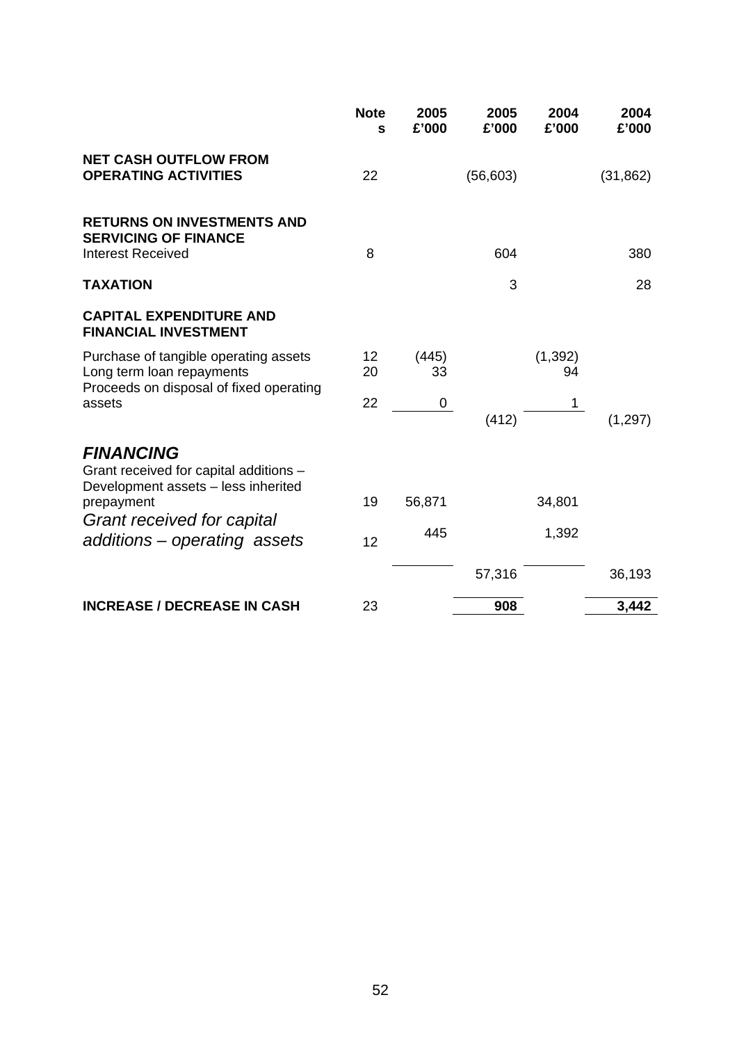|  | Notes | 2005 £'000 | 2005 £'000 | 2004 £'000 | 2004 £'000 |
|---|---|---|---|---|---|
| **NET CASH OUTFLOW FROM OPERATING ACTIVITIES** | 22 |  | (56,603) |  | (31,862) |
| **RETURNS ON INVESTMENTS AND SERVICING OF FINANCE** |  |  |  |  |  |
| Interest Received | 8 |  | 604 |  | 380 |
| **TAXATION** |  |  | 3 |  | 28 |
| **CAPITAL EXPENDITURE AND FINANCIAL INVESTMENT** |  |  |  |  |  |
| Purchase of tangible operating assets | 12 | (445) |  | (1,392) |  |
| Long term loan repayments | 20 | 33 |  | 94 |  |
| Proceeds on disposal of fixed operating assets | 22 | 0 |  | 1 |  |
|  |  |  | (412) |  | (1,297) |
| ***FINANCING*** |  |  |  |  |  |
| Grant received for capital additions – Development assets – less inherited prepayment | 19 | 56,871 |  | 34,801 |  |
| *Grant received for capital additions – operating assets* | 12 | 445 |  | 1,392 |  |
|  |  |  | 57,316 |  | 36,193 |
| **INCREASE / DECREASE IN CASH** | 23 |  | **908** |  | **3,442** |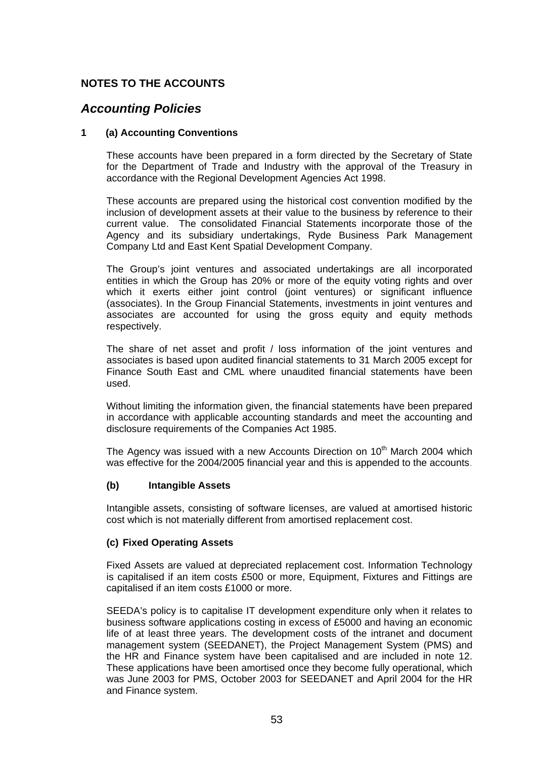## NOTES TO THE ACCOUNTS

## *Accounting Policies*

### 1 (a) Accounting Conventions

These accounts have been prepared in a form directed by the Secretary of State for the Department of Trade and Industry with the approval of the Treasury in accordance with the Regional Development Agencies Act 1998.

These accounts are prepared using the historical cost convention modified by the inclusion of development assets at their value to the business by reference to their current value. The consolidated Financial Statements incorporate those of the Agency and its subsidiary undertakings, Ryde Business Park Management Company Ltd and East Kent Spatial Development Company.

The Group's joint ventures and associated undertakings are all incorporated entities in which the Group has 20% or more of the equity voting rights and over which it exerts either joint control (joint ventures) or significant influence (associates). In the Group Financial Statements, investments in joint ventures and associates are accounted for using the gross equity and equity methods respectively.

The share of net asset and profit / loss information of the joint ventures and associates is based upon audited financial statements to 31 March 2005 except for Finance South East and CML where unaudited financial statements have been used.

Without limiting the information given, the financial statements have been prepared in accordance with applicable accounting standards and meet the accounting and disclosure requirements of the Companies Act 1985.

The Agency was issued with a new Accounts Direction on 10th March 2004 which was effective for the 2004/2005 financial year and this is appended to the accounts.

### (b) Intangible Assets

Intangible assets, consisting of software licenses, are valued at amortised historic cost which is not materially different from amortised replacement cost.

### (c) Fixed Operating Assets

Fixed Assets are valued at depreciated replacement cost. Information Technology is capitalised if an item costs £500 or more, Equipment, Fixtures and Fittings are capitalised if an item costs £1000 or more.

SEEDA's policy is to capitalise IT development expenditure only when it relates to business software applications costing in excess of £5000 and having an economic life of at least three years. The development costs of the intranet and document management system (SEEDANET), the Project Management System (PMS) and the HR and Finance system have been capitalised and are included in note 12. These applications have been amortised once they become fully operational, which was June 2003 for PMS, October 2003 for SEEDANET and April 2004 for the HR and Finance system.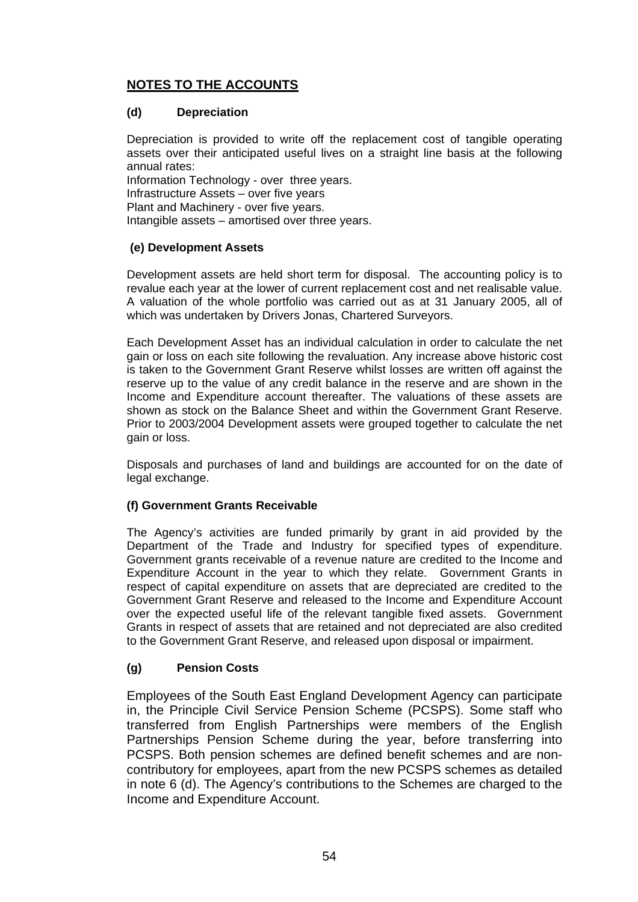## NOTES TO THE ACCOUNTS

### (d) Depreciation

Depreciation is provided to write off the replacement cost of tangible operating assets over their anticipated useful lives on a straight line basis at the following annual rates:

Information Technology - over three years.
Infrastructure Assets – over five years
Plant and Machinery - over five years.
Intangible assets – amortised over three years.

### (e) Development Assets

Development assets are held short term for disposal. The accounting policy is to revalue each year at the lower of current replacement cost and net realisable value. A valuation of the whole portfolio was carried out as at 31 January 2005, all of which was undertaken by Drivers Jonas, Chartered Surveyors.

Each Development Asset has an individual calculation in order to calculate the net gain or loss on each site following the revaluation. Any increase above historic cost is taken to the Government Grant Reserve whilst losses are written off against the reserve up to the value of any credit balance in the reserve and are shown in the Income and Expenditure account thereafter. The valuations of these assets are shown as stock on the Balance Sheet and within the Government Grant Reserve. Prior to 2003/2004 Development assets were grouped together to calculate the net gain or loss.

Disposals and purchases of land and buildings are accounted for on the date of legal exchange.

### (f) Government Grants Receivable

The Agency's activities are funded primarily by grant in aid provided by the Department of the Trade and Industry for specified types of expenditure. Government grants receivable of a revenue nature are credited to the Income and Expenditure Account in the year to which they relate. Government Grants in respect of capital expenditure on assets that are depreciated are credited to the Government Grant Reserve and released to the Income and Expenditure Account over the expected useful life of the relevant tangible fixed assets. Government Grants in respect of assets that are retained and not depreciated are also credited to the Government Grant Reserve, and released upon disposal or impairment.

### (g) Pension Costs

Employees of the South East England Development Agency can participate in, the Principle Civil Service Pension Scheme (PCSPS). Some staff who transferred from English Partnerships were members of the English Partnerships Pension Scheme during the year, before transferring into PCSPS. Both pension schemes are defined benefit schemes and are non-contributory for employees, apart from the new PCSPS schemes as detailed in note 6 (d). The Agency's contributions to the Schemes are charged to the Income and Expenditure Account.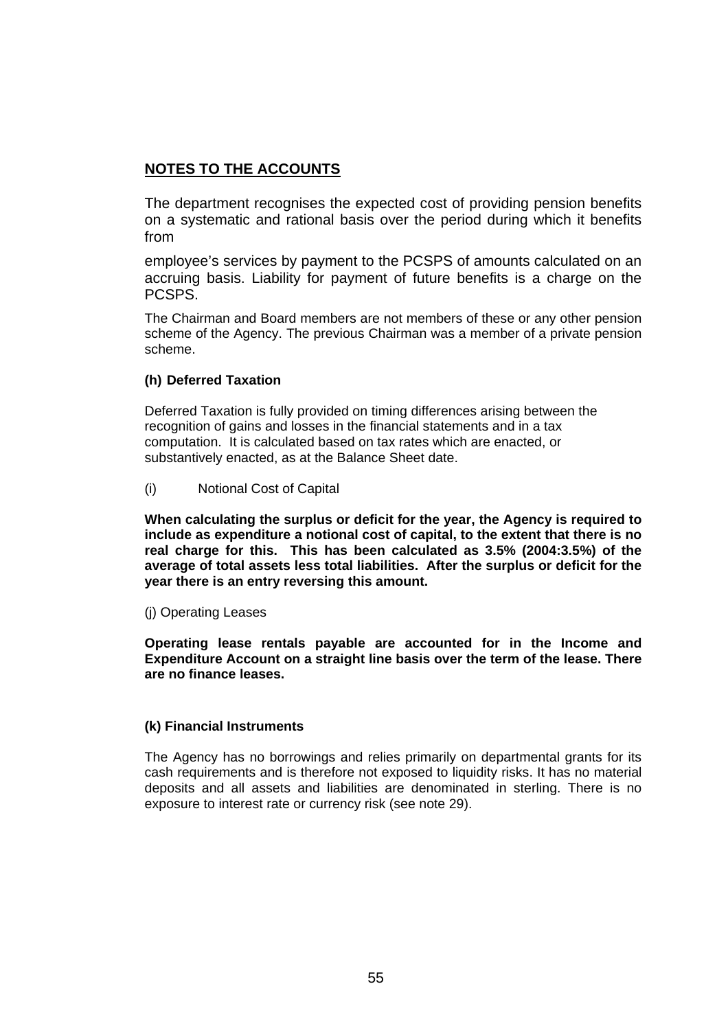## NOTES TO THE ACCOUNTS

The department recognises the expected cost of providing pension benefits on a systematic and rational basis over the period during which it benefits from

employee's services by payment to the PCSPS of amounts calculated on an accruing basis. Liability for payment of future benefits is a charge on the PCSPS.

The Chairman and Board members are not members of these or any other pension scheme of the Agency. The previous Chairman was a member of a private pension scheme.

**(h) Deferred Taxation**

Deferred Taxation is fully provided on timing differences arising between the recognition of gains and losses in the financial statements and in a tax computation. It is calculated based on tax rates which are enacted, or substantively enacted, as at the Balance Sheet date.

(i) Notional Cost of Capital

**When calculating the surplus or deficit for the year, the Agency is required to include as expenditure a notional cost of capital, to the extent that there is no real charge for this. This has been calculated as 3.5% (2004:3.5%) of the average of total assets less total liabilities. After the surplus or deficit for the year there is an entry reversing this amount.**

(j) Operating Leases

**Operating lease rentals payable are accounted for in the Income and Expenditure Account on a straight line basis over the term of the lease. There are no finance leases.**

**(k) Financial Instruments**

The Agency has no borrowings and relies primarily on departmental grants for its cash requirements and is therefore not exposed to liquidity risks. It has no material deposits and all assets and liabilities are denominated in sterling. There is no exposure to interest rate or currency risk (see note 29).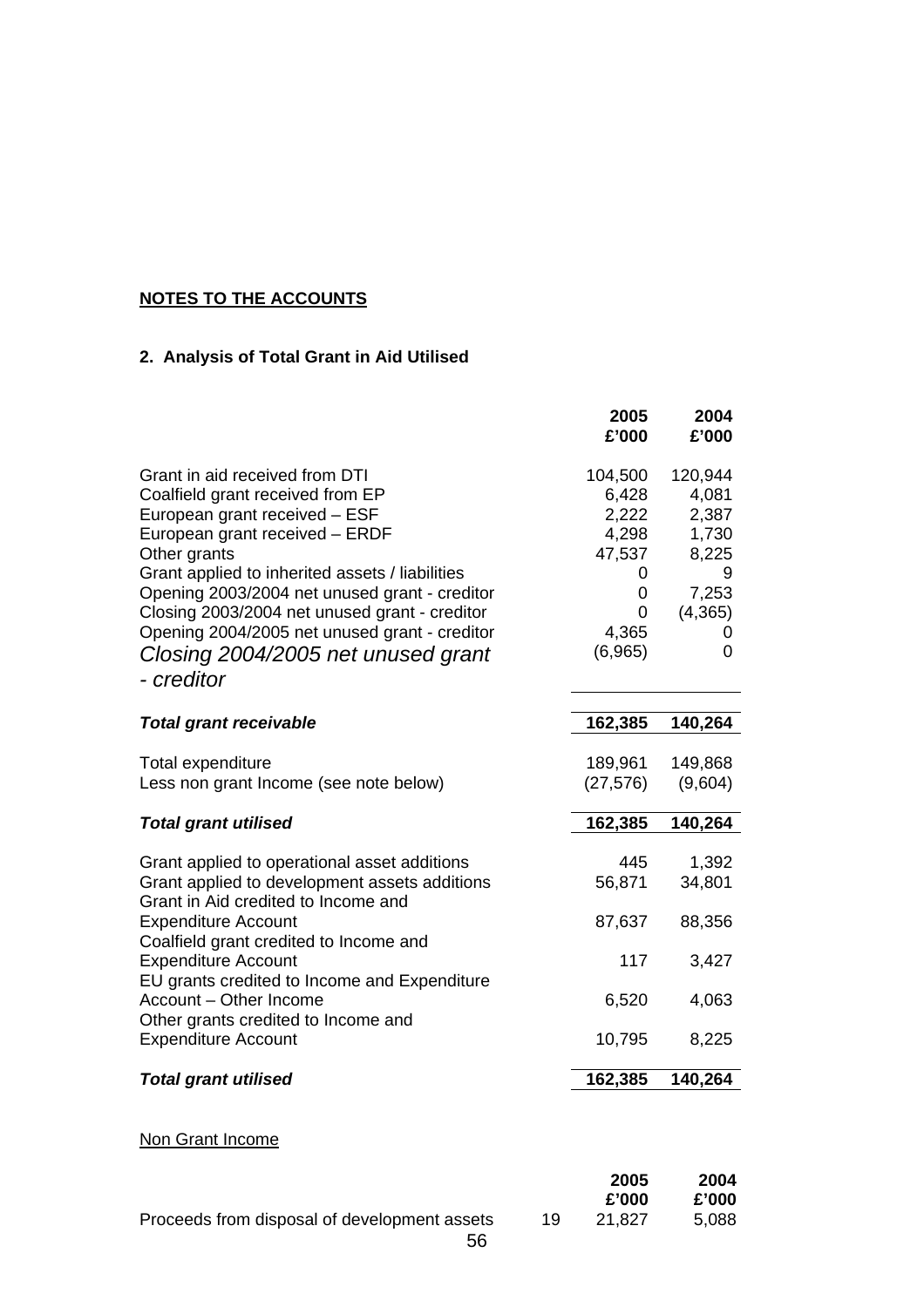**NOTES TO THE ACCOUNTS**

**2. Analysis of Total Grant in Aid Utilised**

| | 2005 £'000 | 2004 £'000 |
|---|---|---|
| Grant in aid received from DTI | 104,500 | 120,944 |
| Coalfield grant received from EP | 6,428 | 4,081 |
| European grant received – ESF | 2,222 | 2,387 |
| European grant received – ERDF | 4,298 | 1,730 |
| Other grants | 47,537 | 8,225 |
| Grant applied to inherited assets / liabilities | 0 | 9 |
| Opening 2003/2004 net unused grant - creditor | 0 | 7,253 |
| Closing 2003/2004 net unused grant - creditor | 0 | (4,365) |
| Opening 2004/2005 net unused grant - creditor | 4,365 | 0 |
| *Closing 2004/2005 net unused grant - creditor* | (6,965) | 0 |
| ***Total grant receivable*** | **162,385** | **140,264** |
| Total expenditure | 189,961 | 149,868 |
| Less non grant Income (see note below) | (27,576) | (9,604) |
| ***Total grant utilised*** | **162,385** | **140,264** |
| Grant applied to operational asset additions | 445 | 1,392 |
| Grant applied to development assets additions | 56,871 | 34,801 |
| Grant in Aid credited to Income and Expenditure Account | 87,637 | 88,356 |
| Coalfield grant credited to Income and Expenditure Account | 117 | 3,427 |
| EU grants credited to Income and Expenditure Account – Other Income | 6,520 | 4,063 |
| Other grants credited to Income and Expenditure Account | 10,795 | 8,225 |
| ***Total grant utilised*** | **162,385** | **140,264** |

Non Grant Income

| | Note | 2005 £'000 | 2004 £'000 |
|---|---|---|---|
| Proceeds from disposal of development assets | 19 | 21,827 | 5,088 |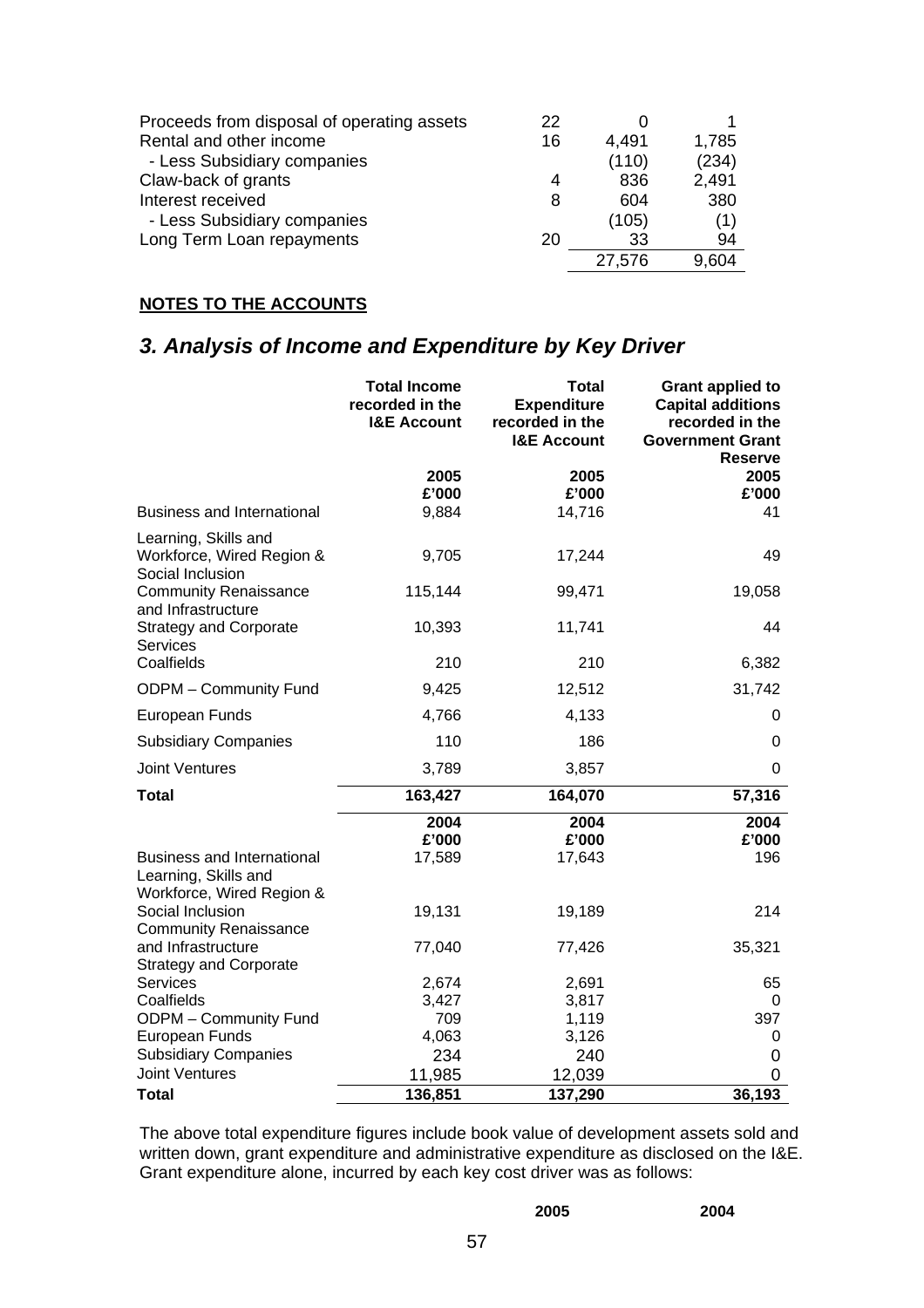| | | | |
|---|---|---|---|
| Proceeds from disposal of operating assets | 22 | 0 | 1 |
| Rental and other income | 16 | 4,491 | 1,785 |
| - Less Subsidiary companies | | (110) | (234) |
| Claw-back of grants | 4 | 836 | 2,491 |
| Interest received | 8 | 604 | 380 |
| - Less Subsidiary companies | | (105) | (1) |
| Long Term Loan repayments | 20 | 33 | 94 |
| | | 27,576 | 9,604 |

**NOTES TO THE ACCOUNTS**

## *3. Analysis of Income and Expenditure by Key Driver*

| | Total Income recorded in the I&E Account | Total Expenditure recorded in the I&E Account | Grant applied to Capital additions recorded in the Government Grant Reserve |
|---|---|---|---|
| | 2005 £'000 | 2005 £'000 | 2005 £'000 |
| Business and International | 9,884 | 14,716 | 41 |
| Learning, Skills and Workforce, Wired Region & Social Inclusion | 9,705 | 17,244 | 49 |
| Community Renaissance and Infrastructure | 115,144 | 99,471 | 19,058 |
| Strategy and Corporate Services | 10,393 | 11,741 | 44 |
| Coalfields | 210 | 210 | 6,382 |
| ODPM – Community Fund | 9,425 | 12,512 | 31,742 |
| European Funds | 4,766 | 4,133 | 0 |
| Subsidiary Companies | 110 | 186 | 0 |
| Joint Ventures | 3,789 | 3,857 | 0 |
| **Total** | **163,427** | **164,070** | **57,316** |
| | **2004 £'000** | **2004 £'000** | **2004 £'000** |
| Business and International | 17,589 | 17,643 | 196 |
| Learning, Skills and Workforce, Wired Region & Social Inclusion | 19,131 | 19,189 | 214 |
| Community Renaissance and Infrastructure | 77,040 | 77,426 | 35,321 |
| Strategy and Corporate Services | 2,674 | 2,691 | 65 |
| Coalfields | 3,427 | 3,817 | 0 |
| ODPM – Community Fund | 709 | 1,119 | 397 |
| European Funds | 4,063 | 3,126 | 0 |
| Subsidiary Companies | 234 | 240 | 0 |
| Joint Ventures | 11,985 | 12,039 | 0 |
| **Total** | **136,851** | **137,290** | **36,193** |

The above total expenditure figures include book value of development assets sold and written down, grant expenditure and administrative expenditure as disclosed on the I&E. Grant expenditure alone, incurred by each key cost driver was as follows:

| | 2005 | 2004 |
|---|---|---|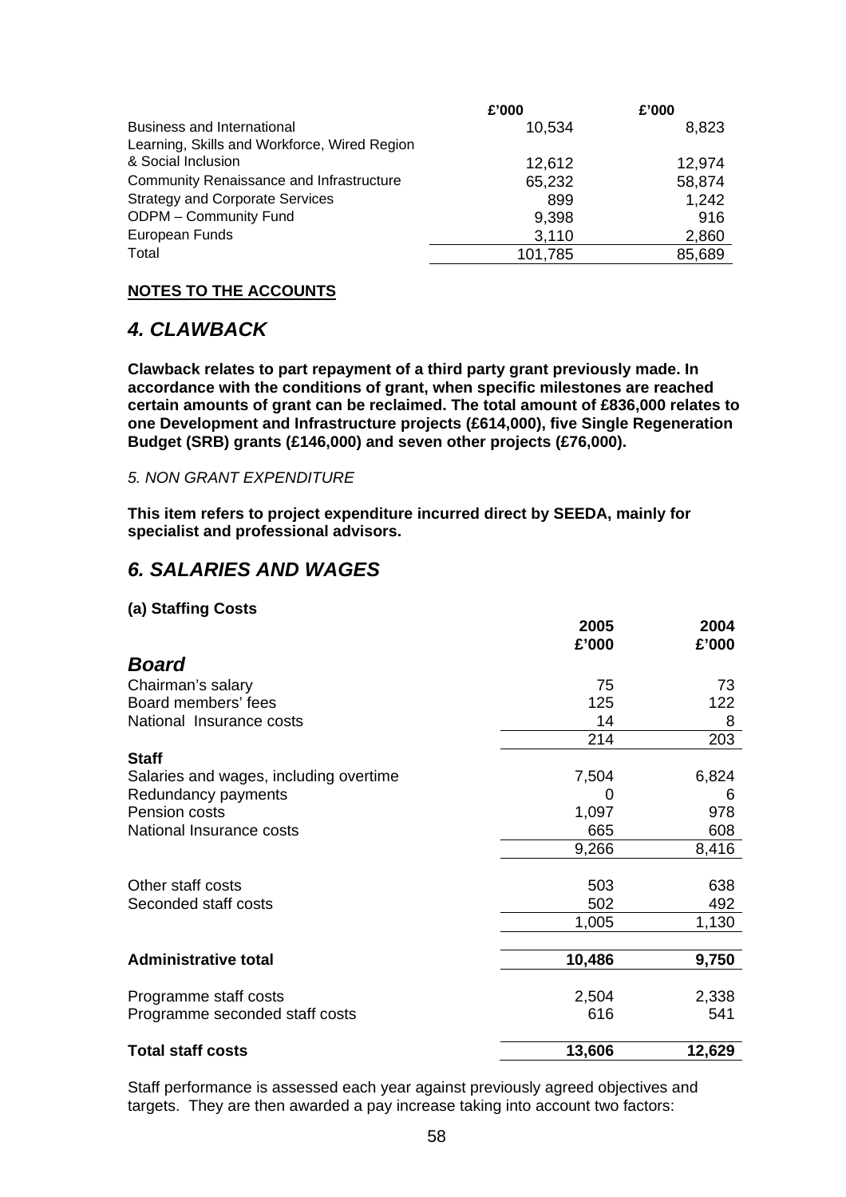| | £'000 | £'000 |
|---|---|---|
| Business and International | 10,534 | 8,823 |
| Learning, Skills and Workforce, Wired Region & Social Inclusion | 12,612 | 12,974 |
| Community Renaissance and Infrastructure | 65,232 | 58,874 |
| Strategy and Corporate Services | 899 | 1,242 |
| ODPM – Community Fund | 9,398 | 916 |
| European Funds | 3,110 | 2,860 |
| Total | 101,785 | 85,689 |

**NOTES TO THE ACCOUNTS**

## *4. CLAWBACK*

**Clawback relates to part repayment of a third party grant previously made. In accordance with the conditions of grant, when specific milestones are reached certain amounts of grant can be reclaimed. The total amount of £836,000 relates to one Development and Infrastructure projects (£614,000), five Single Regeneration Budget (SRB) grants (£146,000) and seven other projects (£76,000).**

*5. NON GRANT EXPENDITURE*

**This item refers to project expenditure incurred direct by SEEDA, mainly for specialist and professional advisors.**

## *6. SALARIES AND WAGES*

**(a) Staffing Costs**

| | 2005 £'000 | 2004 £'000 |
|---|---|---|
| ***Board*** | | |
| Chairman's salary | 75 | 73 |
| Board members' fees | 125 | 122 |
| National Insurance costs | 14 | 8 |
| | 214 | 203 |
| **Staff** | | |
| Salaries and wages, including overtime | 7,504 | 6,824 |
| Redundancy payments | 0 | 6 |
| Pension costs | 1,097 | 978 |
| National Insurance costs | 665 | 608 |
| | 9,266 | 8,416 |
| Other staff costs | 503 | 638 |
| Seconded staff costs | 502 | 492 |
| | 1,005 | 1,130 |
| **Administrative total** | **10,486** | **9,750** |
| Programme staff costs | 2,504 | 2,338 |
| Programme seconded staff costs | 616 | 541 |
| **Total staff costs** | **13,606** | **12,629** |

Staff performance is assessed each year against previously agreed objectives and targets. They are then awarded a pay increase taking into account two factors: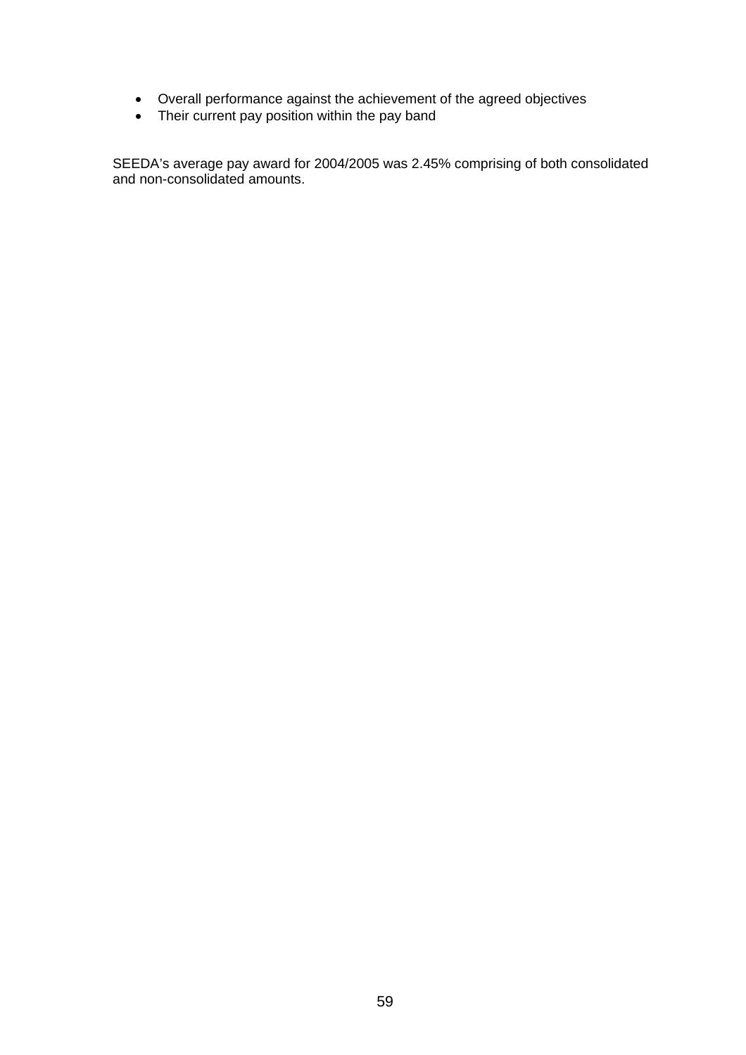- Overall performance against the achievement of the agreed objectives
- Their current pay position within the pay band

SEEDA's average pay award for 2004/2005 was 2.45% comprising of both consolidated and non-consolidated amounts.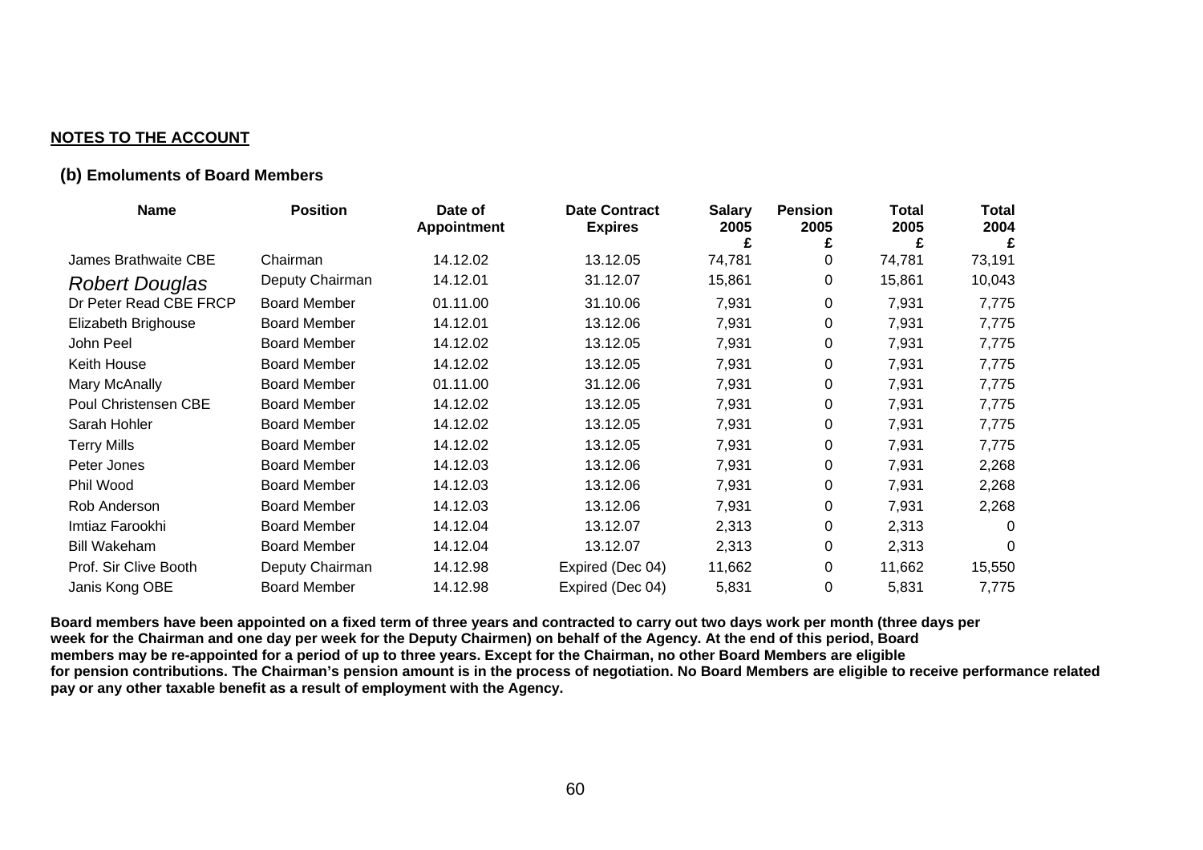**NOTES TO THE ACCOUNT**

**(b) Emoluments of Board Members**

| Name | Position | Date of Appointment | Date Contract Expires | Salary 2005 £ | Pension 2005 £ | Total 2005 £ | Total 2004 £ |
|---|---|---|---|---|---|---|---|
| James Brathwaite CBE | Chairman | 14.12.02 | 13.12.05 | 74,781 | 0 | 74,781 | 73,191 |
| *Robert Douglas* | Deputy Chairman | 14.12.01 | 31.12.07 | 15,861 | 0 | 15,861 | 10,043 |
| Dr Peter Read CBE FRCP | Board Member | 01.11.00 | 31.10.06 | 7,931 | 0 | 7,931 | 7,775 |
| Elizabeth Brighouse | Board Member | 14.12.01 | 13.12.06 | 7,931 | 0 | 7,931 | 7,775 |
| John Peel | Board Member | 14.12.02 | 13.12.05 | 7,931 | 0 | 7,931 | 7,775 |
| Keith House | Board Member | 14.12.02 | 13.12.05 | 7,931 | 0 | 7,931 | 7,775 |
| Mary McAnally | Board Member | 01.11.00 | 31.12.06 | 7,931 | 0 | 7,931 | 7,775 |
| Poul Christensen CBE | Board Member | 14.12.02 | 13.12.05 | 7,931 | 0 | 7,931 | 7,775 |
| Sarah Hohler | Board Member | 14.12.02 | 13.12.05 | 7,931 | 0 | 7,931 | 7,775 |
| Terry Mills | Board Member | 14.12.02 | 13.12.05 | 7,931 | 0 | 7,931 | 7,775 |
| Peter Jones | Board Member | 14.12.03 | 13.12.06 | 7,931 | 0 | 7,931 | 2,268 |
| Phil Wood | Board Member | 14.12.03 | 13.12.06 | 7,931 | 0 | 7,931 | 2,268 |
| Rob Anderson | Board Member | 14.12.03 | 13.12.06 | 7,931 | 0 | 7,931 | 2,268 |
| Imtiaz Farookhi | Board Member | 14.12.04 | 13.12.07 | 2,313 | 0 | 2,313 | 0 |
| Bill Wakeham | Board Member | 14.12.04 | 13.12.07 | 2,313 | 0 | 2,313 | 0 |
| Prof. Sir Clive Booth | Deputy Chairman | 14.12.98 | Expired (Dec 04) | 11,662 | 0 | 11,662 | 15,550 |
| Janis Kong OBE | Board Member | 14.12.98 | Expired (Dec 04) | 5,831 | 0 | 5,831 | 7,775 |

**Board members have been appointed on a fixed term of three years and contracted to carry out two days work per month (three days per week for the Chairman and one day per week for the Deputy Chairmen) on behalf of the Agency. At the end of this period, Board members may be re-appointed for a period of up to three years. Except for the Chairman, no other Board Members are eligible for pension contributions. The Chairman's pension amount is in the process of negotiation. No Board Members are eligible to receive performance related pay or any other taxable benefit as a result of employment with the Agency.**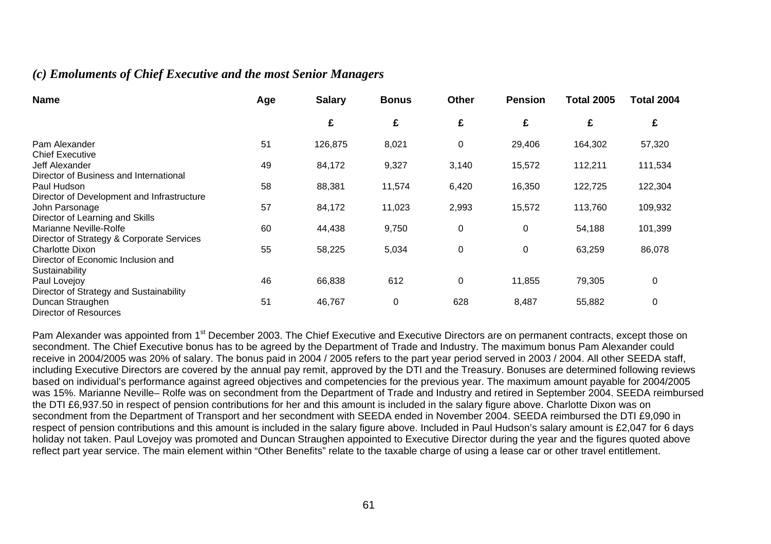### *(c) Emoluments of Chief Executive and the most Senior Managers*

| Name | Age | Salary | Bonus | Other | Pension | Total 2005 | Total 2004 |
|---|---|---|---|---|---|---|---|
| | | £ | £ | £ | £ | £ | £ |
| Pam Alexander<br>Chief Executive | 51 | 126,875 | 8,021 | 0 | 29,406 | 164,302 | 57,320 |
| Jeff Alexander<br>Director of Business and International | 49 | 84,172 | 9,327 | 3,140 | 15,572 | 112,211 | 111,534 |
| Paul Hudson<br>Director of Development and Infrastructure | 58 | 88,381 | 11,574 | 6,420 | 16,350 | 122,725 | 122,304 |
| John Parsonage<br>Director of Learning and Skills | 57 | 84,172 | 11,023 | 2,993 | 15,572 | 113,760 | 109,932 |
| Marianne Neville-Rolfe<br>Director of Strategy & Corporate Services | 60 | 44,438 | 9,750 | 0 | 0 | 54,188 | 101,399 |
| Charlotte Dixon<br>Director of Economic Inclusion and Sustainability | 55 | 58,225 | 5,034 | 0 | 0 | 63,259 | 86,078 |
| Paul Lovejoy<br>Director of Strategy and Sustainability | 46 | 66,838 | 612 | 0 | 11,855 | 79,305 | 0 |
| Duncan Straughen<br>Director of Resources | 51 | 46,767 | 0 | 628 | 8,487 | 55,882 | 0 |

Pam Alexander was appointed from 1st December 2003. The Chief Executive and Executive Directors are on permanent contracts, except those on secondment. The Chief Executive bonus has to be agreed by the Department of Trade and Industry. The maximum bonus Pam Alexander could receive in 2004/2005 was 20% of salary. The bonus paid in 2004 / 2005 refers to the part year period served in 2003 / 2004. All other SEEDA staff, including Executive Directors are covered by the annual pay remit, approved by the DTI and the Treasury. Bonuses are determined following reviews based on individual's performance against agreed objectives and competencies for the previous year. The maximum amount payable for 2004/2005 was 15%. Marianne Neville– Rolfe was on secondment from the Department of Trade and Industry and retired in September 2004. SEEDA reimbursed the DTI £6,937.50 in respect of pension contributions for her and this amount is included in the salary figure above. Charlotte Dixon was on secondment from the Department of Transport and her secondment with SEEDA ended in November 2004. SEEDA reimbursed the DTI £9,090 in respect of pension contributions and this amount is included in the salary figure above. Included in Paul Hudson's salary amount is £2,047 for 6 days holiday not taken. Paul Lovejoy was promoted and Duncan Straughen appointed to Executive Director during the year and the figures quoted above reflect part year service. The main element within "Other Benefits" relate to the taxable charge of using a lease car or other travel entitlement.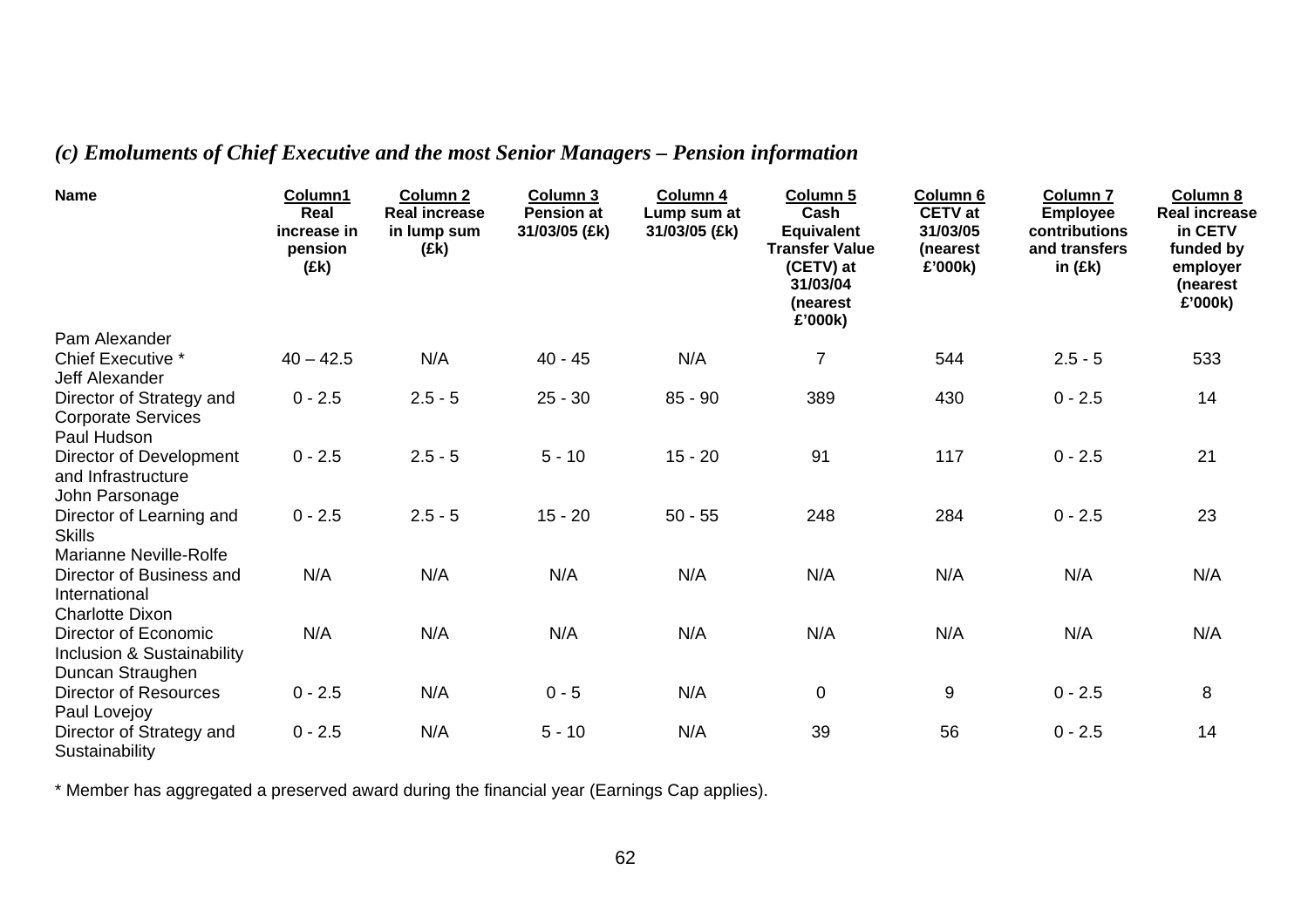### *(c) Emoluments of Chief Executive and the most Senior Managers – Pension information*

| Name | Column1 Real increase in pension (£k) | Column 2 Real increase in lump sum (£k) | Column 3 Pension at 31/03/05 (£k) | Column 4 Lump sum at 31/03/05 (£k) | Column 5 Cash Equivalent Transfer Value (CETV) at 31/03/04 (nearest £'000k) | Column 6 CETV at 31/03/05 (nearest £'000k) | Column 7 Employee contributions and transfers in (£k) | Column 8 Real increase in CETV funded by employer (nearest £'000k) |
|---|---|---|---|---|---|---|---|---|
| Pam Alexander Chief Executive * | 40 – 42.5 | N/A | 40 - 45 | N/A | 7 | 544 | 2.5 - 5 | 533 |
| Jeff Alexander Director of Strategy and Corporate Services | 0 - 2.5 | 2.5 - 5 | 25 - 30 | 85 - 90 | 389 | 430 | 0 - 2.5 | 14 |
| Paul Hudson Director of Development and Infrastructure | 0 - 2.5 | 2.5 - 5 | 5 - 10 | 15 - 20 | 91 | 117 | 0 - 2.5 | 21 |
| John Parsonage Director of Learning and Skills | 0 - 2.5 | 2.5 - 5 | 15 - 20 | 50 - 55 | 248 | 284 | 0 - 2.5 | 23 |
| Marianne Neville-Rolfe Director of Business and International | N/A | N/A | N/A | N/A | N/A | N/A | N/A | N/A |
| Charlotte Dixon Director of Economic Inclusion & Sustainability | N/A | N/A | N/A | N/A | N/A | N/A | N/A | N/A |
| Duncan Straughen Director of Resources | 0 - 2.5 | N/A | 0 - 5 | N/A | 0 | 9 | 0 - 2.5 | 8 |
| Paul Lovejoy Director of Strategy and Sustainability | 0 - 2.5 | N/A | 5 - 10 | N/A | 39 | 56 | 0 - 2.5 | 14 |

* Member has aggregated a preserved award during the financial year (Earnings Cap applies).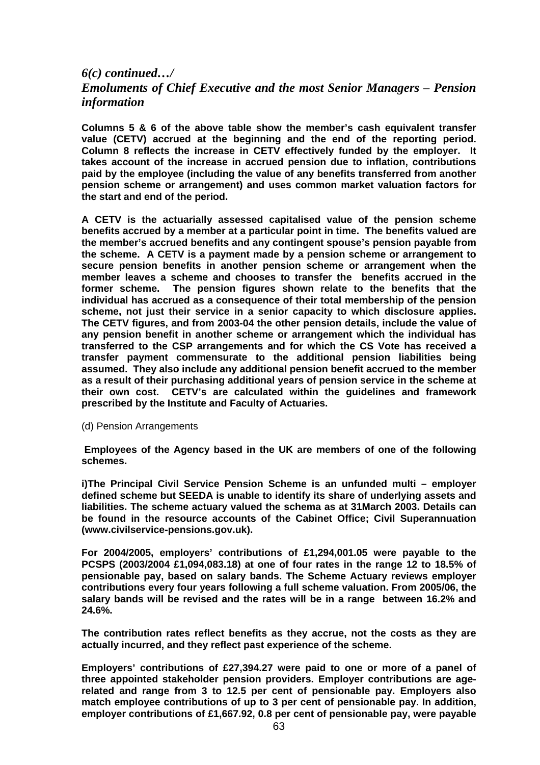## *6(c) continued…/*
## *Emoluments of Chief Executive and the most Senior Managers – Pension information*

**Columns 5 & 6 of the above table show the member's cash equivalent transfer value (CETV) accrued at the beginning and the end of the reporting period. Column 8 reflects the increase in CETV effectively funded by the employer. It takes account of the increase in accrued pension due to inflation, contributions paid by the employee (including the value of any benefits transferred from another pension scheme or arrangement) and uses common market valuation factors for the start and end of the period.**

**A CETV is the actuarially assessed capitalised value of the pension scheme benefits accrued by a member at a particular point in time. The benefits valued are the member's accrued benefits and any contingent spouse's pension payable from the scheme. A CETV is a payment made by a pension scheme or arrangement to secure pension benefits in another pension scheme or arrangement when the member leaves a scheme and chooses to transfer the benefits accrued in the former scheme. The pension figures shown relate to the benefits that the individual has accrued as a consequence of their total membership of the pension scheme, not just their service in a senior capacity to which disclosure applies. The CETV figures, and from 2003-04 the other pension details, include the value of any pension benefit in another scheme or arrangement which the individual has transferred to the CSP arrangements and for which the CS Vote has received a transfer payment commensurate to the additional pension liabilities being assumed. They also include any additional pension benefit accrued to the member as a result of their purchasing additional years of pension service in the scheme at their own cost. CETV's are calculated within the guidelines and framework prescribed by the Institute and Faculty of Actuaries.**

(d) Pension Arrangements

**Employees of the Agency based in the UK are members of one of the following schemes.**

**i)The Principal Civil Service Pension Scheme is an unfunded multi – employer defined scheme but SEEDA is unable to identify its share of underlying assets and liabilities. The scheme actuary valued the schema as at 31March 2003. Details can be found in the resource accounts of the Cabinet Office; Civil Superannuation (www.civilservice-pensions.gov.uk).**

**For 2004/2005, employers' contributions of £1,294,001.05 were payable to the PCSPS (2003/2004 £1,094,083.18) at one of four rates in the range 12 to 18.5% of pensionable pay, based on salary bands. The Scheme Actuary reviews employer contributions every four years following a full scheme valuation. From 2005/06, the salary bands will be revised and the rates will be in a range between 16.2% and 24.6%.**

**The contribution rates reflect benefits as they accrue, not the costs as they are actually incurred, and they reflect past experience of the scheme.**

**Employers' contributions of £27,394.27 were paid to one or more of a panel of three appointed stakeholder pension providers. Employer contributions are age-related and range from 3 to 12.5 per cent of pensionable pay. Employers also match employee contributions of up to 3 per cent of pensionable pay. In addition, employer contributions of £1,667.92, 0.8 per cent of pensionable pay, were payable**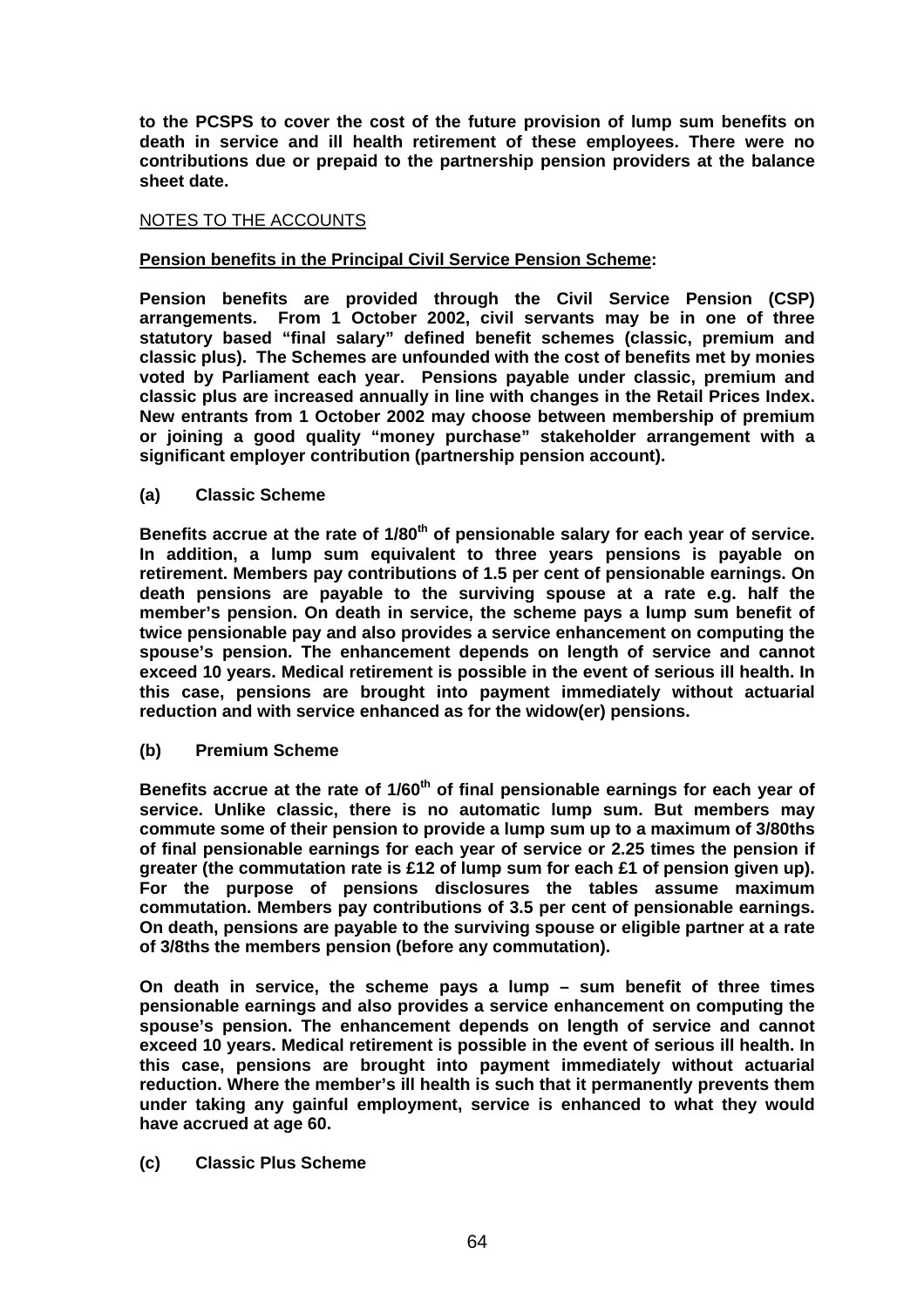**to the PCSPS to cover the cost of the future provision of lump sum benefits on death in service and ill health retirement of these employees. There were no contributions due or prepaid to the partnership pension providers at the balance sheet date.**

NOTES TO THE ACCOUNTS

**Pension benefits in the Principal Civil Service Pension Scheme:**

**Pension benefits are provided through the Civil Service Pension (CSP) arrangements. From 1 October 2002, civil servants may be in one of three statutory based "final salary" defined benefit schemes (classic, premium and classic plus). The Schemes are unfounded with the cost of benefits met by monies voted by Parliament each year. Pensions payable under classic, premium and classic plus are increased annually in line with changes in the Retail Prices Index. New entrants from 1 October 2002 may choose between membership of premium or joining a good quality "money purchase" stakeholder arrangement with a significant employer contribution (partnership pension account).**

**(a) Classic Scheme**

**Benefits accrue at the rate of 1/80th of pensionable salary for each year of service. In addition, a lump sum equivalent to three years pensions is payable on retirement. Members pay contributions of 1.5 per cent of pensionable earnings. On death pensions are payable to the surviving spouse at a rate e.g. half the member's pension. On death in service, the scheme pays a lump sum benefit of twice pensionable pay and also provides a service enhancement on computing the spouse's pension. The enhancement depends on length of service and cannot exceed 10 years. Medical retirement is possible in the event of serious ill health. In this case, pensions are brought into payment immediately without actuarial reduction and with service enhanced as for the widow(er) pensions.**

**(b) Premium Scheme**

**Benefits accrue at the rate of 1/60th of final pensionable earnings for each year of service. Unlike classic, there is no automatic lump sum. But members may commute some of their pension to provide a lump sum up to a maximum of 3/80ths of final pensionable earnings for each year of service or 2.25 times the pension if greater (the commutation rate is £12 of lump sum for each £1 of pension given up). For the purpose of pensions disclosures the tables assume maximum commutation. Members pay contributions of 3.5 per cent of pensionable earnings. On death, pensions are payable to the surviving spouse or eligible partner at a rate of 3/8ths the members pension (before any commutation).**

**On death in service, the scheme pays a lump – sum benefit of three times pensionable earnings and also provides a service enhancement on computing the spouse's pension. The enhancement depends on length of service and cannot exceed 10 years. Medical retirement is possible in the event of serious ill health. In this case, pensions are brought into payment immediately without actuarial reduction. Where the member's ill health is such that it permanently prevents them under taking any gainful employment, service is enhanced to what they would have accrued at age 60.**

**(c) Classic Plus Scheme**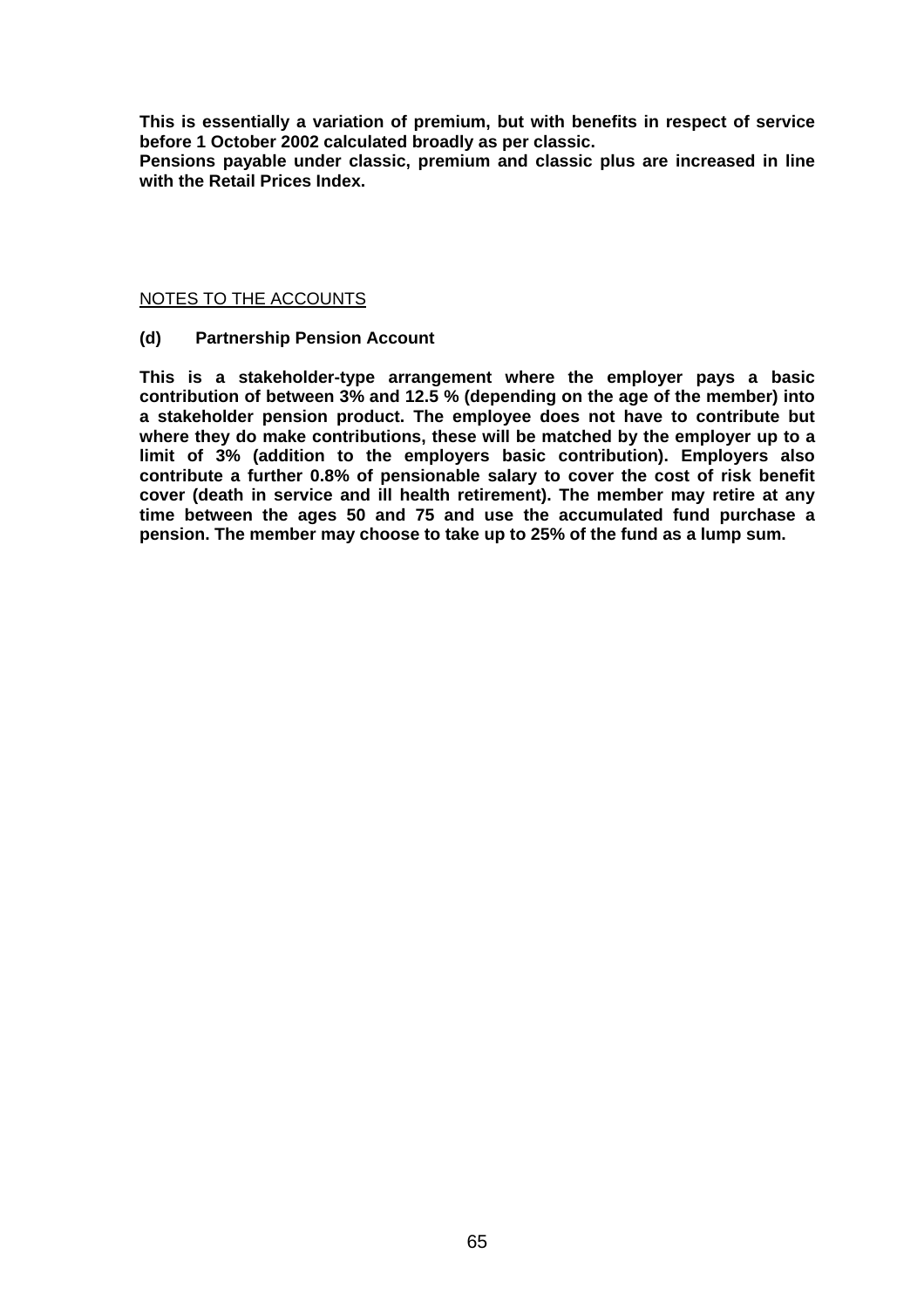**This is essentially a variation of premium, but with benefits in respect of service before 1 October 2002 calculated broadly as per classic.**
**Pensions payable under classic, premium and classic plus are increased in line with the Retail Prices Index.**

NOTES TO THE ACCOUNTS

**(d) Partnership Pension Account**

**This is a stakeholder-type arrangement where the employer pays a basic contribution of between 3% and 12.5 % (depending on the age of the member) into a stakeholder pension product. The employee does not have to contribute but where they do make contributions, these will be matched by the employer up to a limit of 3% (addition to the employers basic contribution). Employers also contribute a further 0.8% of pensionable salary to cover the cost of risk benefit cover (death in service and ill health retirement). The member may retire at any time between the ages 50 and 75 and use the accumulated fund purchase a pension. The member may choose to take up to 25% of the fund as a lump sum.**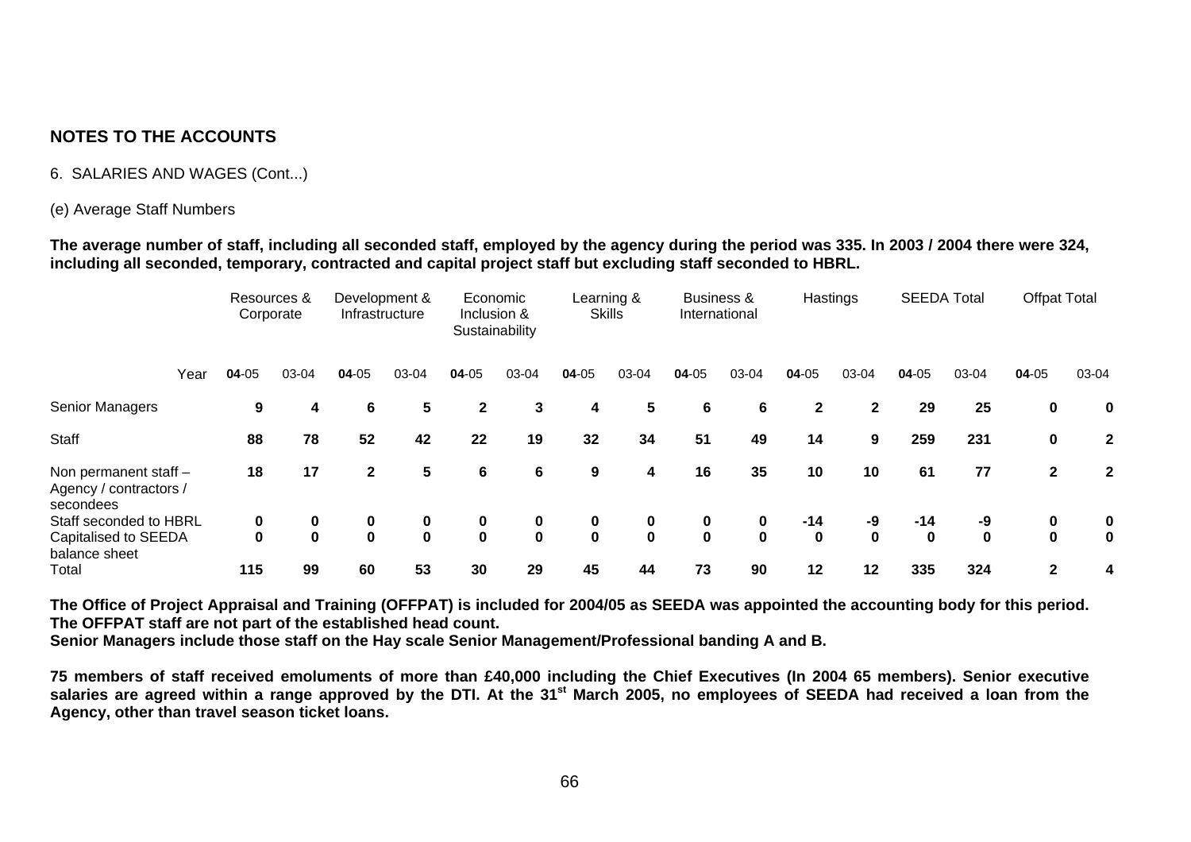## NOTES TO THE ACCOUNTS

6. SALARIES AND WAGES (Cont...)

(e) Average Staff Numbers

**The average number of staff, including all seconded staff, employed by the agency during the period was 335. In 2003 / 2004 there were 324, including all seconded, temporary, contracted and capital project staff but excluding staff seconded to HBRL.**

| | Resources & Corporate | | Development & Infrastructure | | Economic Inclusion & Sustainability | | Learning & Skills | | Business & International | | Hastings | | SEEDA Total | | Offpat Total | |
|---|---|---|---|---|---|---|---|---|---|---|---|---|---|---|---|---|
| Year | **04**-05 | 03-04 | **04**-05 | 03-04 | **04**-05 | 03-04 | **04**-05 | 03-04 | **04**-05 | 03-04 | **04**-05 | 03-04 | **04**-05 | 03-04 | **04**-05 | 03-04 |
| Senior Managers | **9** | **4** | **6** | **5** | **2** | **3** | **4** | **5** | **6** | **6** | **2** | **2** | **29** | **25** | **0** | **0** |
| Staff | **88** | **78** | **52** | **42** | **22** | **19** | **32** | **34** | **51** | **49** | **14** | **9** | **259** | **231** | **0** | **2** |
| Non permanent staff – Agency / contractors / secondees | **18** | **17** | **2** | **5** | **6** | **6** | **9** | **4** | **16** | **35** | **10** | **10** | **61** | **77** | **2** | **2** |
| Staff seconded to HBRL | **0** | **0** | **0** | **0** | **0** | **0** | **0** | **0** | **0** | **0** | **-14** | **-9** | **-14** | **-9** | **0** | **0** |
| Capitalised to SEEDA balance sheet | **0** | **0** | **0** | **0** | **0** | **0** | **0** | **0** | **0** | **0** | **0** | **0** | **0** | **0** | **0** | **0** |
| Total | **115** | **99** | **60** | **53** | **30** | **29** | **45** | **44** | **73** | **90** | **12** | **12** | **335** | **324** | **2** | **4** |

**The Office of Project Appraisal and Training (OFFPAT) is included for 2004/05 as SEEDA was appointed the accounting body for this period. The OFFPAT staff are not part of the established head count.**
**Senior Managers include those staff on the Hay scale Senior Management/Professional banding A and B.**

**75 members of staff received emoluments of more than £40,000 including the Chief Executives (In 2004 65 members). Senior executive salaries are agreed within a range approved by the DTI. At the 31st March 2005, no employees of SEEDA had received a loan from the Agency, other than travel season ticket loans.**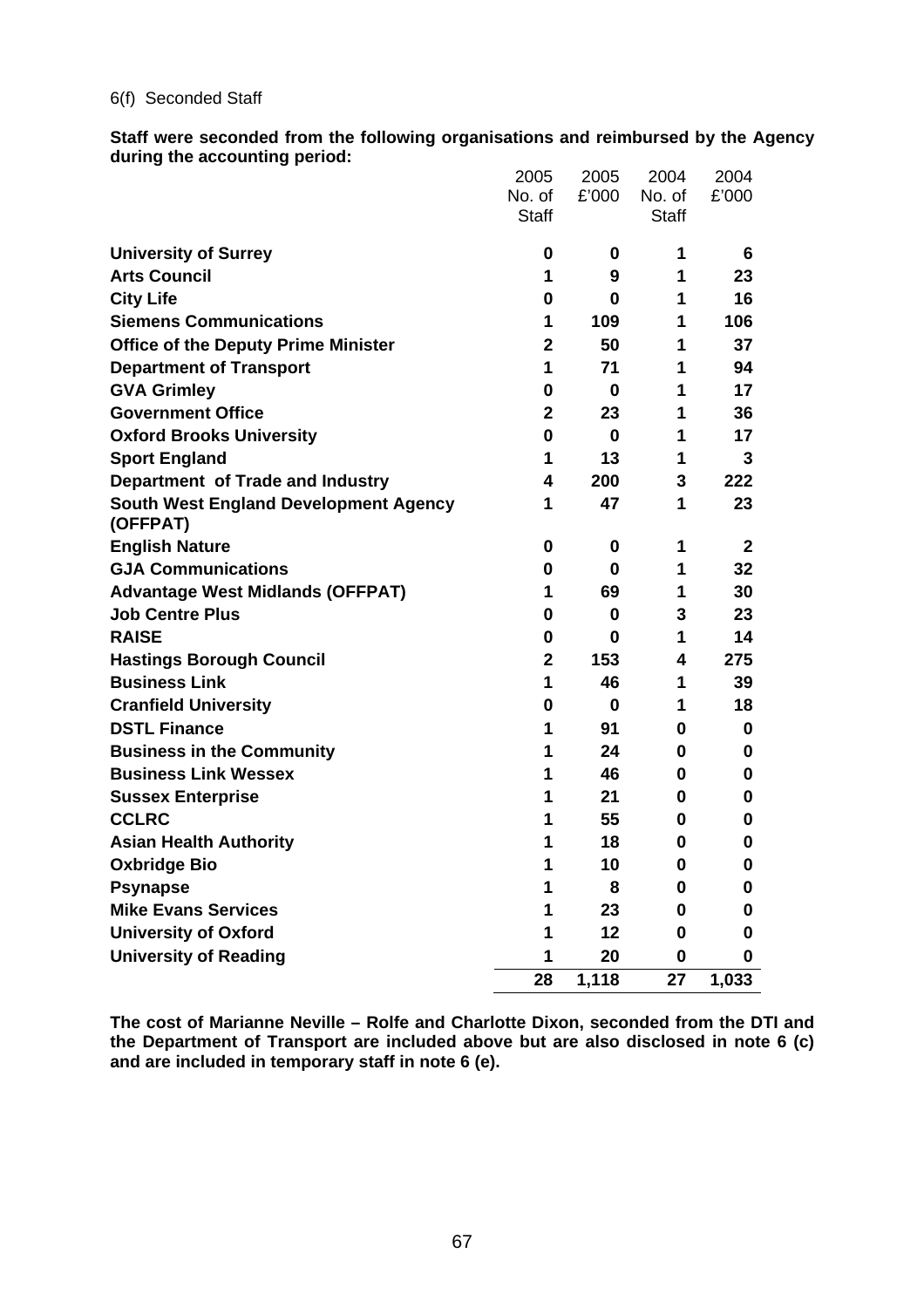6(f) Seconded Staff

**Staff were seconded from the following organisations and reimbursed by the Agency during the accounting period:**

| | 2005 No. of Staff | 2005 £'000 | 2004 No. of Staff | 2004 £'000 |
|---|---|---|---|---|
| **University of Surrey** | **0** | **0** | **1** | **6** |
| **Arts Council** | **1** | **9** | **1** | **23** |
| **City Life** | **0** | **0** | **1** | **16** |
| **Siemens Communications** | **1** | **109** | **1** | **106** |
| **Office of the Deputy Prime Minister** | **2** | **50** | **1** | **37** |
| **Department of Transport** | **1** | **71** | **1** | **94** |
| **GVA Grimley** | **0** | **0** | **1** | **17** |
| **Government Office** | **2** | **23** | **1** | **36** |
| **Oxford Brooks University** | **0** | **0** | **1** | **17** |
| **Sport England** | **1** | **13** | **1** | **3** |
| **Department of Trade and Industry** | **4** | **200** | **3** | **222** |
| **South West England Development Agency (OFFPAT)** | **1** | **47** | **1** | **23** |
| **English Nature** | **0** | **0** | **1** | **2** |
| **GJA Communications** | **0** | **0** | **1** | **32** |
| **Advantage West Midlands (OFFPAT)** | **1** | **69** | **1** | **30** |
| **Job Centre Plus** | **0** | **0** | **3** | **23** |
| **RAISE** | **0** | **0** | **1** | **14** |
| **Hastings Borough Council** | **2** | **153** | **4** | **275** |
| **Business Link** | **1** | **46** | **1** | **39** |
| **Cranfield University** | **0** | **0** | **1** | **18** |
| **DSTL Finance** | **1** | **91** | **0** | **0** |
| **Business in the Community** | **1** | **24** | **0** | **0** |
| **Business Link Wessex** | **1** | **46** | **0** | **0** |
| **Sussex Enterprise** | **1** | **21** | **0** | **0** |
| **CCLRC** | **1** | **55** | **0** | **0** |
| **Asian Health Authority** | **1** | **18** | **0** | **0** |
| **Oxbridge Bio** | **1** | **10** | **0** | **0** |
| **Psynapse** | **1** | **8** | **0** | **0** |
| **Mike Evans Services** | **1** | **23** | **0** | **0** |
| **University of Oxford** | **1** | **12** | **0** | **0** |
| **University of Reading** | **1** | **20** | **0** | **0** |
| | **28** | **1,118** | **27** | **1,033** |

**The cost of Marianne Neville – Rolfe and Charlotte Dixon, seconded from the DTI and the Department of Transport are included above but are also disclosed in note 6 (c) and are included in temporary staff in note 6 (e).**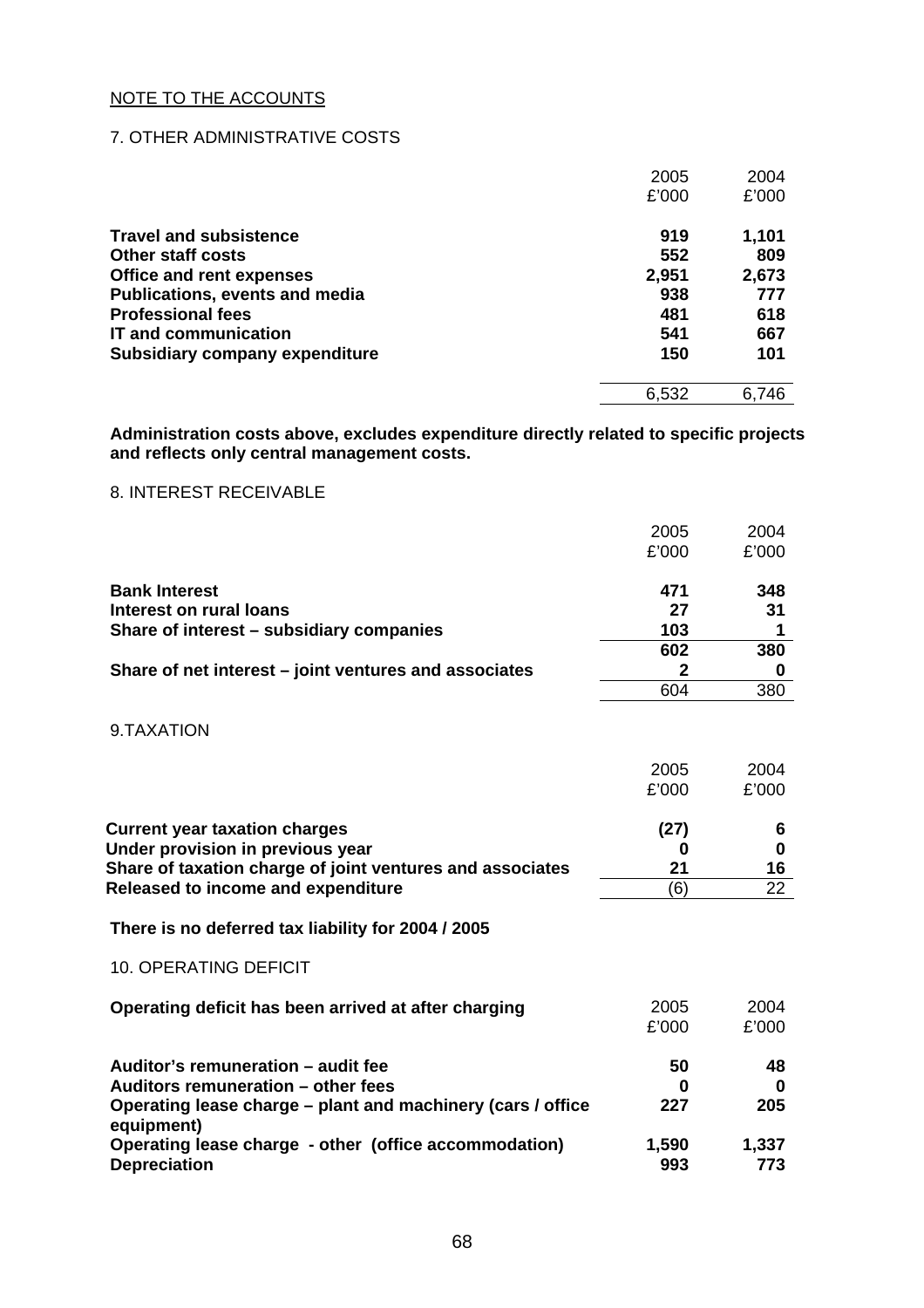NOTE TO THE ACCOUNTS

## 7. OTHER ADMINISTRATIVE COSTS

| | 2005<br>£'000 | 2004<br>£'000 |
|---|---|---|
| **Travel and subsistence** | **919** | **1,101** |
| **Other staff costs** | **552** | **809** |
| **Office and rent expenses** | **2,951** | **2,673** |
| **Publications, events and media** | **938** | **777** |
| **Professional fees** | **481** | **618** |
| **IT and communication** | **541** | **667** |
| **Subsidiary company expenditure** | **150** | **101** |
| | 6,532 | 6,746 |

**Administration costs above, excludes expenditure directly related to specific projects and reflects only central management costs.**

## 8. INTEREST RECEIVABLE

| | 2005<br>£'000 | 2004<br>£'000 |
|---|---|---|
| **Bank Interest** | **471** | **348** |
| **Interest on rural loans** | **27** | **31** |
| **Share of interest – subsidiary companies** | **103** | **1** |
| | **602** | **380** |
| **Share of net interest – joint ventures and associates** | **2** | **0** |
| | 604 | 380 |

## 9.TAXATION

| | 2005<br>£'000 | 2004<br>£'000 |
|---|---|---|
| **Current year taxation charges** | **(27)** | **6** |
| **Under provision in previous year** | **0** | **0** |
| **Share of taxation charge of joint ventures and associates** | **21** | **16** |
| **Released to income and expenditure** | (6) | 22 |

**There is no deferred tax liability for 2004 / 2005**

## 10. OPERATING DEFICIT

| **Operating deficit has been arrived at after charging** | 2005<br>£'000 | 2004<br>£'000 |
|---|---|---|
| **Auditor's remuneration – audit fee** | **50** | **48** |
| **Auditors remuneration – other fees** | **0** | **0** |
| **Operating lease charge – plant and machinery (cars / office equipment)** | **227** | **205** |
| **Operating lease charge - other (office accommodation)** | **1,590** | **1,337** |
| **Depreciation** | **993** | **773** |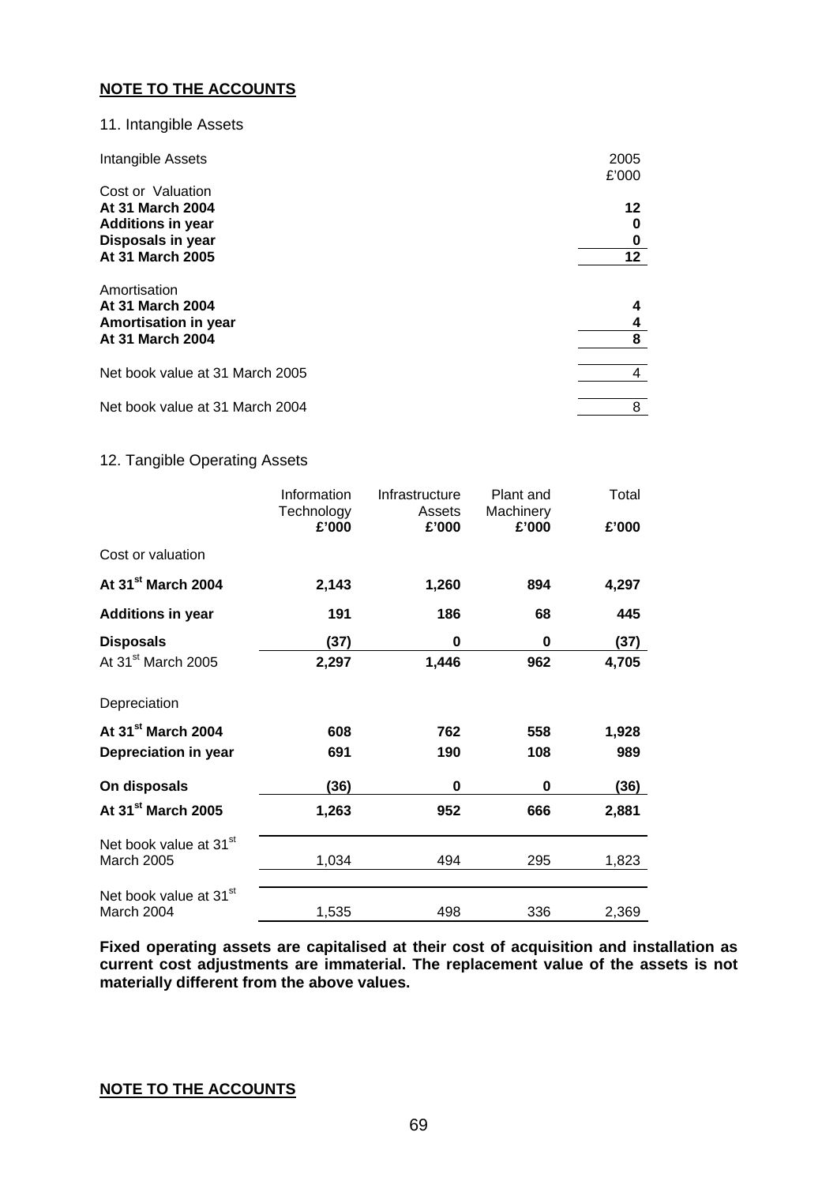## NOTE TO THE ACCOUNTS

### 11. Intangible Assets

| Intangible Assets | 2005 £'000 |
|---|---|
| Cost or Valuation | |
| **At 31 March 2004** | **12** |
| **Additions in year** | **0** |
| **Disposals in year** | **0** |
| **At 31 March 2005** | **12** |
| Amortisation | |
| **At 31 March 2004** | **4** |
| **Amortisation in year** | **4** |
| **At 31 March 2004** | **8** |
| Net book value at 31 March 2005 | 4 |
| Net book value at 31 March 2004 | 8 |

### 12. Tangible Operating Assets

| | Information Technology £'000 | Infrastructure Assets £'000 | Plant and Machinery £'000 | Total £'000 |
|---|---|---|---|---|
| Cost or valuation | | | | |
| **At 31st March 2004** | **2,143** | **1,260** | **894** | **4,297** |
| **Additions in year** | **191** | **186** | **68** | **445** |
| **Disposals** | **(37)** | **0** | **0** | **(37)** |
| At 31st March 2005 | **2,297** | **1,446** | **962** | **4,705** |
| Depreciation | | | | |
| **At 31st March 2004** | **608** | **762** | **558** | **1,928** |
| **Depreciation in year** | **691** | **190** | **108** | **989** |
| **On disposals** | **(36)** | **0** | **0** | **(36)** |
| **At 31st March 2005** | **1,263** | **952** | **666** | **2,881** |
| Net book value at 31st March 2005 | 1,034 | 494 | 295 | 1,823 |
| Net book value at 31st March 2004 | 1,535 | 498 | 336 | 2,369 |

**Fixed operating assets are capitalised at their cost of acquisition and installation as current cost adjustments are immaterial. The replacement value of the assets is not materially different from the above values.**

## NOTE TO THE ACCOUNTS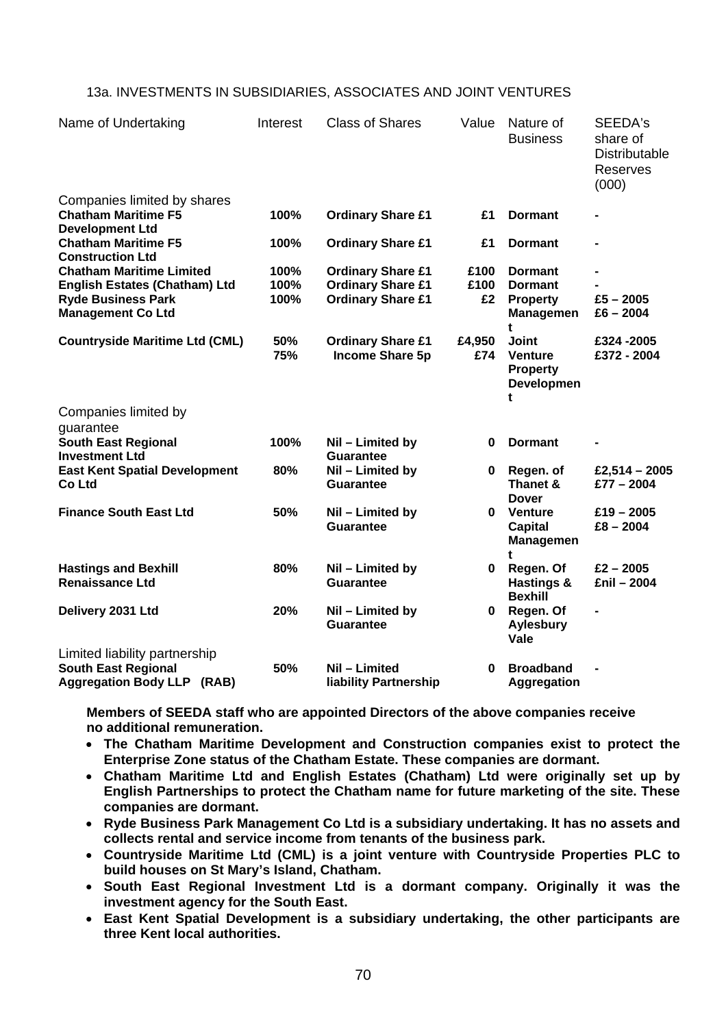## 13a. INVESTMENTS IN SUBSIDIARIES, ASSOCIATES AND JOINT VENTURES

| Name of Undertaking | Interest | Class of Shares | Value | Nature of Business | SEEDA's share of Distributable Reserves (000) |
|---|---|---|---|---|---|
| Companies limited by shares | | | | | |
| **Chatham Maritime F5 Development Ltd** | **100%** | **Ordinary Share £1** | **£1** | **Dormant** | **-** |
| **Chatham Maritime F5 Construction Ltd** | **100%** | **Ordinary Share £1** | **£1** | **Dormant** | **-** |
| **Chatham Maritime Limited** | **100%** | **Ordinary Share £1** | **£100** | **Dormant** | **-** |
| **English Estates (Chatham) Ltd** | **100%** | **Ordinary Share £1** | **£100** | **Dormant** | **-** |
| **Ryde Business Park Management Co Ltd** | **100%** | **Ordinary Share £1** | **£2** | **Property Management** | **£5 – 2005 £6 – 2004** |
| **Countryside Maritime Ltd (CML)** | **50% 75%** | **Ordinary Share £1 Income Share 5p** | **£4,950 £74** | **Joint Venture Property Development** | **£324 -2005 £372 - 2004** |
| Companies limited by guarantee | | | | | |
| **South East Regional Investment Ltd** | **100%** | **Nil – Limited by Guarantee** | **0** | **Dormant** | **-** |
| **East Kent Spatial Development Co Ltd** | **80%** | **Nil – Limited by Guarantee** | **0** | **Regen. of Thanet & Dover** | **£2,514 – 2005 £77 – 2004** |
| **Finance South East Ltd** | **50%** | **Nil – Limited by Guarantee** | **0** | **Venture Capital Management** | **£19 – 2005 £8 – 2004** |
| **Hastings and Bexhill Renaissance Ltd** | **80%** | **Nil – Limited by Guarantee** | **0** | **Regen. Of Hastings & Bexhill** | **£2 – 2005 £nil – 2004** |
| **Delivery 2031 Ltd** | **20%** | **Nil – Limited by Guarantee** | **0** | **Regen. Of Aylesbury Vale** | **-** |
| Limited liability partnership | | | | | |
| **South East Regional Aggregation Body LLP (RAB)** | **50%** | **Nil – Limited liability Partnership** | **0** | **Broadband Aggregation** | **-** |

**Members of SEEDA staff who are appointed Directors of the above companies receive no additional remuneration.**

- **The Chatham Maritime Development and Construction companies exist to protect the Enterprise Zone status of the Chatham Estate. These companies are dormant.**
- **Chatham Maritime Ltd and English Estates (Chatham) Ltd were originally set up by English Partnerships to protect the Chatham name for future marketing of the site. These companies are dormant.**
- **Ryde Business Park Management Co Ltd is a subsidiary undertaking. It has no assets and collects rental and service income from tenants of the business park.**
- **Countryside Maritime Ltd (CML) is a joint venture with Countryside Properties PLC to build houses on St Mary's Island, Chatham.**
- **South East Regional Investment Ltd is a dormant company. Originally it was the investment agency for the South East.**
- **East Kent Spatial Development is a subsidiary undertaking, the other participants are three Kent local authorities.**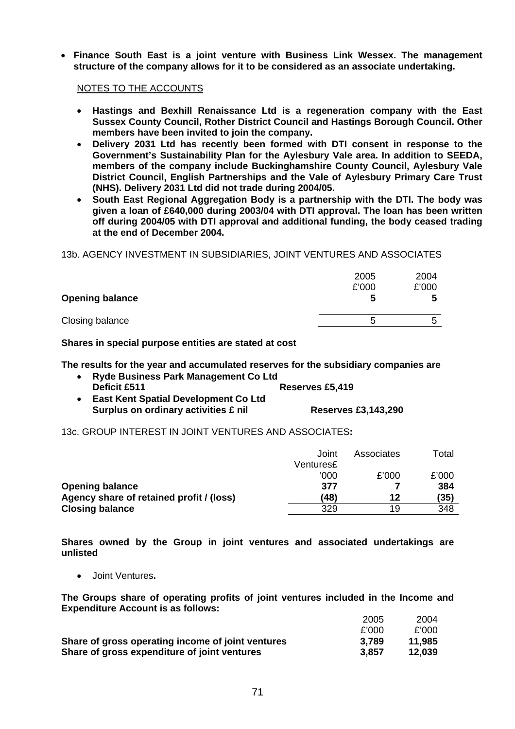- **Finance South East is a joint venture with Business Link Wessex. The management structure of the company allows for it to be considered as an associate undertaking.**

NOTES TO THE ACCOUNTS

- **Hastings and Bexhill Renaissance Ltd is a regeneration company with the East Sussex County Council, Rother District Council and Hastings Borough Council. Other members have been invited to join the company.**
- **Delivery 2031 Ltd has recently been formed with DTI consent in response to the Government's Sustainability Plan for the Aylesbury Vale area. In addition to SEEDA, members of the company include Buckinghamshire County Council, Aylesbury Vale District Council, English Partnerships and the Vale of Aylesbury Primary Care Trust (NHS). Delivery 2031 Ltd did not trade during 2004/05.**
- **South East Regional Aggregation Body is a partnership with the DTI. The body was given a loan of £640,000 during 2003/04 with DTI approval. The loan has been written off during 2004/05 with DTI approval and additional funding, the body ceased trading at the end of December 2004.**

13b. AGENCY INVESTMENT IN SUBSIDIARIES, JOINT VENTURES AND ASSOCIATES

| | 2005 £'000 | 2004 £'000 |
|---|---|---|
| **Opening balance** | **5** | **5** |
| Closing balance | 5 | 5 |

**Shares in special purpose entities are stated at cost**

**The results for the year and accumulated reserves for the subsidiary companies are**

- **Ryde Business Park Management Co Ltd**
  **Deficit £511** **Reserves £5,419**
- **East Kent Spatial Development Co Ltd**
  **Surplus on ordinary activities £ nil** **Reserves £3,143,290**

13c. GROUP INTEREST IN JOINT VENTURES AND ASSOCIATES**:**

| | Joint Ventures£ '000 | Associates £'000 | Total £'000 |
|---|---|---|---|
| **Opening balance** | **377** | **7** | **384** |
| **Agency share of retained profit / (loss)** | **(48)** | **12** | **(35)** |
| **Closing balance** | 329 | 19 | 348 |

**Shares owned by the Group in joint ventures and associated undertakings are unlisted**

- Joint Ventures**.**

**The Groups share of operating profits of joint ventures included in the Income and Expenditure Account is as follows:**

| | 2005 £'000 | 2004 £'000 |
|---|---|---|
| **Share of gross operating income of joint ventures** | **3,789** | **11,985** |
| **Share of gross expenditure of joint ventures** | **3,857** | **12,039** |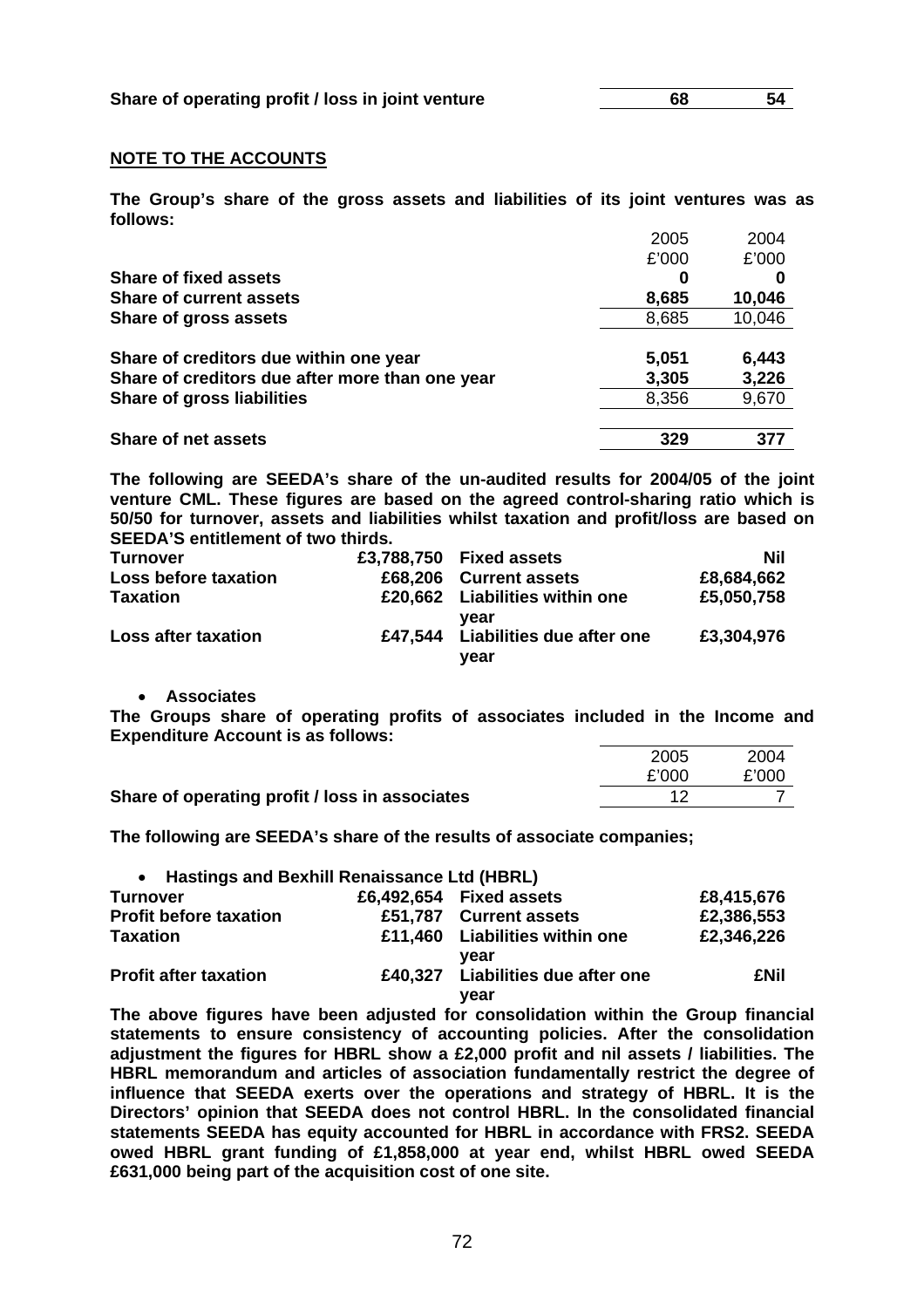| | | |
|---|---|---|
| **Share of operating profit / loss in joint venture** | **68** | **54** |

**NOTE TO THE ACCOUNTS**

**The Group's share of the gross assets and liabilities of its joint ventures was as follows:**

| | 2005 | 2004 |
|---|---|---|
| | £'000 | £'000 |
| **Share of fixed assets** | **0** | **0** |
| **Share of current assets** | **8,685** | **10,046** |
| **Share of gross assets** | 8,685 | 10,046 |
| | | |
| **Share of creditors due within one year** | **5,051** | **6,443** |
| **Share of creditors due after more than one year** | **3,305** | **3,226** |
| **Share of gross liabilities** | 8,356 | 9,670 |
| | | |
| **Share of net assets** | **329** | **377** |

**The following are SEEDA's share of the un-audited results for 2004/05 of the joint venture CML. These figures are based on the agreed control-sharing ratio which is 50/50 for turnover, assets and liabilities whilst taxation and profit/loss are based on SEEDA'S entitlement of two thirds.**

| | | | |
|---|---|---|---|
| **Turnover** | **£3,788,750** | **Fixed assets** | **Nil** |
| **Loss before taxation** | **£68,206** | **Current assets** | **£8,684,662** |
| **Taxation** | **£20,662** | **Liabilities within one year** | **£5,050,758** |
| **Loss after taxation** | **£47,544** | **Liabilities due after one year** | **£3,304,976** |

- **Associates**

**The Groups share of operating profits of associates included in the Income and Expenditure Account is as follows:**

| | 2005 | 2004 |
|---|---|---|
| | £'000 | £'000 |
| **Share of operating profit / loss in associates** | 12 | 7 |

**The following are SEEDA's share of the results of associate companies;**

- **Hastings and Bexhill Renaissance Ltd (HBRL)**

| | | | |
|---|---|---|---|
| **Turnover** | **£6,492,654** | **Fixed assets** | **£8,415,676** |
| **Profit before taxation** | **£51,787** | **Current assets** | **£2,386,553** |
| **Taxation** | **£11,460** | **Liabilities within one year** | **£2,346,226** |
| **Profit after taxation** | **£40,327** | **Liabilities due after one year** | **£Nil** |

**The above figures have been adjusted for consolidation within the Group financial statements to ensure consistency of accounting policies. After the consolidation adjustment the figures for HBRL show a £2,000 profit and nil assets / liabilities. The HBRL memorandum and articles of association fundamentally restrict the degree of influence that SEEDA exerts over the operations and strategy of HBRL. It is the Directors' opinion that SEEDA does not control HBRL. In the consolidated financial statements SEEDA has equity accounted for HBRL in accordance with FRS2. SEEDA owed HBRL grant funding of £1,858,000 at year end, whilst HBRL owed SEEDA £631,000 being part of the acquisition cost of one site.**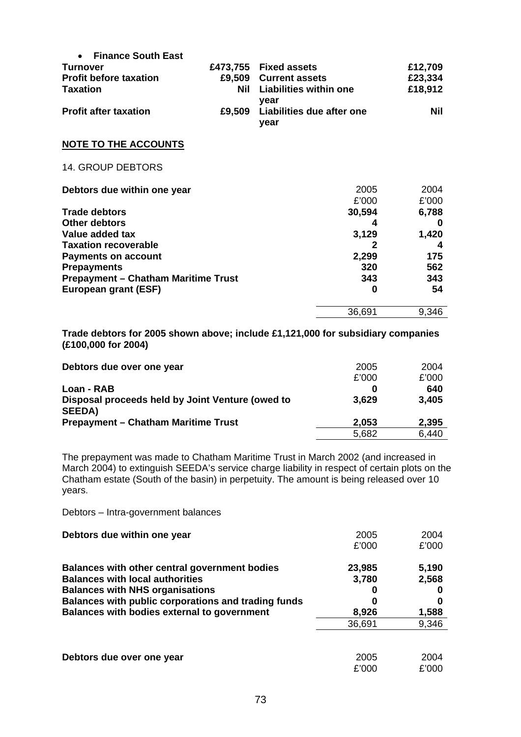- **Finance South East**

| | | | |
|---|---|---|---|
| **Turnover** | **£473,755** | **Fixed assets** | **£12,709** |
| **Profit before taxation** | **£9,509** | **Current assets** | **£23,334** |
| **Taxation** | **Nil** | **Liabilities within one year** | **£18,912** |
| **Profit after taxation** | **£9,509** | **Liabilities due after one year** | **Nil** |

**NOTE TO THE ACCOUNTS**

14. GROUP DEBTORS

| **Debtors due within one year** | 2005<br>£'000 | 2004<br>£'000 |
|---|---|---|
| **Trade debtors** | **30,594** | **6,788** |
| **Other debtors** | **4** | **0** |
| **Value added tax** | **3,129** | **1,420** |
| **Taxation recoverable** | **2** | **4** |
| **Payments on account** | **2,299** | **175** |
| **Prepayments** | **320** | **562** |
| **Prepayment – Chatham Maritime Trust** | **343** | **343** |
| **European grant (ESF)** | **0** | **54** |
| | 36,691 | 9,346 |

**Trade debtors for 2005 shown above; include £1,121,000 for subsidiary companies (£100,000 for 2004)**

| **Debtors due over one year** | 2005<br>£'000 | 2004<br>£'000 |
|---|---|---|
| **Loan - RAB** | **0** | **640** |
| **Disposal proceeds held by Joint Venture (owed to SEEDA)** | **3,629** | **3,405** |
| **Prepayment – Chatham Maritime Trust** | **2,053** | **2,395** |
| | 5,682 | 6,440 |

The prepayment was made to Chatham Maritime Trust in March 2002 (and increased in March 2004) to extinguish SEEDA's service charge liability in respect of certain plots on the Chatham estate (South of the basin) in perpetuity. The amount is being released over 10 years.

Debtors – Intra-government balances

| **Debtors due within one year** | 2005<br>£'000 | 2004<br>£'000 |
|---|---|---|
| **Balances with other central government bodies** | **23,985** | **5,190** |
| **Balances with local authorities** | **3,780** | **2,568** |
| **Balances with NHS organisations** | **0** | **0** |
| **Balances with public corporations and trading funds** | **0** | **0** |
| **Balances with bodies external to government** | **8,926** | **1,588** |
| | 36,691 | 9,346 |

| **Debtors due over one year** | 2005<br>£'000 | 2004<br>£'000 |
|---|---|---|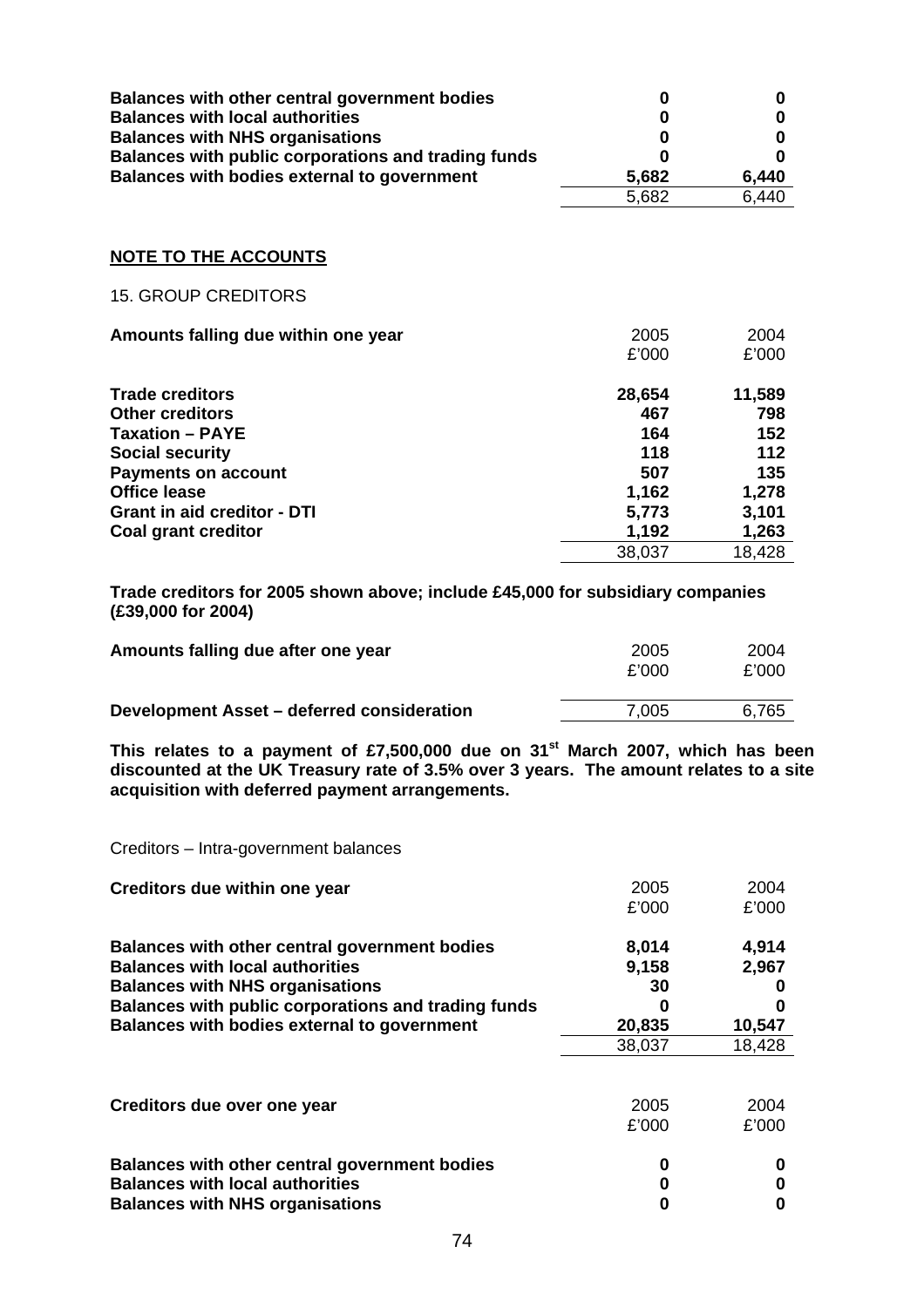| | | |
|---|---|---|
| **Balances with other central government bodies** | **0** | **0** |
| **Balances with local authorities** | **0** | **0** |
| **Balances with NHS organisations** | **0** | **0** |
| **Balances with public corporations and trading funds** | **0** | **0** |
| **Balances with bodies external to government** | **5,682** | **6,440** |
| | 5,682 | 6,440 |

**NOTE TO THE ACCOUNTS**

15. GROUP CREDITORS

| **Amounts falling due within one year** | 2005<br>£'000 | 2004<br>£'000 |
|---|---|---|
| **Trade creditors** | **28,654** | **11,589** |
| **Other creditors** | **467** | **798** |
| **Taxation – PAYE** | **164** | **152** |
| **Social security** | **118** | **112** |
| **Payments on account** | **507** | **135** |
| **Office lease** | **1,162** | **1,278** |
| **Grant in aid creditor - DTI** | **5,773** | **3,101** |
| **Coal grant creditor** | **1,192** | **1,263** |
| | 38,037 | 18,428 |

**Trade creditors for 2005 shown above; include £45,000 for subsidiary companies (£39,000 for 2004)**

| **Amounts falling due after one year** | 2005<br>£'000 | 2004<br>£'000 |
|---|---|---|
| **Development Asset – deferred consideration** | 7,005 | 6,765 |

**This relates to a payment of £7,500,000 due on 31st March 2007, which has been discounted at the UK Treasury rate of 3.5% over 3 years. The amount relates to a site acquisition with deferred payment arrangements.**

Creditors – Intra-government balances

| **Creditors due within one year** | 2005<br>£'000 | 2004<br>£'000 |
|---|---|---|
| **Balances with other central government bodies** | **8,014** | **4,914** |
| **Balances with local authorities** | **9,158** | **2,967** |
| **Balances with NHS organisations** | **30** | **0** |
| **Balances with public corporations and trading funds** | **0** | **0** |
| **Balances with bodies external to government** | **20,835** | **10,547** |
| | 38,037 | 18,428 |

| **Creditors due over one year** | 2005<br>£'000 | 2004<br>£'000 |
|---|---|---|
| **Balances with other central government bodies** | **0** | **0** |
| **Balances with local authorities** | **0** | **0** |
| **Balances with NHS organisations** | **0** | **0** |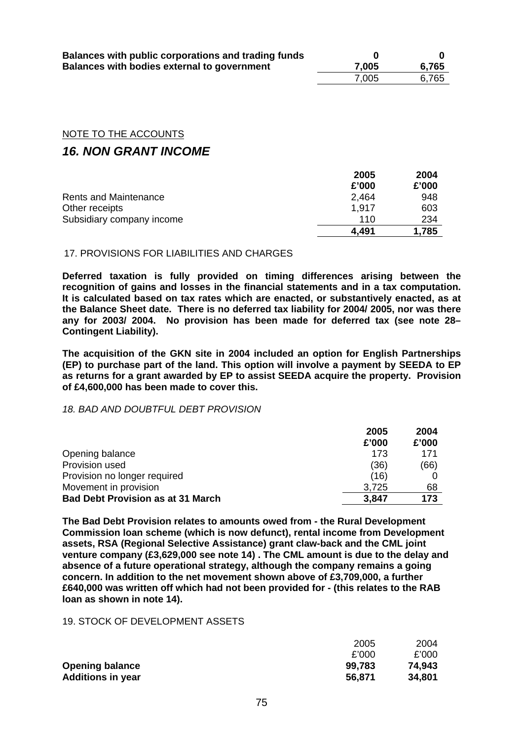| | | |
|---|---|---|
| **Balances with public corporations and trading funds** | **0** | **0** |
| **Balances with bodies external to government** | **7,005** | **6,765** |
| | 7,005 | 6,765 |

NOTE TO THE ACCOUNTS

## *16. NON GRANT INCOME*

| | 2005 £'000 | 2004 £'000 |
|---|---|---|
| Rents and Maintenance | 2,464 | 948 |
| Other receipts | 1,917 | 603 |
| Subsidiary company income | 110 | 234 |
| | **4,491** | **1,785** |

17. PROVISIONS FOR LIABILITIES AND CHARGES

**Deferred taxation is fully provided on timing differences arising between the recognition of gains and losses in the financial statements and in a tax computation. It is calculated based on tax rates which are enacted, or substantively enacted, as at the Balance Sheet date. There is no deferred tax liability for 2004/ 2005, nor was there any for 2003/ 2004. No provision has been made for deferred tax (see note 28– Contingent Liability).**

**The acquisition of the GKN site in 2004 included an option for English Partnerships (EP) to purchase part of the land. This option will involve a payment by SEEDA to EP as returns for a grant awarded by EP to assist SEEDA acquire the property. Provision of £4,600,000 has been made to cover this.**

*18. BAD AND DOUBTFUL DEBT PROVISION*

| | 2005 £'000 | 2004 £'000 |
|---|---|---|
| Opening balance | 173 | 171 |
| Provision used | (36) | (66) |
| Provision no longer required | (16) | 0 |
| Movement in provision | 3,725 | 68 |
| **Bad Debt Provision as at 31 March** | **3,847** | **173** |

**The Bad Debt Provision relates to amounts owed from - the Rural Development Commission loan scheme (which is now defunct), rental income from Development assets, RSA (Regional Selective Assistance) grant claw-back and the CML joint venture company (£3,629,000 see note 14) . The CML amount is due to the delay and absence of a future operational strategy, although the company remains a going concern. In addition to the net movement shown above of £3,709,000, a further £640,000 was written off which had not been provided for - (this relates to the RAB loan as shown in note 14).**

19. STOCK OF DEVELOPMENT ASSETS

| | 2005 £'000 | 2004 £'000 |
|---|---|---|
| **Opening balance** | **99,783** | **74,943** |
| **Additions in year** | **56,871** | **34,801** |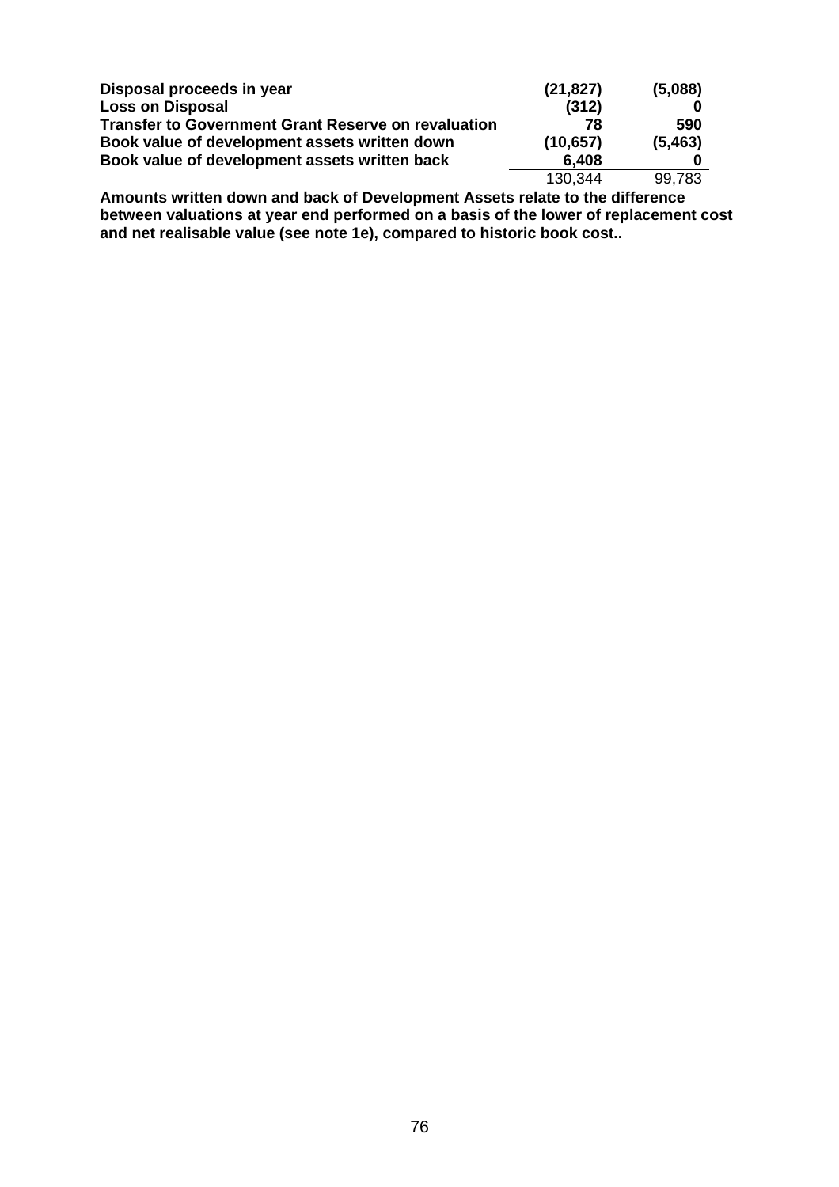| | | |
|---|---|---|
| **Disposal proceeds in year** | **(21,827)** | **(5,088)** |
| **Loss on Disposal** | **(312)** | **0** |
| **Transfer to Government Grant Reserve on revaluation** | **78** | **590** |
| **Book value of development assets written down** | **(10,657)** | **(5,463)** |
| **Book value of development assets written back** | **6,408** | **0** |
| | 130,344 | 99,783 |

**Amounts written down and back of Development Assets relate to the difference between valuations at year end performed on a basis of the lower of replacement cost and net realisable value (see note 1e), compared to historic book cost..**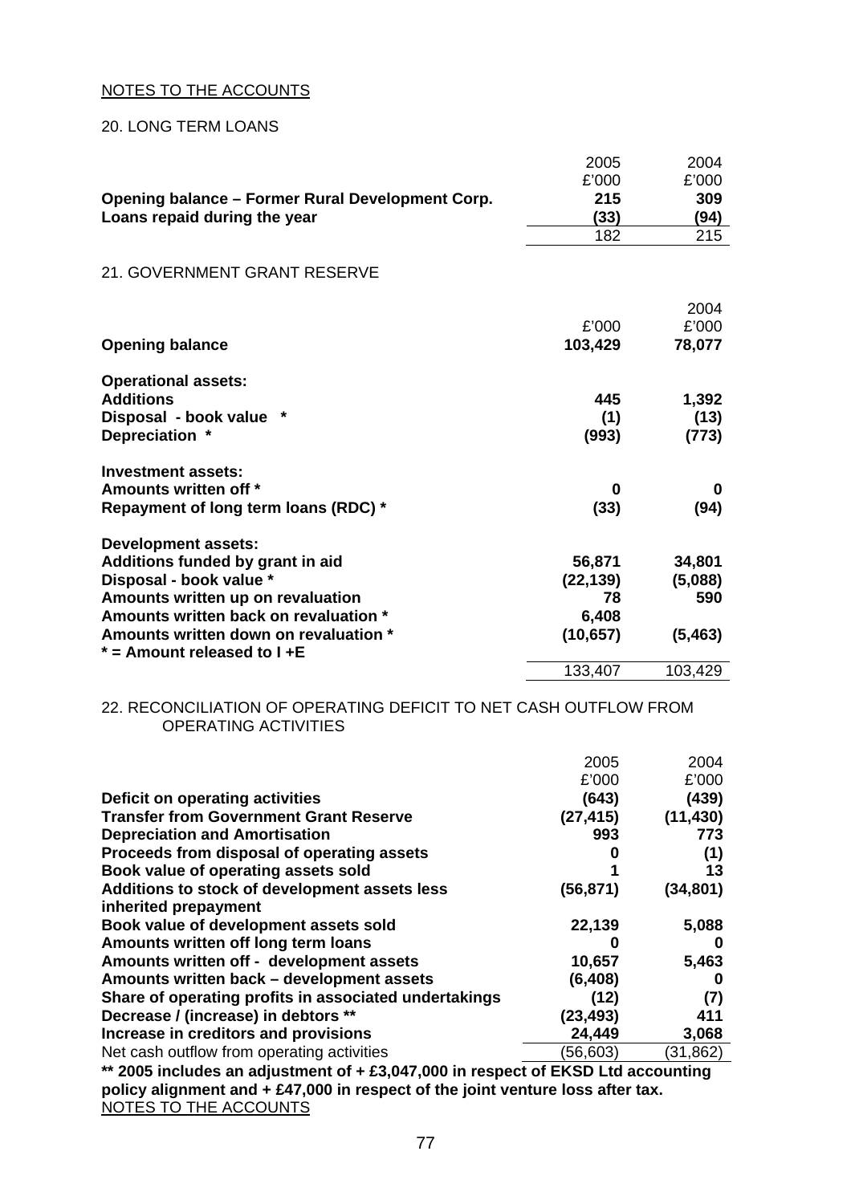NOTES TO THE ACCOUNTS

## 20. LONG TERM LOANS

| | 2005 | 2004 |
|---|---|---|
| | £'000 | £'000 |
| **Opening balance – Former Rural Development Corp.** | **215** | **309** |
| **Loans repaid during the year** | **(33)** | **(94)** |
| | 182 | 215 |

## 21. GOVERNMENT GRANT RESERVE

| | | 2004 |
|---|---|---|
| | £'000 | £'000 |
| **Opening balance** | **103,429** | **78,077** |
| **Operational assets:** | | |
| **Additions** | **445** | **1,392** |
| **Disposal - book value *** | **(1)** | **(13)** |
| **Depreciation *** | **(993)** | **(773)** |
| **Investment assets:** | | |
| **Amounts written off *** | **0** | **0** |
| **Repayment of long term loans (RDC) *** | **(33)** | **(94)** |
| **Development assets:** | | |
| **Additions funded by grant in aid** | **56,871** | **34,801** |
| **Disposal - book value *** | **(22,139)** | **(5,088)** |
| **Amounts written up on revaluation** | **78** | **590** |
| **Amounts written back on revaluation *** | **6,408** | |
| **Amounts written down on revaluation *** | **(10,657)** | **(5,463)** |
| *** = Amount released to I +E** | | |
| | 133,407 | 103,429 |

## 22. RECONCILIATION OF OPERATING DEFICIT TO NET CASH OUTFLOW FROM OPERATING ACTIVITIES

| | 2005 | 2004 |
|---|---|---|
| | £'000 | £'000 |
| **Deficit on operating activities** | **(643)** | **(439)** |
| **Transfer from Government Grant Reserve** | **(27,415)** | **(11,430)** |
| **Depreciation and Amortisation** | **993** | **773** |
| **Proceeds from disposal of operating assets** | **0** | **(1)** |
| **Book value of operating assets sold** | **1** | **13** |
| **Additions to stock of development assets less inherited prepayment** | **(56,871)** | **(34,801)** |
| **Book value of development assets sold** | **22,139** | **5,088** |
| **Amounts written off long term loans** | **0** | **0** |
| **Amounts written off - development assets** | **10,657** | **5,463** |
| **Amounts written back – development assets** | **(6,408)** | **0** |
| **Share of operating profits in associated undertakings** | **(12)** | **(7)** |
| **Decrease / (increase) in debtors **** | **(23,493)** | **411** |
| **Increase in creditors and provisions** | **24,449** | **3,068** |
| Net cash outflow from operating activities | (56,603) | (31,862) |

**** 2005 includes an adjustment of + £3,047,000 in respect of EKSD Ltd accounting policy alignment and + £47,000 in respect of the joint venture loss after tax.**

NOTES TO THE ACCOUNTS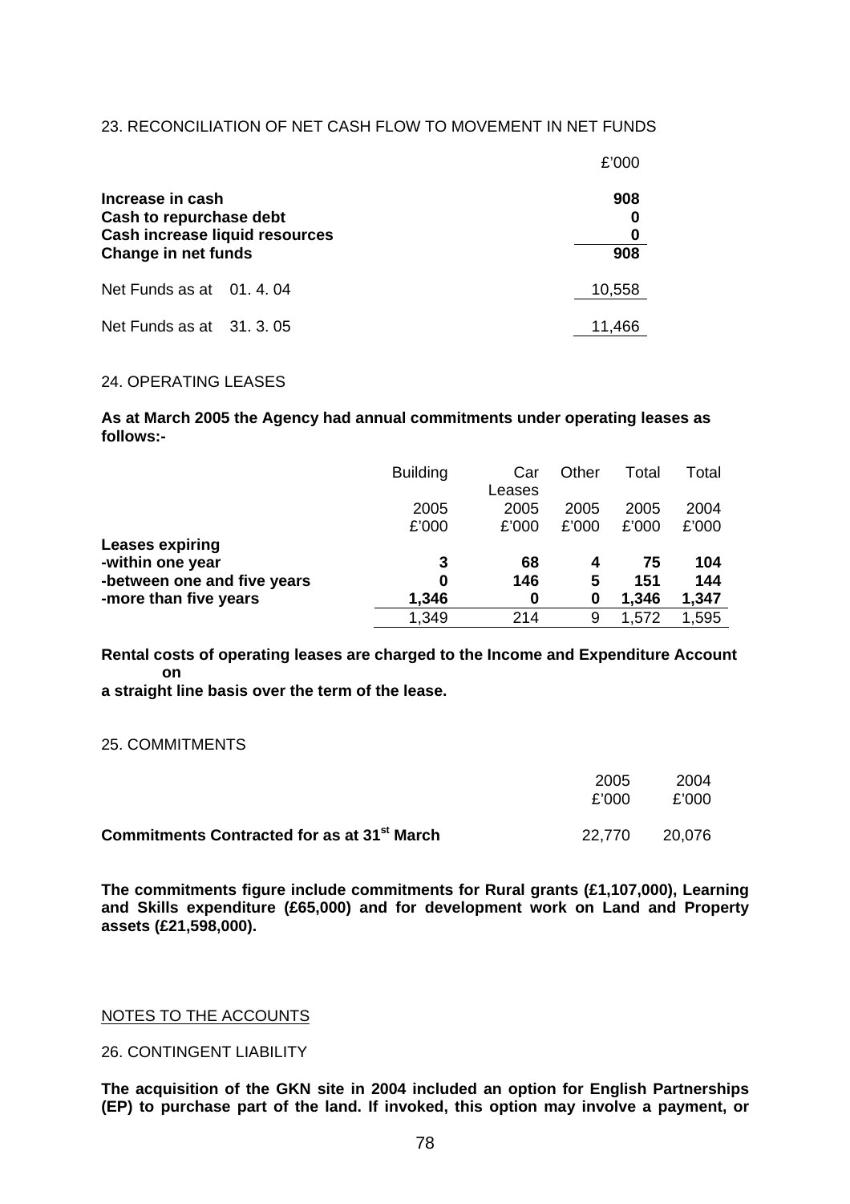23. RECONCILIATION OF NET CASH FLOW TO MOVEMENT IN NET FUNDS

| | £'000 |
|---|---|
| **Increase in cash** | **908** |
| **Cash to repurchase debt** | **0** |
| **Cash increase liquid resources** | **0** |
| **Change in net funds** | **908** |
| Net Funds as at 01. 4. 04 | 10,558 |
| Net Funds as at 31. 3. 05 | 11,466 |

24. OPERATING LEASES

**As at March 2005 the Agency had annual commitments under operating leases as follows:-**

| | Building | Car Leases | Other | Total | Total |
|---|---|---|---|---|---|
| | 2005 | 2005 | 2005 | 2005 | 2004 |
| | £'000 | £'000 | £'000 | £'000 | £'000 |
| **Leases expiring** | | | | | |
| **-within one year** | **3** | **68** | **4** | **75** | **104** |
| **-between one and five years** | **0** | **146** | **5** | **151** | **144** |
| **-more than five years** | **1,346** | **0** | **0** | **1,346** | **1,347** |
| | 1,349 | 214 | 9 | 1,572 | 1,595 |

**Rental costs of operating leases are charged to the Income and Expenditure Account on a straight line basis over the term of the lease.**

25. COMMITMENTS

| | 2005 | 2004 |
|---|---|---|
| | £'000 | £'000 |
| **Commitments Contracted for as at 31st March** | 22,770 | 20,076 |

**The commitments figure include commitments for Rural grants (£1,107,000), Learning and Skills expenditure (£65,000) and for development work on Land and Property assets (£21,598,000).**

NOTES TO THE ACCOUNTS

26. CONTINGENT LIABILITY

**The acquisition of the GKN site in 2004 included an option for English Partnerships (EP) to purchase part of the land. If invoked, this option may involve a payment, or**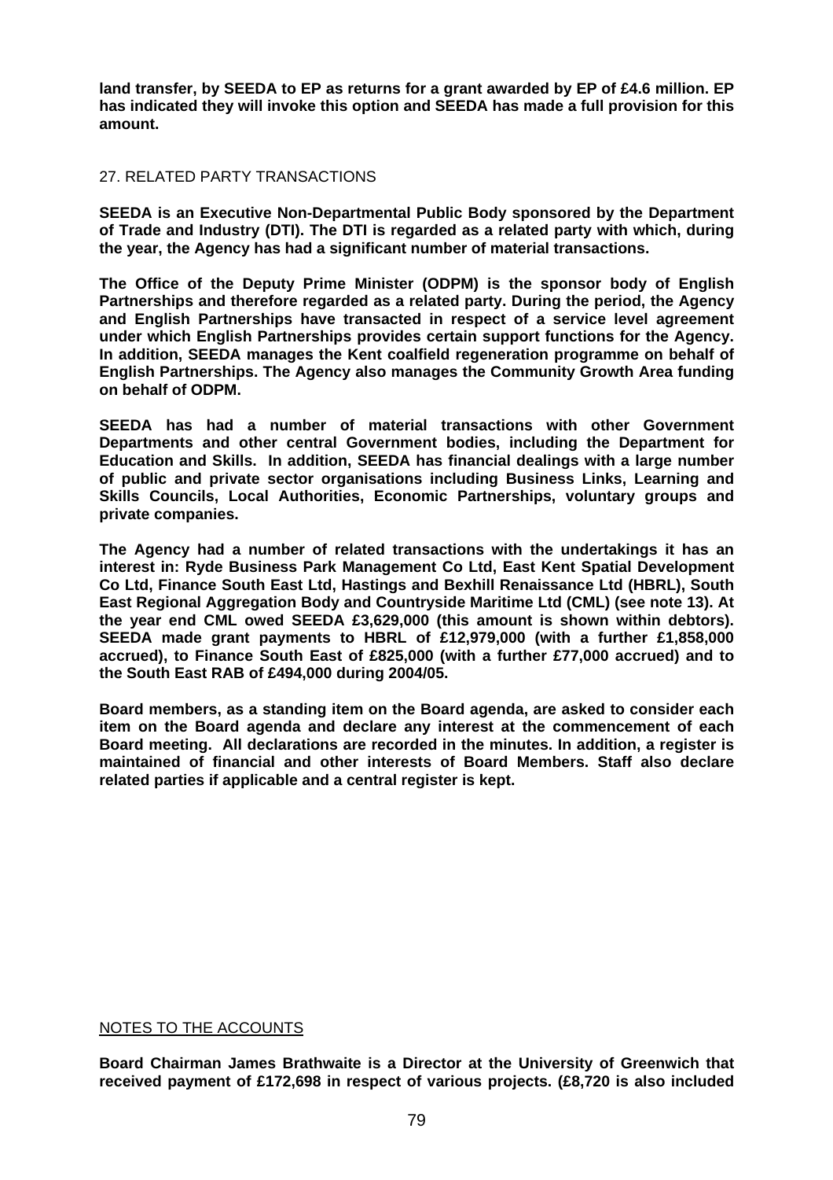**land transfer, by SEEDA to EP as returns for a grant awarded by EP of £4.6 million. EP has indicated they will invoke this option and SEEDA has made a full provision for this amount.**

## 27. RELATED PARTY TRANSACTIONS

**SEEDA is an Executive Non-Departmental Public Body sponsored by the Department of Trade and Industry (DTI). The DTI is regarded as a related party with which, during the year, the Agency has had a significant number of material transactions.**

**The Office of the Deputy Prime Minister (ODPM) is the sponsor body of English Partnerships and therefore regarded as a related party. During the period, the Agency and English Partnerships have transacted in respect of a service level agreement under which English Partnerships provides certain support functions for the Agency. In addition, SEEDA manages the Kent coalfield regeneration programme on behalf of English Partnerships. The Agency also manages the Community Growth Area funding on behalf of ODPM.**

**SEEDA has had a number of material transactions with other Government Departments and other central Government bodies, including the Department for Education and Skills. In addition, SEEDA has financial dealings with a large number of public and private sector organisations including Business Links, Learning and Skills Councils, Local Authorities, Economic Partnerships, voluntary groups and private companies.**

**The Agency had a number of related transactions with the undertakings it has an interest in: Ryde Business Park Management Co Ltd, East Kent Spatial Development Co Ltd, Finance South East Ltd, Hastings and Bexhill Renaissance Ltd (HBRL), South East Regional Aggregation Body and Countryside Maritime Ltd (CML) (see note 13). At the year end CML owed SEEDA £3,629,000 (this amount is shown within debtors). SEEDA made grant payments to HBRL of £12,979,000 (with a further £1,858,000 accrued), to Finance South East of £825,000 (with a further £77,000 accrued) and to the South East RAB of £494,000 during 2004/05.**

**Board members, as a standing item on the Board agenda, are asked to consider each item on the Board agenda and declare any interest at the commencement of each Board meeting. All declarations are recorded in the minutes. In addition, a register is maintained of financial and other interests of Board Members. Staff also declare related parties if applicable and a central register is kept.**

NOTES TO THE ACCOUNTS

**Board Chairman James Brathwaite is a Director at the University of Greenwich that received payment of £172,698 in respect of various projects. (£8,720 is also included**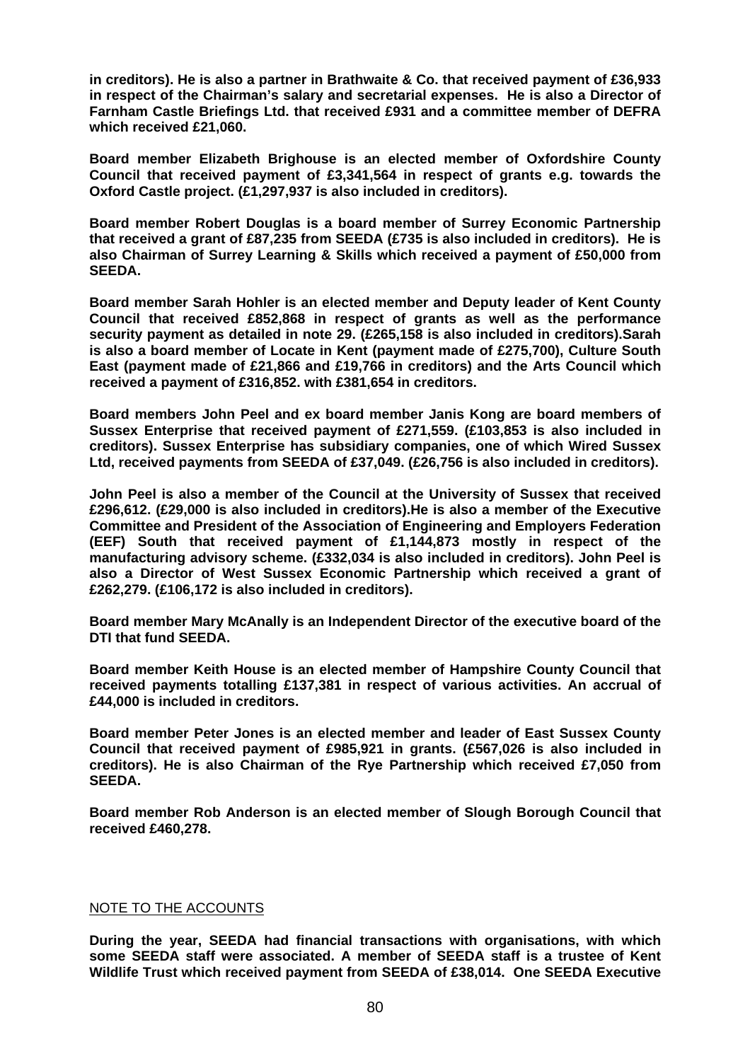**in creditors). He is also a partner in Brathwaite & Co. that received payment of £36,933 in respect of the Chairman's salary and secretarial expenses. He is also a Director of Farnham Castle Briefings Ltd. that received £931 and a committee member of DEFRA which received £21,060.**

**Board member Elizabeth Brighouse is an elected member of Oxfordshire County Council that received payment of £3,341,564 in respect of grants e.g. towards the Oxford Castle project. (£1,297,937 is also included in creditors).**

**Board member Robert Douglas is a board member of Surrey Economic Partnership that received a grant of £87,235 from SEEDA (£735 is also included in creditors). He is also Chairman of Surrey Learning & Skills which received a payment of £50,000 from SEEDA.**

**Board member Sarah Hohler is an elected member and Deputy leader of Kent County Council that received £852,868 in respect of grants as well as the performance security payment as detailed in note 29. (£265,158 is also included in creditors).Sarah is also a board member of Locate in Kent (payment made of £275,700), Culture South East (payment made of £21,866 and £19,766 in creditors) and the Arts Council which received a payment of £316,852. with £381,654 in creditors.**

**Board members John Peel and ex board member Janis Kong are board members of Sussex Enterprise that received payment of £271,559. (£103,853 is also included in creditors). Sussex Enterprise has subsidiary companies, one of which Wired Sussex Ltd, received payments from SEEDA of £37,049. (£26,756 is also included in creditors).**

**John Peel is also a member of the Council at the University of Sussex that received £296,612. (£29,000 is also included in creditors).He is also a member of the Executive Committee and President of the Association of Engineering and Employers Federation (EEF) South that received payment of £1,144,873 mostly in respect of the manufacturing advisory scheme. (£332,034 is also included in creditors). John Peel is also a Director of West Sussex Economic Partnership which received a grant of £262,279. (£106,172 is also included in creditors).**

**Board member Mary McAnally is an Independent Director of the executive board of the DTI that fund SEEDA.**

**Board member Keith House is an elected member of Hampshire County Council that received payments totalling £137,381 in respect of various activities. An accrual of £44,000 is included in creditors.**

**Board member Peter Jones is an elected member and leader of East Sussex County Council that received payment of £985,921 in grants. (£567,026 is also included in creditors). He is also Chairman of the Rye Partnership which received £7,050 from SEEDA.**

**Board member Rob Anderson is an elected member of Slough Borough Council that received £460,278.**

NOTE TO THE ACCOUNTS

**During the year, SEEDA had financial transactions with organisations, with which some SEEDA staff were associated. A member of SEEDA staff is a trustee of Kent Wildlife Trust which received payment from SEEDA of £38,014. One SEEDA Executive**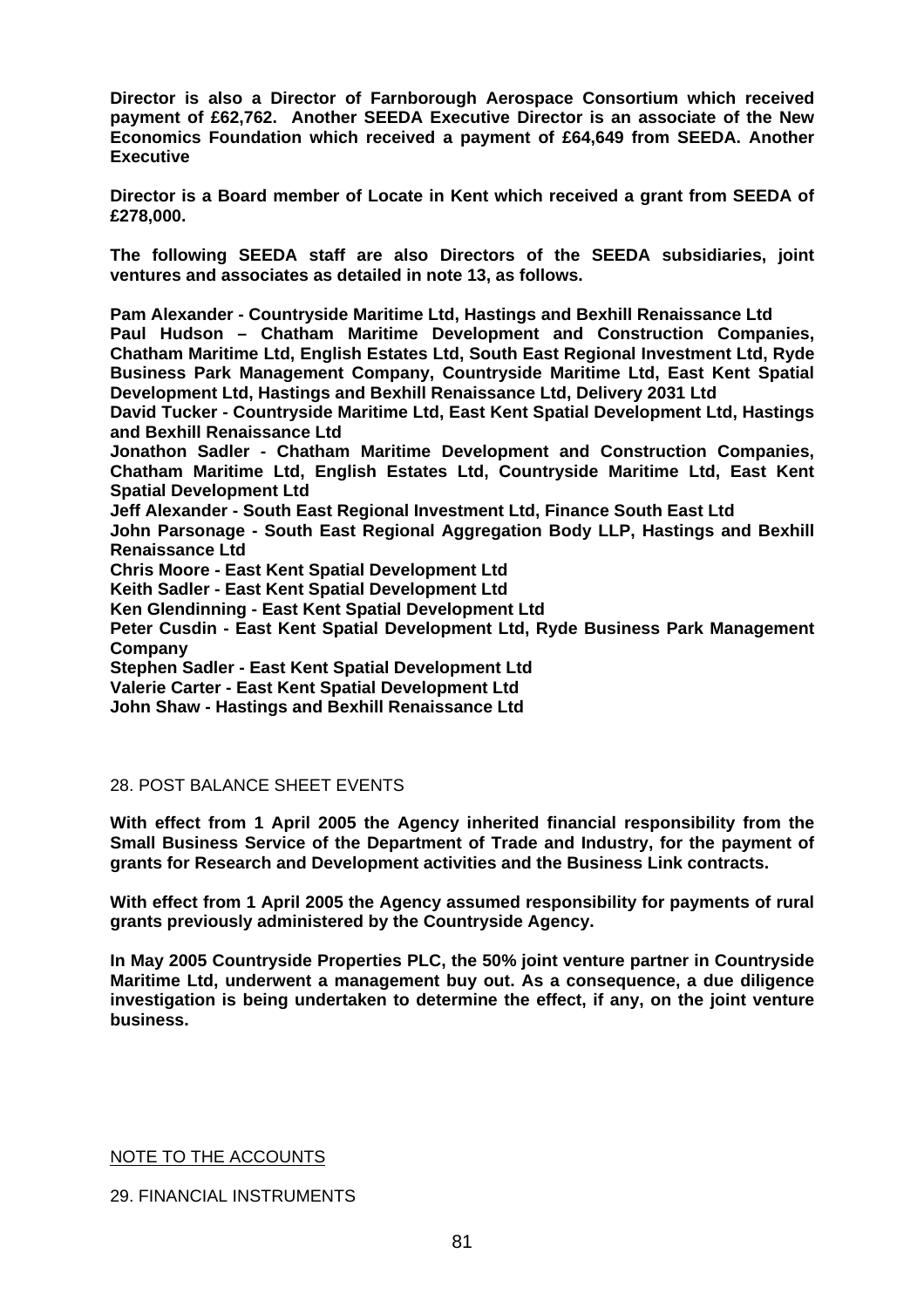**Director is also a Director of Farnborough Aerospace Consortium which received payment of £62,762. Another SEEDA Executive Director is an associate of the New Economics Foundation which received a payment of £64,649 from SEEDA. Another Executive**

**Director is a Board member of Locate in Kent which received a grant from SEEDA of £278,000.**

**The following SEEDA staff are also Directors of the SEEDA subsidiaries, joint ventures and associates as detailed in note 13, as follows.**

**Pam Alexander - Countryside Maritime Ltd, Hastings and Bexhill Renaissance Ltd**
**Paul Hudson – Chatham Maritime Development and Construction Companies, Chatham Maritime Ltd, English Estates Ltd, South East Regional Investment Ltd, Ryde Business Park Management Company, Countryside Maritime Ltd, East Kent Spatial Development Ltd, Hastings and Bexhill Renaissance Ltd, Delivery 2031 Ltd**
**David Tucker - Countryside Maritime Ltd, East Kent Spatial Development Ltd, Hastings and Bexhill Renaissance Ltd**
**Jonathon Sadler - Chatham Maritime Development and Construction Companies, Chatham Maritime Ltd, English Estates Ltd, Countryside Maritime Ltd, East Kent Spatial Development Ltd**
**Jeff Alexander - South East Regional Investment Ltd, Finance South East Ltd**
**John Parsonage - South East Regional Aggregation Body LLP, Hastings and Bexhill Renaissance Ltd**
**Chris Moore - East Kent Spatial Development Ltd**
**Keith Sadler - East Kent Spatial Development Ltd**
**Ken Glendinning - East Kent Spatial Development Ltd**
**Peter Cusdin - East Kent Spatial Development Ltd, Ryde Business Park Management Company**
**Stephen Sadler - East Kent Spatial Development Ltd**
**Valerie Carter - East Kent Spatial Development Ltd**
**John Shaw - Hastings and Bexhill Renaissance Ltd**

## 28. POST BALANCE SHEET EVENTS

**With effect from 1 April 2005 the Agency inherited financial responsibility from the Small Business Service of the Department of Trade and Industry, for the payment of grants for Research and Development activities and the Business Link contracts.**

**With effect from 1 April 2005 the Agency assumed responsibility for payments of rural grants previously administered by the Countryside Agency.**

**In May 2005 Countryside Properties PLC, the 50% joint venture partner in Countryside Maritime Ltd, underwent a management buy out. As a consequence, a due diligence investigation is being undertaken to determine the effect, if any, on the joint venture business.**

NOTE TO THE ACCOUNTS

## 29. FINANCIAL INSTRUMENTS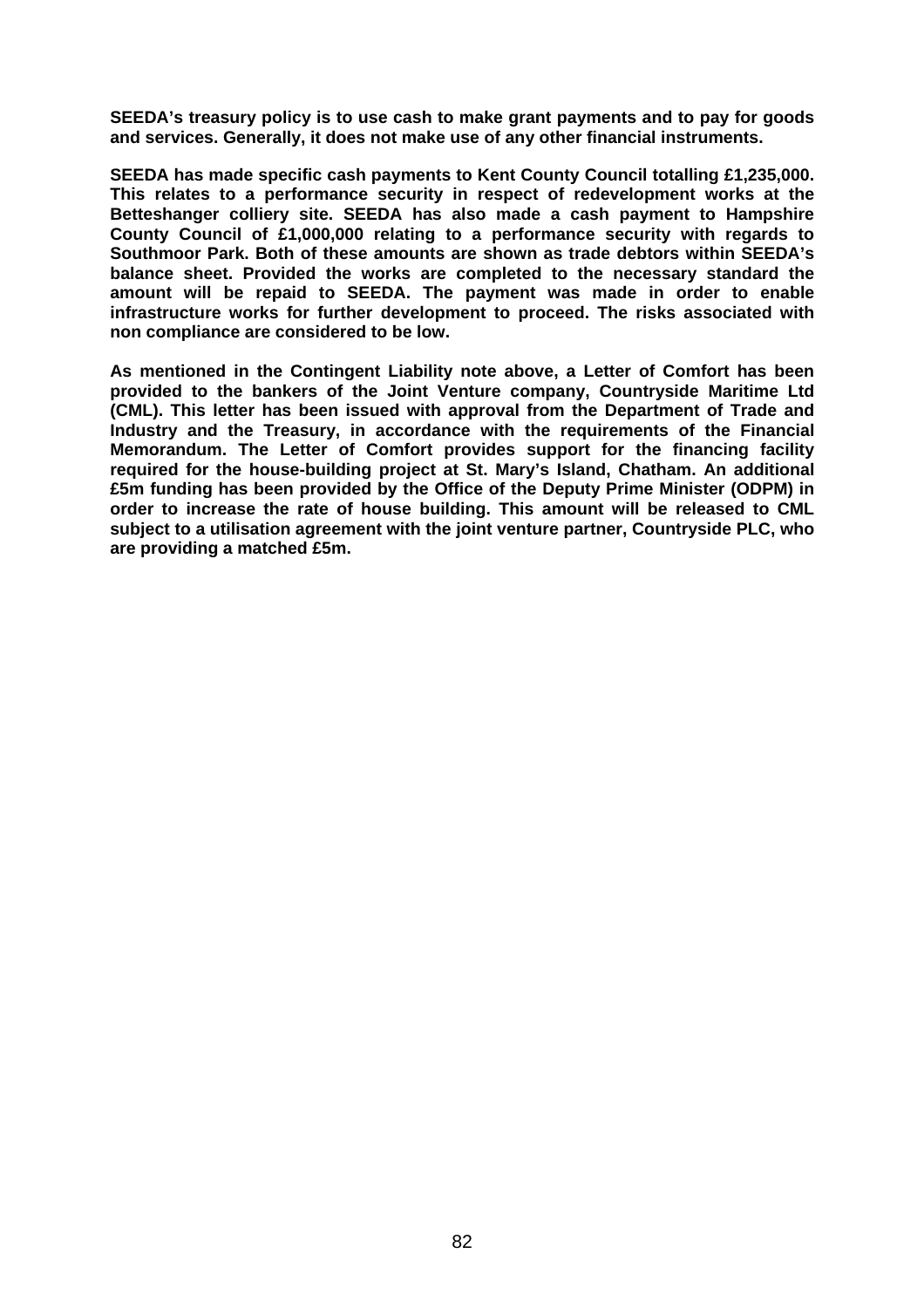**SEEDA's treasury policy is to use cash to make grant payments and to pay for goods and services. Generally, it does not make use of any other financial instruments.**

**SEEDA has made specific cash payments to Kent County Council totalling £1,235,000. This relates to a performance security in respect of redevelopment works at the Betteshanger colliery site. SEEDA has also made a cash payment to Hampshire County Council of £1,000,000 relating to a performance security with regards to Southmoor Park. Both of these amounts are shown as trade debtors within SEEDA's balance sheet. Provided the works are completed to the necessary standard the amount will be repaid to SEEDA. The payment was made in order to enable infrastructure works for further development to proceed. The risks associated with non compliance are considered to be low.**

**As mentioned in the Contingent Liability note above, a Letter of Comfort has been provided to the bankers of the Joint Venture company, Countryside Maritime Ltd (CML). This letter has been issued with approval from the Department of Trade and Industry and the Treasury, in accordance with the requirements of the Financial Memorandum. The Letter of Comfort provides support for the financing facility required for the house-building project at St. Mary's Island, Chatham. An additional £5m funding has been provided by the Office of the Deputy Prime Minister (ODPM) in order to increase the rate of house building. This amount will be released to CML subject to a utilisation agreement with the joint venture partner, Countryside PLC, who are providing a matched £5m.**